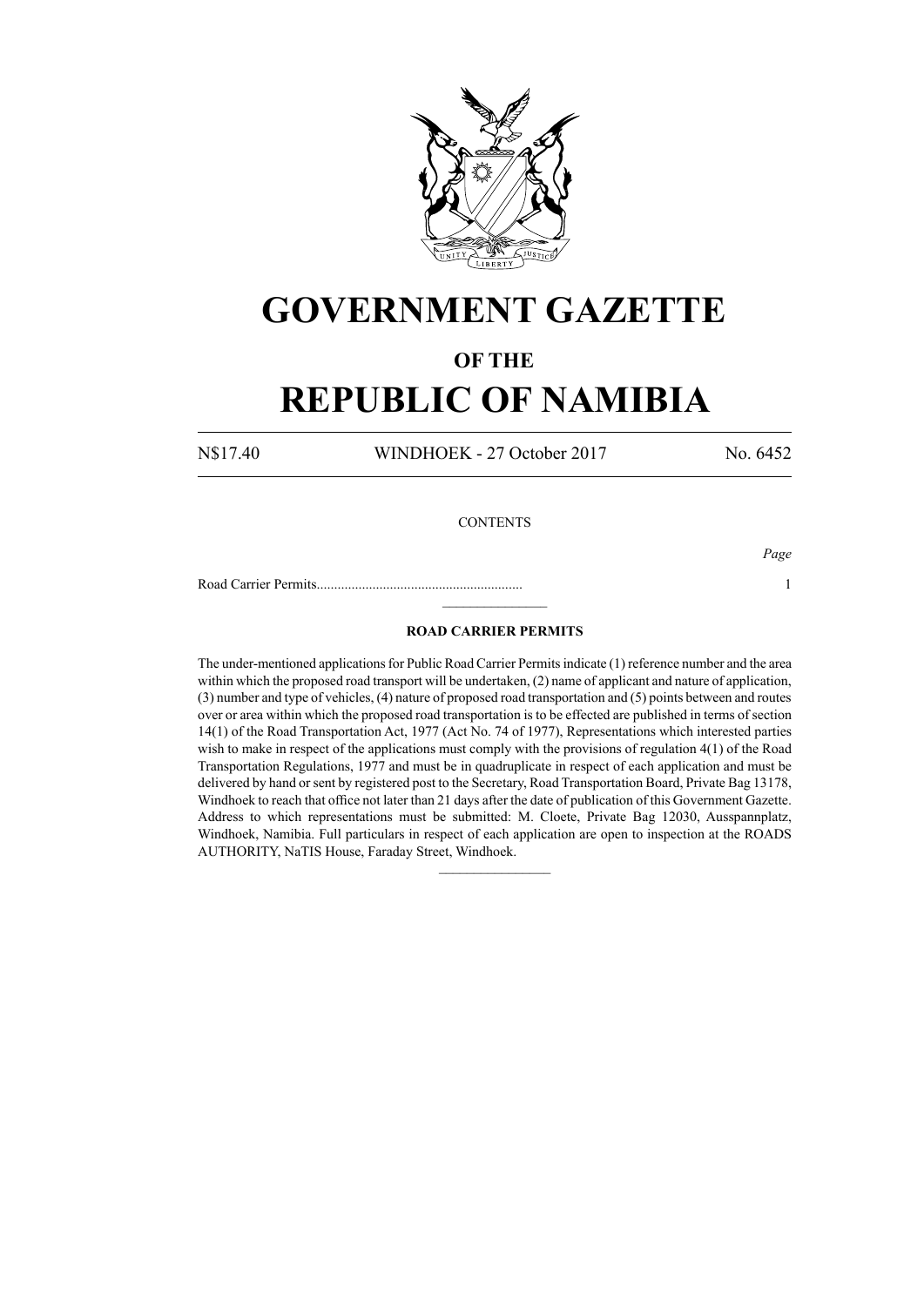# GOVERNMENT GAZETTE

## OF THE

# REPUBLIC OF NAMIBIA

N$17.40 WINDHOEK - 27 October 2017 No. 6452

CONTENTS

*Page*

Road Carrier Permits........................................................... 1

---

### ROAD CARRIER PERMITS

The under-mentioned applications for Public Road Carrier Permits indicate (1) reference number and the area within which the proposed road transport will be undertaken, (2) name of applicant and nature of application, (3) number and type of vehicles, (4) nature of proposed road transportation and (5) points between and routes over or area within which the proposed road transportation is to be effected are published in terms of section 14(1) of the Road Transportation Act, 1977 (Act No. 74 of 1977), Representations which interested parties wish to make in respect of the applications must comply with the provisions of regulation 4(1) of the Road Transportation Regulations, 1977 and must be in quadruplicate in respect of each application and must be delivered by hand or sent by registered post to the Secretary, Road Transportation Board, Private Bag 13178, Windhoek to reach that office not later than 21 days after the date of publication of this Government Gazette. Address to which representations must be submitted: M. Cloete, Private Bag 12030, Ausspannplatz, Windhoek, Namibia. Full particulars in respect of each application are open to inspection at the ROADS AUTHORITY, NaTIS House, Faraday Street, Windhoek.

---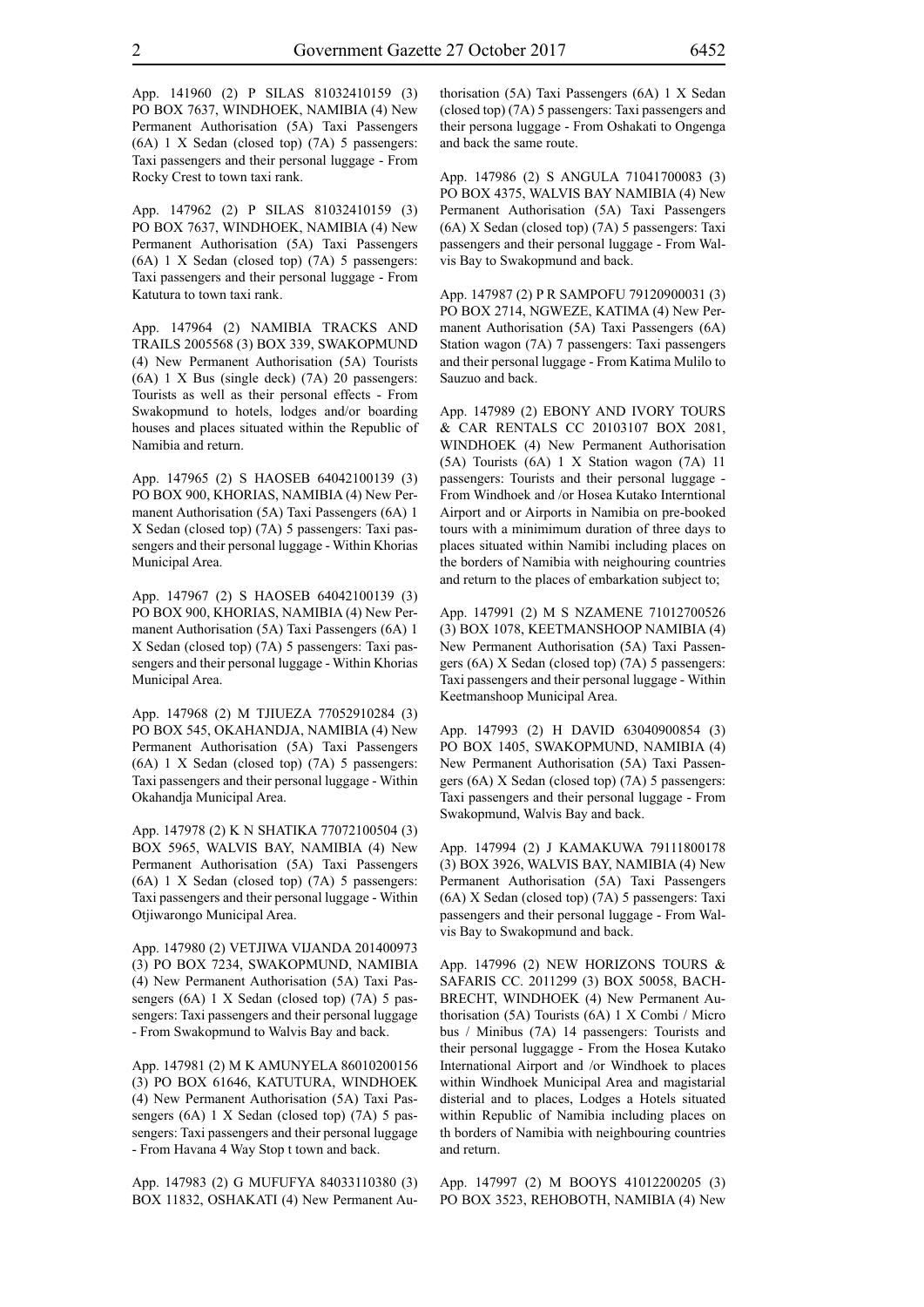App. 141960 (2) P SILAS 81032410159 (3) PO BOX 7637, WINDHOEK, NAMIBIA (4) New Permanent Authorisation (5A) Taxi Passengers (6A) 1 X Sedan (closed top) (7A) 5 passengers: Taxi passengers and their personal luggage - From Rocky Crest to town taxi rank.

App. 147962 (2) P SILAS 81032410159 (3) PO BOX 7637, WINDHOEK, NAMIBIA (4) New Permanent Authorisation (5A) Taxi Passengers (6A) 1 X Sedan (closed top) (7A) 5 passengers: Taxi passengers and their personal luggage - From Katutura to town taxi rank.

App. 147964 (2) NAMIBIA TRACKS AND TRAILS 2005568 (3) BOX 339, SWAKOPMUND (4) New Permanent Authorisation (5A) Tourists (6A) 1 X Bus (single deck) (7A) 20 passengers: Tourists as well as their personal effects - From Swakopmund to hotels, lodges and/or boarding houses and places situated within the Republic of Namibia and return.

App. 147965 (2) S HAOSEB 64042100139 (3) PO BOX 900, KHORIAS, NAMIBIA (4) New Permanent Authorisation (5A) Taxi Passengers (6A) 1 X Sedan (closed top) (7A) 5 passengers: Taxi passengers and their personal luggage - Within Khorias Municipal Area.

App. 147967 (2) S HAOSEB 64042100139 (3) PO BOX 900, KHORIAS, NAMIBIA (4) New Permanent Authorisation (5A) Taxi Passengers (6A) 1 X Sedan (closed top) (7A) 5 passengers: Taxi passengers and their personal luggage - Within Khorias Municipal Area.

App. 147968 (2) M TJIUEZA 77052910284 (3) PO BOX 545, OKAHANDJA, NAMIBIA (4) New Permanent Authorisation (5A) Taxi Passengers (6A) 1 X Sedan (closed top) (7A) 5 passengers: Taxi passengers and their personal luggage - Within Okahandja Municipal Area.

App. 147978 (2) K N SHATIKA 77072100504 (3) BOX 5965, WALVIS BAY, NAMIBIA (4) New Permanent Authorisation (5A) Taxi Passengers (6A) 1 X Sedan (closed top) (7A) 5 passengers: Taxi passengers and their personal luggage - Within Otjiwarongo Municipal Area.

App. 147980 (2) VETJIWA VIJANDA 201400973 (3) PO BOX 7234, SWAKOPMUND, NAMIBIA (4) New Permanent Authorisation (5A) Taxi Passengers (6A) 1 X Sedan (closed top) (7A) 5 passengers: Taxi passengers and their personal luggage - From Swakopmund to Walvis Bay and back.

App. 147981 (2) M K AMUNYELA 86010200156 (3) PO BOX 61646, KATUTURA, WINDHOEK (4) New Permanent Authorisation (5A) Taxi Passengers (6A) 1 X Sedan (closed top) (7A) 5 passengers: Taxi passengers and their personal luggage - From Havana 4 Way Stop t town and back.

App. 147983 (2) G MUFUFYA 84033110380 (3) BOX 11832, OSHAKATI (4) New Permanent Authorisation (5A) Taxi Passengers (6A) 1 X Sedan (closed top) (7A) 5 passengers: Taxi passengers and their persona luggage - From Oshakati to Ongenga and back the same route.

App. 147986 (2) S ANGULA 71041700083 (3) PO BOX 4375, WALVIS BAY NAMIBIA (4) New Permanent Authorisation (5A) Taxi Passengers (6A) X Sedan (closed top) (7A) 5 passengers: Taxi passengers and their personal luggage - From Walvis Bay to Swakopmund and back.

App. 147987 (2) P R SAMPOFU 79120900031 (3) PO BOX 2714, NGWEZE, KATIMA (4) New Permanent Authorisation (5A) Taxi Passengers (6A) Station wagon (7A) 7 passengers: Taxi passengers and their personal luggage - From Katima Mulilo to Sauzuo and back.

App. 147989 (2) EBONY AND IVORY TOURS & CAR RENTALS CC 20103107 BOX 2081, WINDHOEK (4) New Permanent Authorisation (5A) Tourists (6A) 1 X Station wagon (7A) 11 passengers: Tourists and their personal luggage - From Windhoek and /or Hosea Kutako Interntional Airport and or Airports in Namibia on pre-booked tours with a minimimum duration of three days to places situated within Namibi including places on the borders of Namibia with neighbouring countries and return to the places of embarkation subject to;

App. 147991 (2) M S NZAMENE 71012700526 (3) BOX 1078, KEETMANSHOOP NAMIBIA (4) New Permanent Authorisation (5A) Taxi Passengers (6A) X Sedan (closed top) (7A) 5 passengers: Taxi passengers and their personal luggage - Within Keetmanshoop Municipal Area.

App. 147993 (2) H DAVID 63040900854 (3) PO BOX 1405, SWAKOPMUND, NAMIBIA (4) New Permanent Authorisation (5A) Taxi Passengers (6A) X Sedan (closed top) (7A) 5 passengers: Taxi passengers and their personal luggage - From Swakopmund, Walvis Bay and back.

App. 147994 (2) J KAMAKUWA 79111800178 (3) BOX 3926, WALVIS BAY, NAMIBIA (4) New Permanent Authorisation (5A) Taxi Passengers (6A) X Sedan (closed top) (7A) 5 passengers: Taxi passengers and their personal luggage - From Walvis Bay to Swakopmund and back.

App. 147996 (2) NEW HORIZONS TOURS & SAFARIS CC. 2011299 (3) BOX 50058, BACHBRECHT, WINDHOEK (4) New Permanent Authorisation (5A) Tourists (6A) 1 X Combi / Micro bus / Minibus (7A) 14 passengers: Tourists and their personal luggagge - From the Hosea Kutako International Airport and /or Windhoek to places within Windhoek Municipal Area and magistarial disterial and to places, Lodges a Hotels situated within Republic of Namibia including places on th borders of Namibia with neighbouring countries and return.

App. 147997 (2) M BOOYS 41012200205 (3) PO BOX 3523, REHOBOTH, NAMIBIA (4) New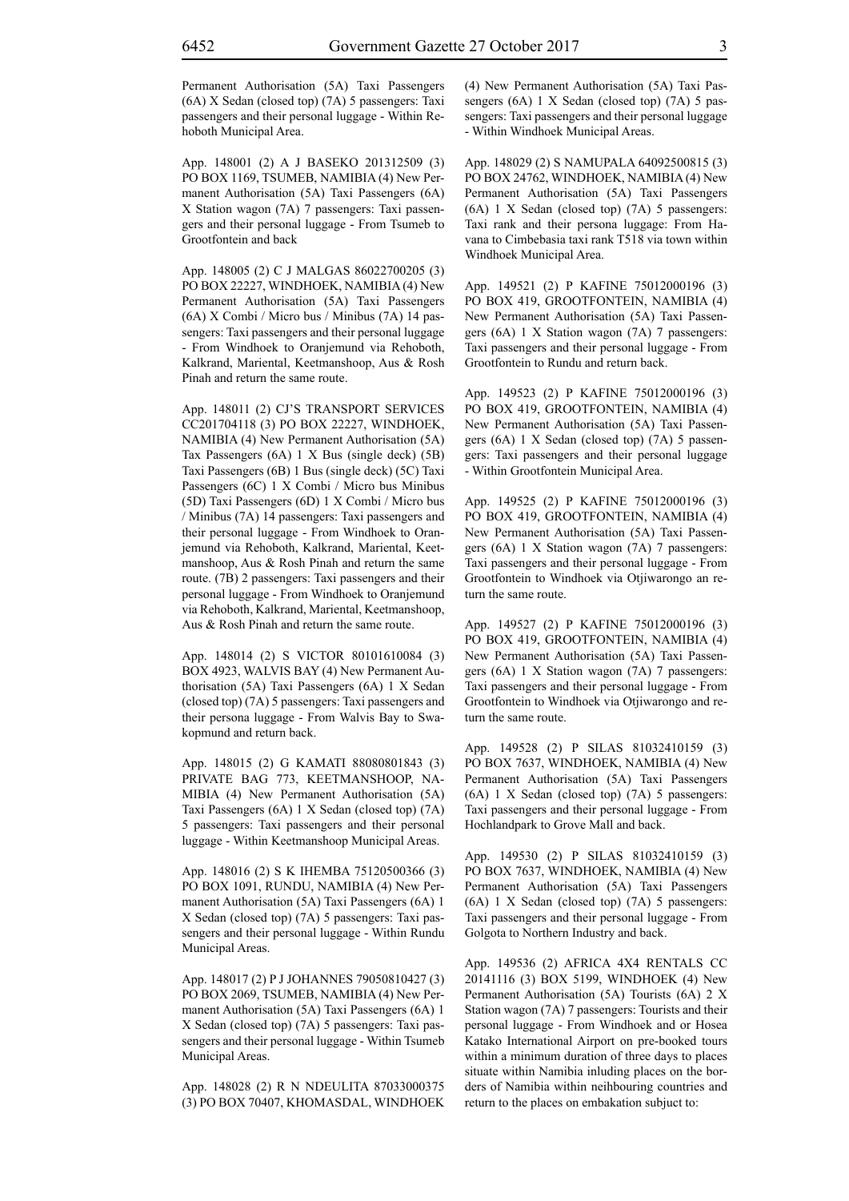Permanent Authorisation (5A) Taxi Passengers (6A) X Sedan (closed top) (7A) 5 passengers: Taxi passengers and their personal luggage - Within Rehoboth Municipal Area.

App. 148001 (2) A J BASEKO 201312509 (3) PO BOX 1169, TSUMEB, NAMIBIA (4) New Permanent Authorisation (5A) Taxi Passengers (6A) X Station wagon (7A) 7 passengers: Taxi passengers and their personal luggage - From Tsumeb to Grootfontein and back

App. 148005 (2) C J MALGAS 86022700205 (3) PO BOX 22227, WINDHOEK, NAMIBIA (4) New Permanent Authorisation (5A) Taxi Passengers (6A) X Combi / Micro bus / Minibus (7A) 14 passengers: Taxi passengers and their personal luggage - From Windhoek to Oranjemund via Rehoboth, Kalkrand, Mariental, Keetmanshoop, Aus & Rosh Pinah and return the same route.

App. 148011 (2) CJ'S TRANSPORT SERVICES CC201704118 (3) PO BOX 22227, WINDHOEK, NAMIBIA (4) New Permanent Authorisation (5A) Tax Passengers (6A) 1 X Bus (single deck) (5B) Taxi Passengers (6B) 1 Bus (single deck) (5C) Taxi Passengers (6C) 1 X Combi / Micro bus Minibus (5D) Taxi Passengers (6D) 1 X Combi / Micro bus / Minibus (7A) 14 passengers: Taxi passengers and their personal luggage - From Windhoek to Oranjemund via Rehoboth, Kalkrand, Mariental, Keetmanshoop, Aus & Rosh Pinah and return the same route. (7B) 2 passengers: Taxi passengers and their personal luggage - From Windhoek to Oranjemund via Rehoboth, Kalkrand, Mariental, Keetmanshoop, Aus & Rosh Pinah and return the same route.

App. 148014 (2) S VICTOR 80101610084 (3) BOX 4923, WALVIS BAY (4) New Permanent Authorisation (5A) Taxi Passengers (6A) 1 X Sedan (closed top) (7A) 5 passengers: Taxi passengers and their persona luggage - From Walvis Bay to Swakopmund and return back.

App. 148015 (2) G KAMATI 88080801843 (3) PRIVATE BAG 773, KEETMANSHOOP, NAMIBIA (4) New Permanent Authorisation (5A) Taxi Passengers (6A) 1 X Sedan (closed top) (7A) 5 passengers: Taxi passengers and their personal luggage - Within Keetmanshoop Municipal Areas.

App. 148016 (2) S K IHEMBA 75120500366 (3) PO BOX 1091, RUNDU, NAMIBIA (4) New Permanent Authorisation (5A) Taxi Passengers (6A) 1 X Sedan (closed top) (7A) 5 passengers: Taxi passengers and their personal luggage - Within Rundu Municipal Areas.

App. 148017 (2) P J JOHANNES 79050810427 (3) PO BOX 2069, TSUMEB, NAMIBIA (4) New Permanent Authorisation (5A) Taxi Passengers (6A) 1 X Sedan (closed top) (7A) 5 passengers: Taxi passengers and their personal luggage - Within Tsumeb Municipal Areas.

App. 148028 (2) R N NDEULITA 87033000375 (3) PO BOX 70407, KHOMASDAL, WINDHOEK (4) New Permanent Authorisation (5A) Taxi Passengers (6A) 1 X Sedan (closed top) (7A) 5 passengers: Taxi passengers and their personal luggage - Within Windhoek Municipal Areas.

App. 148029 (2) S NAMUPALA 64092500815 (3) PO BOX 24762, WINDHOEK, NAMIBIA (4) New Permanent Authorisation (5A) Taxi Passengers (6A) 1 X Sedan (closed top) (7A) 5 passengers: Taxi rank and their persona luggage: From Havana to Cimbebasia taxi rank T518 via town within Windhoek Municipal Area.

App. 149521 (2) P KAFINE 75012000196 (3) PO BOX 419, GROOTFONTEIN, NAMIBIA (4) New Permanent Authorisation (5A) Taxi Passengers (6A) 1 X Station wagon (7A) 7 passengers: Taxi passengers and their personal luggage - From Grootfontein to Rundu and return back.

App. 149523 (2) P KAFINE 75012000196 (3) PO BOX 419, GROOTFONTEIN, NAMIBIA (4) New Permanent Authorisation (5A) Taxi Passengers (6A) 1 X Sedan (closed top) (7A) 5 passengers: Taxi passengers and their personal luggage - Within Grootfontein Municipal Area.

App. 149525 (2) P KAFINE 75012000196 (3) PO BOX 419, GROOTFONTEIN, NAMIBIA (4) New Permanent Authorisation (5A) Taxi Passengers (6A) 1 X Station wagon (7A) 7 passengers: Taxi passengers and their personal luggage - From Grootfontein to Windhoek via Otjiwarongo an return the same route.

App. 149527 (2) P KAFINE 75012000196 (3) PO BOX 419, GROOTFONTEIN, NAMIBIA (4) New Permanent Authorisation (5A) Taxi Passengers (6A) 1 X Station wagon (7A) 7 passengers: Taxi passengers and their personal luggage - From Grootfontein to Windhoek via Otjiwarongo and return the same route.

App. 149528 (2) P SILAS 81032410159 (3) PO BOX 7637, WINDHOEK, NAMIBIA (4) New Permanent Authorisation (5A) Taxi Passengers (6A) 1 X Sedan (closed top) (7A) 5 passengers: Taxi passengers and their personal luggage - From Hochlandpark to Grove Mall and back.

App. 149530 (2) P SILAS 81032410159 (3) PO BOX 7637, WINDHOEK, NAMIBIA (4) New Permanent Authorisation (5A) Taxi Passengers (6A) 1 X Sedan (closed top) (7A) 5 passengers: Taxi passengers and their personal luggage - From Golgota to Northern Industry and back.

App. 149536 (2) AFRICA 4X4 RENTALS CC 20141116 (3) BOX 5199, WINDHOEK (4) New Permanent Authorisation (5A) Tourists (6A) 2 X Station wagon (7A) 7 passengers: Tourists and their personal luggage - From Windhoek and or Hosea Katako International Airport on pre-booked tours within a minimum duration of three days to places situate within Namibia inluding places on the borders of Namibia within neihbouring countries and return to the places on embakation subjuct to: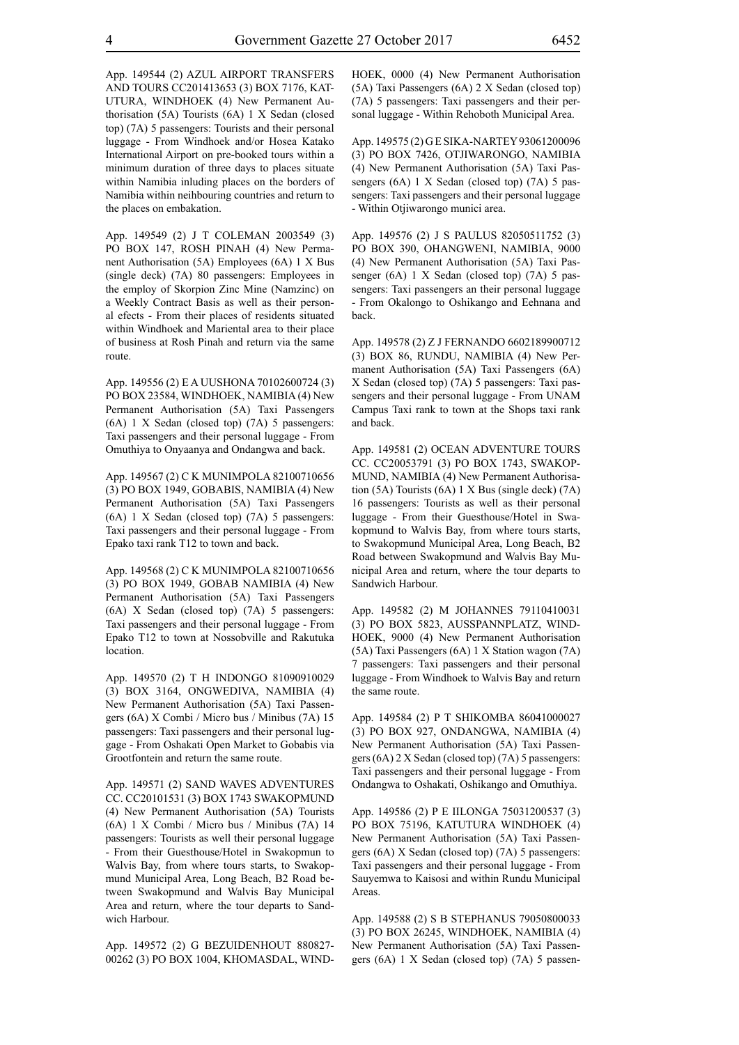App. 149544 (2) AZUL AIRPORT TRANSFERS AND TOURS CC201413653 (3) BOX 7176, KATUTURA, WINDHOEK (4) New Permanent Authorisation (5A) Tourists (6A) 1 X Sedan (closed top) (7A) 5 passengers: Tourists and their personal luggage - From Windhoek and/or Hosea Katako International Airport on pre-booked tours within a minimum duration of three days to places situate within Namibia inluding places on the borders of Namibia within neihbouring countries and return to the places on embakation.

App. 149549 (2) J T COLEMAN 2003549 (3) PO BOX 147, ROSH PINAH (4) New Permanent Authorisation (5A) Employees (6A) 1 X Bus (single deck) (7A) 80 passengers: Employees in the employ of Skorpion Zinc Mine (Namzinc) on a Weekly Contract Basis as well as their personal efects - From their places of residents situated within Windhoek and Mariental area to their place of business at Rosh Pinah and return via the same route.

App. 149556 (2) E A UUSHONA 70102600724 (3) PO BOX 23584, WINDHOEK, NAMIBIA (4) New Permanent Authorisation (5A) Taxi Passengers (6A) 1 X Sedan (closed top) (7A) 5 passengers: Taxi passengers and their personal luggage - From Omuthiya to Onyaanya and Ondangwa and back.

App. 149567 (2) C K MUNIMPOLA 82100710656 (3) PO BOX 1949, GOBABIS, NAMIBIA (4) New Permanent Authorisation (5A) Taxi Passengers (6A) 1 X Sedan (closed top) (7A) 5 passengers: Taxi passengers and their personal luggage - From Epako taxi rank T12 to town and back.

App. 149568 (2) C K MUNIMPOLA 82100710656 (3) PO BOX 1949, GOBAB NAMIBIA (4) New Permanent Authorisation (5A) Taxi Passengers (6A) X Sedan (closed top) (7A) 5 passengers: Taxi passengers and their personal luggage - From Epako T12 to town at Nossobville and Rakutuka location.

App. 149570 (2) T H INDONGO 81090910029 (3) BOX 3164, ONGWEDIVA, NAMIBIA (4) New Permanent Authorisation (5A) Taxi Passengers (6A) X Combi / Micro bus / Minibus (7A) 15 passengers: Taxi passengers and their personal luggage - From Oshakati Open Market to Gobabis via Grootfontein and return the same route.

App. 149571 (2) SAND WAVES ADVENTURES CC. CC20101531 (3) BOX 1743 SWAKOPMUND (4) New Permanent Authorisation (5A) Tourists (6A) 1 X Combi / Micro bus / Minibus (7A) 14 passengers: Tourists as well their personal luggage - From their Guesthouse/Hotel in Swakopmun to Walvis Bay, from where tours starts, to Swakopmund Municipal Area, Long Beach, B2 Road between Swakopmund and Walvis Bay Municipal Area and return, where the tour departs to Sandwich Harbour.

App. 149572 (2) G BEZUIDENHOUT 880827-00262 (3) PO BOX 1004, KHOMASDAL, WINDHOEK, 0000 (4) New Permanent Authorisation (5A) Taxi Passengers (6A) 2 X Sedan (closed top) (7A) 5 passengers: Taxi passengers and their personal luggage - Within Rehoboth Municipal Area.

App. 149575 (2) G E SIKA-NARTEY 93061200096 (3) PO BOX 7426, OTJIWARONGO, NAMIBIA (4) New Permanent Authorisation (5A) Taxi Passengers (6A) 1 X Sedan (closed top) (7A) 5 passengers: Taxi passengers and their personal luggage - Within Otjiwarongo munici area.

App. 149576 (2) J S PAULUS 82050511752 (3) PO BOX 390, OHANGWENI, NAMIBIA, 9000 (4) New Permanent Authorisation (5A) Taxi Passenger (6A) 1 X Sedan (closed top) (7A) 5 passengers: Taxi passengers an their personal luggage - From Okalongo to Oshikango and Eehnana and back.

App. 149578 (2) Z J FERNANDO 6602189900712 (3) BOX 86, RUNDU, NAMIBIA (4) New Permanent Authorisation (5A) Taxi Passengers (6A) X Sedan (closed top) (7A) 5 passengers: Taxi passengers and their personal luggage - From UNAM Campus Taxi rank to town at the Shops taxi rank and back.

App. 149581 (2) OCEAN ADVENTURE TOURS CC. CC20053791 (3) PO BOX 1743, SWAKOPMUND, NAMIBIA (4) New Permanent Authorisation (5A) Tourists (6A) 1 X Bus (single deck) (7A) 16 passengers: Tourists as well as their personal luggage - From their Guesthouse/Hotel in Swakopmund to Walvis Bay, from where tours starts, to Swakopmund Municipal Area, Long Beach, B2 Road between Swakopmund and Walvis Bay Municipal Area and return, where the tour departs to Sandwich Harbour.

App. 149582 (2) M JOHANNES 79110410031 (3) PO BOX 5823, AUSSPANNPLATZ, WINDHOEK, 9000 (4) New Permanent Authorisation (5A) Taxi Passengers (6A) 1 X Station wagon (7A) 7 passengers: Taxi passengers and their personal luggage - From Windhoek to Walvis Bay and return the same route.

App. 149584 (2) P T SHIKOMBA 86041000027 (3) PO BOX 927, ONDANGWA, NAMIBIA (4) New Permanent Authorisation (5A) Taxi Passengers (6A) 2 X Sedan (closed top) (7A) 5 passengers: Taxi passengers and their personal luggage - From Ondangwa to Oshakati, Oshikango and Omuthiya.

App. 149586 (2) P E IILONGA 75031200537 (3) PO BOX 75196, KATUTURA WINDHOEK (4) New Permanent Authorisation (5A) Taxi Passengers (6A) X Sedan (closed top) (7A) 5 passengers: Taxi passengers and their personal luggage - From Sauyemwa to Kaisosi and within Rundu Municipal Areas.

App. 149588 (2) S B STEPHANUS 79050800033 (3) PO BOX 26245, WINDHOEK, NAMIBIA (4) New Permanent Authorisation (5A) Taxi Passengers (6A) 1 X Sedan (closed top) (7A) 5 passen-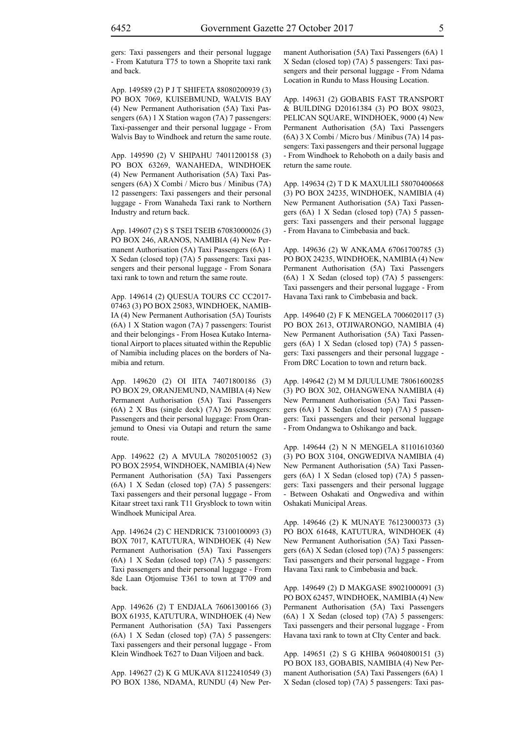gers: Taxi passengers and their personal luggage - From Katutura T75 to town a Shoprite taxi rank and back.

App. 149589 (2) P J T SHIFETA 88080200939 (3) PO BOX 7069, KUISEBMUND, WALVIS BAY (4) New Permanent Authorisation (5A) Taxi Passengers (6A) 1 X Station wagon (7A) 7 passengers: Taxi-passenger and their personal luggage - From Walvis Bay to Windhoek and return the same route.

App. 149590 (2) V SHIPAHU 74011200158 (3) PO BOX 63269, WANAHEDA, WINDHOEK (4) New Permanent Authorisation (5A) Taxi Passengers (6A) X Combi / Micro bus / Minibus (7A) 12 passengers: Taxi passengers and their personal luggage - From Wanaheda Taxi rank to Northern Industry and return back.

App. 149607 (2) S S TSEI TSEIB 67083000026 (3) PO BOX 246, ARANOS, NAMIBIA (4) New Permanent Authorisation (5A) Taxi Passengers (6A) 1 X Sedan (closed top) (7A) 5 passengers: Taxi passengers and their personal luggage - From Sonara taxi rank to town and return the same route.

App. 149614 (2) QUESUA TOURS CC CC2017-07463 (3) PO BOX 25083, WINDHOEK, NAMIBIA (4) New Permanent Authorisation (5A) Tourists (6A) 1 X Station wagon (7A) 7 passengers: Tourist and their belongings - From Hosea Kutako International Airport to places situated within the Republic of Namibia including places on the borders of Namibia and return.

App. 149620 (2) OI IITA 74071800186 (3) PO BOX 29, ORANJEMUND, NAMIBIA (4) New Permanent Authorisation (5A) Taxi Passengers (6A) 2 X Bus (single deck) (7A) 26 passengers: Passengers and their personal luggage: From Oranjemund to Onesi via Outapi and return the same route.

App. 149622 (2) A MVULA 78020510052 (3) PO BOX 25954, WINDHOEK, NAMIBIA (4) New Permanent Authorisation (5A) Taxi Passengers (6A) 1 X Sedan (closed top) (7A) 5 passengers: Taxi passengers and their personal luggage - From Kitaar street taxi rank T11 Grysblock to town witin Windhoek Municipal Area.

App. 149624 (2) C HENDRICK 73100100093 (3) BOX 7017, KATUTURA, WINDHOEK (4) New Permanent Authorisation (5A) Taxi Passengers (6A) 1 X Sedan (closed top) (7A) 5 passengers: Taxi passengers and their personal luggage - From 8de Laan Otjomuise T361 to town at T709 and back.

App. 149626 (2) T ENDJALA 76061300166 (3) BOX 61935, KATUTURA, WINDHOEK (4) New Permanent Authorisation (5A) Taxi Passengers (6A) 1 X Sedan (closed top) (7A) 5 passengers: Taxi passengers and their personal luggage - From Klein Windhoek T627 to Daan Viljoen and back.

App. 149627 (2) K G MUKAVA 81122410549 (3) PO BOX 1386, NDAMA, RUNDU (4) New Permanent Authorisation (5A) Taxi Passengers (6A) 1 X Sedan (closed top) (7A) 5 passengers: Taxi passengers and their personal luggage - From Ndama Location in Rundu to Mass Housing Location.

App. 149631 (2) GOBABIS FAST TRANSPORT & BUILDING D20161384 (3) PO BOX 98023, PELICAN SQUARE, WINDHOEK, 9000 (4) New Permanent Authorisation (5A) Taxi Passengers (6A) 3 X Combi / Micro bus / Minibus (7A) 14 passengers: Taxi passengers and their personal luggage - From Windhoek to Rehoboth on a daily basis and return the same route.

App. 149634 (2) T D K MAXULILI 58070400668 (3) PO BOX 24235, WINDHOEK, NAMIBIA (4) New Permanent Authorisation (5A) Taxi Passengers (6A) 1 X Sedan (closed top) (7A) 5 passengers: Taxi passengers and their personal luggage - From Havana to Cimbebasia and back.

App. 149636 (2) W ANKAMA 67061700785 (3) PO BOX 24235, WINDHOEK, NAMIBIA (4) New Permanent Authorisation (5A) Taxi Passengers (6A) 1 X Sedan (closed top) (7A) 5 passengers: Taxi passengers and their personal luggage - From Havana Taxi rank to Cimbebasia and back.

App. 149640 (2) F K MENGELA 7006020117 (3) PO BOX 2613, OTJIWARONGO, NAMIBIA (4) New Permanent Authorisation (5A) Taxi Passengers (6A) 1 X Sedan (closed top) (7A) 5 passengers: Taxi passengers and their personal luggage - From DRC Location to town and return back.

App. 149642 (2) M M DJUULUME 78061600285 (3) PO BOX 302, OHANGWENA NAMIBIA (4) New Permanent Authorisation (5A) Taxi Passengers (6A) 1 X Sedan (closed top) (7A) 5 passengers: Taxi passengers and their personal luggage - From Ondangwa to Oshikango and back.

App. 149644 (2) N N MENGELA 81101610360 (3) PO BOX 3104, ONGWEDIVA NAMIBIA (4) New Permanent Authorisation (5A) Taxi Passengers (6A) 1 X Sedan (closed top) (7A) 5 passengers: Taxi passengers and their personal luggage - Between Oshakati and Ongwediva and within Oshakati Municipal Areas.

App. 149646 (2) K MUNAYE 76123000373 (3) PO BOX 61648, KATUTURA, WINDHOEK (4) New Permanent Authorisation (5A) Taxi Passengers (6A) X Sedan (closed top) (7A) 5 passengers: Taxi passengers and their personal luggage - From Havana Taxi rank to Cimbebasia and back.

App. 149649 (2) D MAKGASE 89021000091 (3) PO BOX 62457, WINDHOEK, NAMIBIA (4) New Permanent Authorisation (5A) Taxi Passengers (6A) 1 X Sedan (closed top) (7A) 5 passengers: Taxi passengers and their personal luggage - From Havana taxi rank to town at CIty Center and back.

App. 149651 (2) S G KHIBA 96040800151 (3) PO BOX 183, GOBABIS, NAMIBIA (4) New Permanent Authorisation (5A) Taxi Passengers (6A) 1 X Sedan (closed top) (7A) 5 passengers: Taxi pas-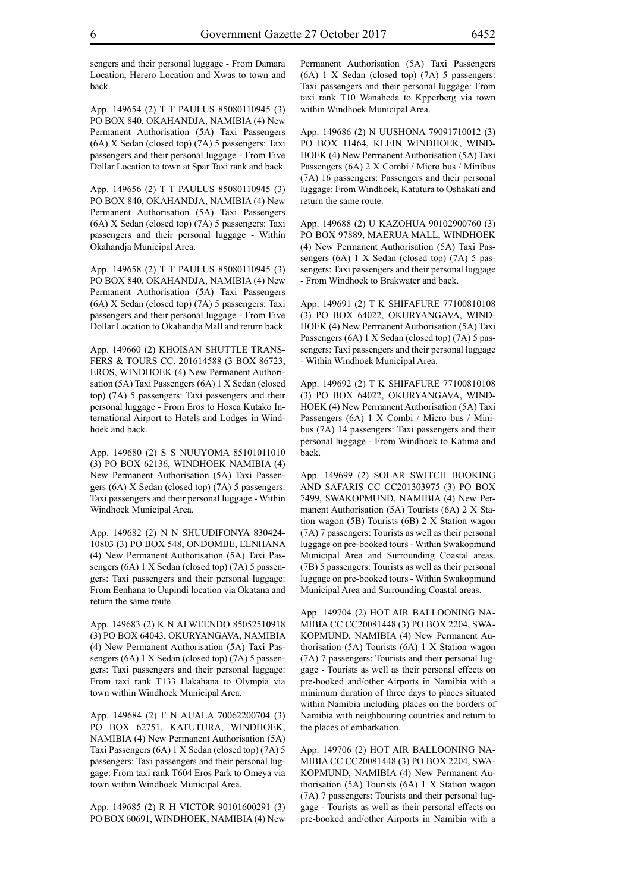sengers and their personal luggage - From Damara Location, Herero Location and Xwas to town and back.

App. 149654 (2) T T PAULUS 85080110945 (3) PO BOX 840, OKAHANDJA, NAMIBIA (4) New Permanent Authorisation (5A) Taxi Passengers (6A) X Sedan (closed top) (7A) 5 passengers: Taxi passengers and their personal luggage - From Five Dollar Location to town at Spar Taxi rank and back.

App. 149656 (2) T T PAULUS 85080110945 (3) PO BOX 840, OKAHANDJA, NAMIBIA (4) New Permanent Authorisation (5A) Taxi Passengers (6A) X Sedan (closed top) (7A) 5 passengers: Taxi passengers and their personal luggage - Within Okahandja Municipal Area.

App. 149658 (2) T T PAULUS 85080110945 (3) PO BOX 840, OKAHANDJA, NAMIBIA (4) New Permanent Authorisation (5A) Taxi Passengers (6A) X Sedan (closed top) (7A) 5 passengers: Taxi passengers and their personal luggage - From Five Dollar Location to Okahandja Mall and return back.

App. 149660 (2) KHOISAN SHUTTLE TRANSFERS & TOURS CC. 201614588 (3 BOX 86723, EROS, WINDHOEK (4) New Permanent Authorisation (5A) Taxi Passengers (6A) 1 X Sedan (closed top) (7A) 5 passengers: Taxi passengers and their personal luggage - From Eros to Hosea Kutako International Airport to Hotels and Lodges in Windhoek and back.

App. 149680 (2) S S NUUYOMA 85101011010 (3) PO BOX 62136, WINDHOEK NAMIBIA (4) New Permanent Authorisation (5A) Taxi Passengers (6A) X Sedan (closed top) (7A) 5 passengers: Taxi passengers and their personal luggage - Within Windhoek Municipal Area.

App. 149682 (2) N N SHUUDIFONYA 830424-10803 (3) PO BOX 548, ONDOMBE, EENHANA (4) New Permanent Authorisation (5A) Taxi Passengers (6A) 1 X Sedan (closed top) (7A) 5 passengers: Taxi passengers and their personal luggage: From Eenhana to Uupindi location via Okatana and return the same route.

App. 149683 (2) K N ALWEENDO 85052510918 (3) PO BOX 64043, OKURYANGAVA, NAMIBIA (4) New Permanent Authorisation (5A) Taxi Passengers (6A) 1 X Sedan (closed top) (7A) 5 passengers: Taxi passengers and their personal luggage: From taxi rank T133 Hakahana to Olympia via town within Windhoek Municipal Area.

App. 149684 (2) F N AUALA 70062200704 (3) PO BOX 62751, KATUTURA, WINDHOEK, NAMIBIA (4) New Permanent Authorisation (5A) Taxi Passengers (6A) 1 X Sedan (closed top) (7A) 5 passengers: Taxi passengers and their personal luggage: From taxi rank T604 Eros Park to Omeya via town within Windhoek Municipal Area.

App. 149685 (2) R H VICTOR 90101600291 (3) PO BOX 60691, WINDHOEK, NAMIBIA (4) New Permanent Authorisation (5A) Taxi Passengers (6A) 1 X Sedan (closed top) (7A) 5 passengers: Taxi passengers and their personal luggage: From taxi rank T10 Wanaheda to Kpperberg via town within Windhoek Municipal Area.

App. 149686 (2) N UUSHONA 79091710012 (3) PO BOX 11464, KLEIN WINDHOEK, WINDHOEK (4) New Permanent Authorisation (5A) Taxi Passengers (6A) 2 X Combi / Micro bus / Minibus (7A) 16 passengers: Passengers and their personal luggage: From Windhoek, Katutura to Oshakati and return the same route.

App. 149688 (2) U KAZOHUA 90102900760 (3) PO BOX 97889, MAERUA MALL, WINDHOEK (4) New Permanent Authorisation (5A) Taxi Passengers (6A) 1 X Sedan (closed top) (7A) 5 passengers: Taxi passengers and their personal luggage - From Windhoek to Brakwater and back.

App. 149691 (2) T K SHIFAFURE 77100810108 (3) PO BOX 64022, OKURYANGAVA, WINDHOEK (4) New Permanent Authorisation (5A) Taxi Passengers (6A) 1 X Sedan (closed top) (7A) 5 passengers: Taxi passengers and their personal luggage - Within Windhoek Municipal Area.

App. 149692 (2) T K SHIFAFURE 77100810108 (3) PO BOX 64022, OKURYANGAVA, WINDHOEK (4) New Permanent Authorisation (5A) Taxi Passengers (6A) 1 X Combi / Micro bus / Minibus (7A) 14 passengers: Taxi passengers and their personal luggage - From Windhoek to Katima and back.

App. 149699 (2) SOLAR SWITCH BOOKING AND SAFARIS CC CC201303975 (3) PO BOX 7499, SWAKOPMUND, NAMIBIA (4) New Permanent Authorisation (5A) Tourists (6A) 2 X Station wagon (5B) Tourists (6B) 2 X Station wagon (7A) 7 passengers: Tourists as well as their personal luggage on pre-booked tours - Within Swakopmund Municipal Area and Surrounding Coastal areas. (7B) 5 passengers: Tourists as well as their personal luggage on pre-booked tours - Within Swakopmund Municipal Area and Surrounding Coastal areas.

App. 149704 (2) HOT AIR BALLOONING NAMIBIA CC CC20081448 (3) PO BOX 2204, SWAKOPMUND, NAMIBIA (4) New Permanent Authorisation (5A) Tourists (6A) 1 X Station wagon (7A) 7 passengers: Tourists and their personal luggage - Tourists as well as their personal effects on pre-booked and/other Airports in Namibia with a minimum duration of three days to places situated within Namibia including places on the borders of Namibia with neighbouring countries and return to the places of embarkation.

App. 149706 (2) HOT AIR BALLOONING NAMIBIA CC CC20081448 (3) PO BOX 2204, SWAKOPMUND, NAMIBIA (4) New Permanent Authorisation (5A) Tourists (6A) 1 X Station wagon (7A) 7 passengers: Tourists and their personal luggage - Tourists as well as their personal effects on pre-booked and/other Airports in Namibia with a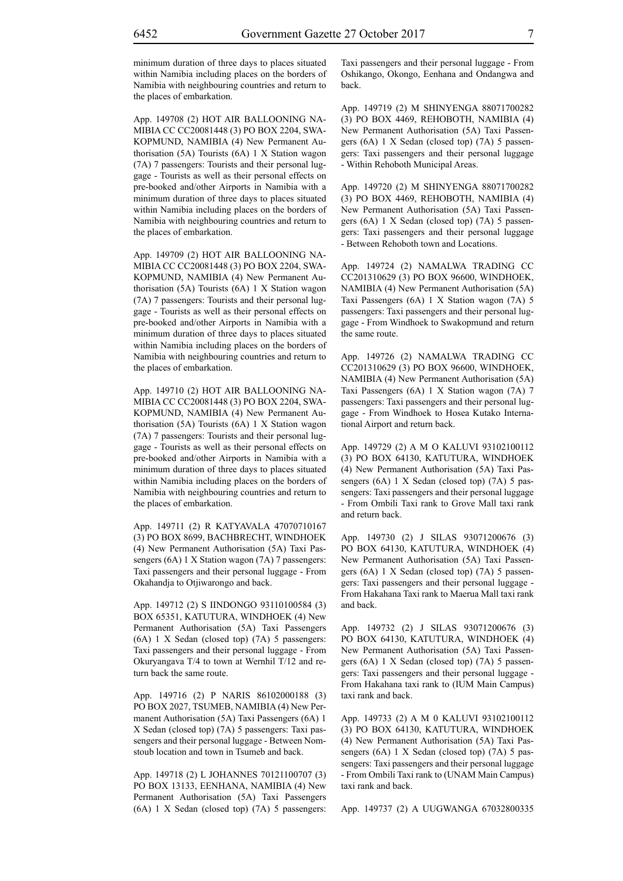minimum duration of three days to places situated within Namibia including places on the borders of Namibia with neighbouring countries and return to the places of embarkation.

App. 149708 (2) HOT AIR BALLOONING NAMIBIA CC CC20081448 (3) PO BOX 2204, SWAKOPMUND, NAMIBIA (4) New Permanent Authorisation (5A) Tourists (6A) 1 X Station wagon (7A) 7 passengers: Tourists and their personal luggage - Tourists as well as their personal effects on pre-booked and/other Airports in Namibia with a minimum duration of three days to places situated within Namibia including places on the borders of Namibia with neighbouring countries and return to the places of embarkation.

App. 149709 (2) HOT AIR BALLOONING NAMIBIA CC CC20081448 (3) PO BOX 2204, SWAKOPMUND, NAMIBIA (4) New Permanent Authorisation (5A) Tourists (6A) 1 X Station wagon (7A) 7 passengers: Tourists and their personal luggage - Tourists as well as their personal effects on pre-booked and/other Airports in Namibia with a minimum duration of three days to places situated within Namibia including places on the borders of Namibia with neighbouring countries and return to the places of embarkation.

App. 149710 (2) HOT AIR BALLOONING NAMIBIA CC CC20081448 (3) PO BOX 2204, SWAKOPMUND, NAMIBIA (4) New Permanent Authorisation (5A) Tourists (6A) 1 X Station wagon (7A) 7 passengers: Tourists and their personal luggage - Tourists as well as their personal effects on pre-booked and/other Airports in Namibia with a minimum duration of three days to places situated within Namibia including places on the borders of Namibia with neighbouring countries and return to the places of embarkation.

App. 149711 (2) R KATYAVALA 47070710167 (3) PO BOX 8699, BACHBRECHT, WINDHOEK (4) New Permanent Authorisation (5A) Taxi Passengers (6A) 1 X Station wagon (7A) 7 passengers: Taxi passengers and their personal luggage - From Okahandja to Otjiwarongo and back.

App. 149712 (2) S IINDONGO 93110100584 (3) BOX 65351, KATUTURA, WINDHOEK (4) New Permanent Authorisation (5A) Taxi Passengers (6A) 1 X Sedan (closed top) (7A) 5 passengers: Taxi passengers and their personal luggage - From Okuryangava T/4 to town at Wernhil T/12 and return back the same route.

App. 149716 (2) P NARIS 86102000188 (3) PO BOX 2027, TSUMEB, NAMIBIA (4) New Permanent Authorisation (5A) Taxi Passengers (6A) 1 X Sedan (closed top) (7A) 5 passengers: Taxi passengers and their personal luggage - Between Nomstoub location and town in Tsumeb and back.

App. 149718 (2) L JOHANNES 70121100707 (3) PO BOX 13133, EENHANA, NAMIBIA (4) New Permanent Authorisation (5A) Taxi Passengers (6A) 1 X Sedan (closed top) (7A) 5 passengers: Taxi passengers and their personal luggage - From Oshikango, Okongo, Eenhana and Ondangwa and back.

App. 149719 (2) M SHINYENGA 88071700282 (3) PO BOX 4469, REHOBOTH, NAMIBIA (4) New Permanent Authorisation (5A) Taxi Passengers (6A) 1 X Sedan (closed top) (7A) 5 passengers: Taxi passengers and their personal luggage - Within Rehoboth Municipal Areas.

App. 149720 (2) M SHINYENGA 88071700282 (3) PO BOX 4469, REHOBOTH, NAMIBIA (4) New Permanent Authorisation (5A) Taxi Passengers (6A) 1 X Sedan (closed top) (7A) 5 passengers: Taxi passengers and their personal luggage - Between Rehoboth town and Locations.

App. 149724 (2) NAMALWA TRADING CC CC201310629 (3) PO BOX 96600, WINDHOEK, NAMIBIA (4) New Permanent Authorisation (5A) Taxi Passengers (6A) 1 X Station wagon (7A) 5 passengers: Taxi passengers and their personal luggage - From Windhoek to Swakopmund and return the same route.

App. 149726 (2) NAMALWA TRADING CC CC201310629 (3) PO BOX 96600, WINDHOEK, NAMIBIA (4) New Permanent Authorisation (5A) Taxi Passengers (6A) 1 X Station wagon (7A) 7 passengers: Taxi passengers and their personal luggage - From Windhoek to Hosea Kutako International Airport and return back.

App. 149729 (2) A M O KALUVI 93102100112 (3) PO BOX 64130, KATUTURA, WINDHOEK (4) New Permanent Authorisation (5A) Taxi Passengers (6A) 1 X Sedan (closed top) (7A) 5 passengers: Taxi passengers and their personal luggage - From Ombili Taxi rank to Grove Mall taxi rank and return back.

App. 149730 (2) J SILAS 93071200676 (3) PO BOX 64130, KATUTURA, WINDHOEK (4) New Permanent Authorisation (5A) Taxi Passengers (6A) 1 X Sedan (closed top) (7A) 5 passengers: Taxi passengers and their personal luggage - From Hakahana Taxi rank to Maerua Mall taxi rank and back.

App. 149732 (2) J SILAS 93071200676 (3) PO BOX 64130, KATUTURA, WINDHOEK (4) New Permanent Authorisation (5A) Taxi Passengers (6A) 1 X Sedan (closed top) (7A) 5 passengers: Taxi passengers and their personal luggage - From Hakahana taxi rank to (IUM Main Campus) taxi rank and back.

App. 149733 (2) A M 0 KALUVI 93102100112 (3) PO BOX 64130, KATUTURA, WINDHOEK (4) New Permanent Authorisation (5A) Taxi Passengers (6A) 1 X Sedan (closed top) (7A) 5 passengers: Taxi passengers and their personal luggage - From Ombili Taxi rank to (UNAM Main Campus) taxi rank and back.

App. 149737 (2) A UUGWANGA 67032800335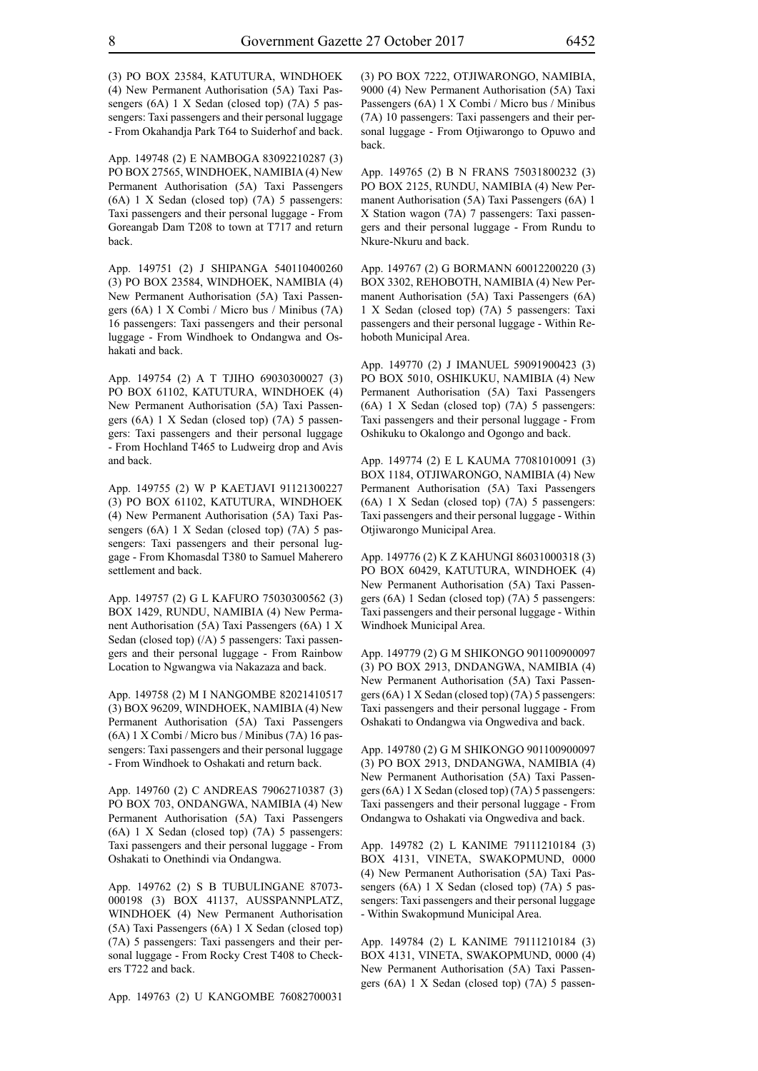(3) PO BOX 23584, KATUTURA, WINDHOEK (4) New Permanent Authorisation (5A) Taxi Passengers (6A) 1 X Sedan (closed top) (7A) 5 passengers: Taxi passengers and their personal luggage - From Okahandja Park T64 to Suiderhof and back.

App. 149748 (2) E NAMBOGA 83092210287 (3) PO BOX 27565, WINDHOEK, NAMIBIA (4) New Permanent Authorisation (5A) Taxi Passengers (6A) 1 X Sedan (closed top) (7A) 5 passengers: Taxi passengers and their personal luggage - From Goreangab Dam T208 to town at T717 and return back.

App. 149751 (2) J SHIPANGA 540110400260 (3) PO BOX 23584, WINDHOEK, NAMIBIA (4) New Permanent Authorisation (5A) Taxi Passengers (6A) 1 X Combi / Micro bus / Minibus (7A) 16 passengers: Taxi passengers and their personal luggage - From Windhoek to Ondangwa and Oshakati and back.

App. 149754 (2) A T TJIHO 69030300027 (3) PO BOX 61102, KATUTURA, WINDHOEK (4) New Permanent Authorisation (5A) Taxi Passengers (6A) 1 X Sedan (closed top) (7A) 5 passengers: Taxi passengers and their personal luggage - From Hochland T465 to Ludweirg drop and Avis and back.

App. 149755 (2) W P KAETJAVI 91121300227 (3) PO BOX 61102, KATUTURA, WINDHOEK (4) New Permanent Authorisation (5A) Taxi Passengers (6A) 1 X Sedan (closed top) (7A) 5 passengers: Taxi passengers and their personal luggage - From Khomasdal T380 to Samuel Maherero settlement and back.

App. 149757 (2) G L KAFURO 75030300562 (3) BOX 1429, RUNDU, NAMIBIA (4) New Permanent Authorisation (5A) Taxi Passengers (6A) 1 X Sedan (closed top) (/A) 5 passengers: Taxi passengers and their personal luggage - From Rainbow Location to Ngwangwa via Nakazaza and back.

App. 149758 (2) M I NANGOMBE 82021410517 (3) BOX 96209, WINDHOEK, NAMIBIA (4) New Permanent Authorisation (5A) Taxi Passengers (6A) 1 X Combi / Micro bus / Minibus (7A) 16 passengers: Taxi passengers and their personal luggage - From Windhoek to Oshakati and return back.

App. 149760 (2) C ANDREAS 79062710387 (3) PO BOX 703, ONDANGWA, NAMIBIA (4) New Permanent Authorisation (5A) Taxi Passengers (6A) 1 X Sedan (closed top) (7A) 5 passengers: Taxi passengers and their personal luggage - From Oshakati to Onethindi via Ondangwa.

App. 149762 (2) S B TUBULINGANE 87073-000198 (3) BOX 41137, AUSSPANNPLATZ, WINDHOEK (4) New Permanent Authorisation (5A) Taxi Passengers (6A) 1 X Sedan (closed top) (7A) 5 passengers: Taxi passengers and their personal luggage - From Rocky Crest T408 to Checkers T722 and back.

App. 149763 (2) U KANGOMBE 76082700031 (3) PO BOX 7222, OTJIWARONGO, NAMIBIA, 9000 (4) New Permanent Authorisation (5A) Taxi Passengers (6A) 1 X Combi / Micro bus / Minibus (7A) 10 passengers: Taxi passengers and their personal luggage - From Otjiwarongo to Opuwo and back.

App. 149765 (2) B N FRANS 75031800232 (3) PO BOX 2125, RUNDU, NAMIBIA (4) New Permanent Authorisation (5A) Taxi Passengers (6A) 1 X Station wagon (7A) 7 passengers: Taxi passengers and their personal luggage - From Rundu to Nkure-Nkuru and back.

App. 149767 (2) G BORMANN 60012200220 (3) BOX 3302, REHOBOTH, NAMIBIA (4) New Permanent Authorisation (5A) Taxi Passengers (6A) 1 X Sedan (closed top) (7A) 5 passengers: Taxi passengers and their personal luggage - Within Rehoboth Municipal Area.

App. 149770 (2) J IMANUEL 59091900423 (3) PO BOX 5010, OSHIKUKU, NAMIBIA (4) New Permanent Authorisation (5A) Taxi Passengers (6A) 1 X Sedan (closed top) (7A) 5 passengers: Taxi passengers and their personal luggage - From Oshikuku to Okalongo and Ogongo and back.

App. 149774 (2) E L KAUMA 77081010091 (3) BOX 1184, OTJIWARONGO, NAMIBIA (4) New Permanent Authorisation (5A) Taxi Passengers (6A) 1 X Sedan (closed top) (7A) 5 passengers: Taxi passengers and their personal luggage - Within Otjiwarongo Municipal Area.

App. 149776 (2) K Z KAHUNGI 86031000318 (3) PO BOX 60429, KATUTURA, WINDHOEK (4) New Permanent Authorisation (5A) Taxi Passengers (6A) 1 Sedan (closed top) (7A) 5 passengers: Taxi passengers and their personal luggage - Within Windhoek Municipal Area.

App. 149779 (2) G M SHIKONGO 901100900097 (3) PO BOX 2913, DNDANGWA, NAMIBIA (4) New Permanent Authorisation (5A) Taxi Passengers (6A) 1 X Sedan (closed top) (7A) 5 passengers: Taxi passengers and their personal luggage - From Oshakati to Ondangwa via Ongwediva and back.

App. 149780 (2) G M SHIKONGO 901100900097 (3) PO BOX 2913, DNDANGWA, NAMIBIA (4) New Permanent Authorisation (5A) Taxi Passengers (6A) 1 X Sedan (closed top) (7A) 5 passengers: Taxi passengers and their personal luggage - From Ondangwa to Oshakati via Ongwediva and back.

App. 149782 (2) L KANIME 79111210184 (3) BOX 4131, VINETA, SWAKOPMUND, 0000 (4) New Permanent Authorisation (5A) Taxi Passengers (6A) 1 X Sedan (closed top) (7A) 5 passengers: Taxi passengers and their personal luggage - Within Swakopmund Municipal Area.

App. 149784 (2) L KANIME 79111210184 (3) BOX 4131, VINETA, SWAKOPMUND, 0000 (4) New Permanent Authorisation (5A) Taxi Passengers (6A) 1 X Sedan (closed top) (7A) 5 passen-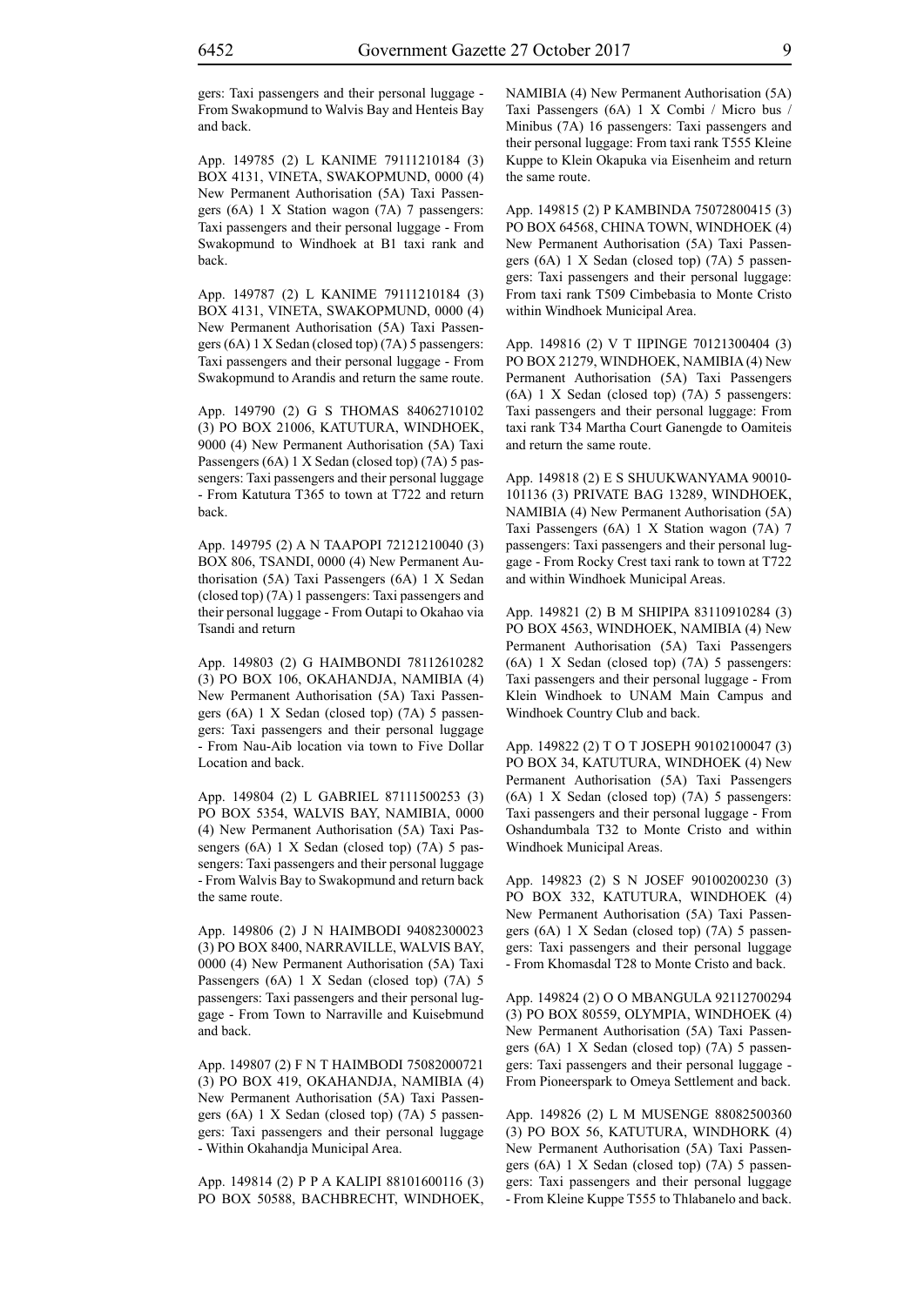gers: Taxi passengers and their personal luggage - From Swakopmund to Walvis Bay and Henteis Bay and back.

App. 149785 (2) L KANIME 79111210184 (3) BOX 4131, VINETA, SWAKOPMUND, 0000 (4) New Permanent Authorisation (5A) Taxi Passengers (6A) 1 X Station wagon (7A) 7 passengers: Taxi passengers and their personal luggage - From Swakopmund to Windhoek at B1 taxi rank and back.

App. 149787 (2) L KANIME 79111210184 (3) BOX 4131, VINETA, SWAKOPMUND, 0000 (4) New Permanent Authorisation (5A) Taxi Passengers (6A) 1 X Sedan (closed top) (7A) 5 passengers: Taxi passengers and their personal luggage - From Swakopmund to Arandis and return the same route.

App. 149790 (2) G S THOMAS 84062710102 (3) PO BOX 21006, KATUTURA, WINDHOEK, 9000 (4) New Permanent Authorisation (5A) Taxi Passengers (6A) 1 X Sedan (closed top) (7A) 5 passengers: Taxi passengers and their personal luggage - From Katutura T365 to town at T722 and return back.

App. 149795 (2) A N TAAPOPI 72121210040 (3) BOX 806, TSANDI, 0000 (4) New Permanent Authorisation (5A) Taxi Passengers (6A) 1 X Sedan (closed top) (7A) 1 passengers: Taxi passengers and their personal luggage - From Outapi to Okahao via Tsandi and return

App. 149803 (2) G HAIMBONDI 78112610282 (3) PO BOX 106, OKAHANDJA, NAMIBIA (4) New Permanent Authorisation (5A) Taxi Passengers (6A) 1 X Sedan (closed top) (7A) 5 passengers: Taxi passengers and their personal luggage - From Nau-Aib location via town to Five Dollar Location and back.

App. 149804 (2) L GABRIEL 87111500253 (3) PO BOX 5354, WALVIS BAY, NAMIBIA, 0000 (4) New Permanent Authorisation (5A) Taxi Passengers (6A) 1 X Sedan (closed top) (7A) 5 passengers: Taxi passengers and their personal luggage - From Walvis Bay to Swakopmund and return back the same route.

App. 149806 (2) J N HAIMBODI 94082300023 (3) PO BOX 8400, NARRAVILLE, WALVIS BAY, 0000 (4) New Permanent Authorisation (5A) Taxi Passengers (6A) 1 X Sedan (closed top) (7A) 5 passengers: Taxi passengers and their personal luggage - From Town to Narraville and Kuisebmund and back.

App. 149807 (2) F N T HAIMBODI 75082000721 (3) PO BOX 419, OKAHANDJA, NAMIBIA (4) New Permanent Authorisation (5A) Taxi Passengers (6A) 1 X Sedan (closed top) (7A) 5 passengers: Taxi passengers and their personal luggage - Within Okahandja Municipal Area.

App. 149814 (2) P P A KALIPI 88101600116 (3) PO BOX 50588, BACHBRECHT, WINDHOEK, NAMIBIA (4) New Permanent Authorisation (5A) Taxi Passengers (6A) 1 X Combi / Micro bus / Minibus (7A) 16 passengers: Taxi passengers and their personal luggage: From taxi rank T555 Kleine Kuppe to Klein Okapuka via Eisenheim and return the same route.

App. 149815 (2) P KAMBINDA 75072800415 (3) PO BOX 64568, CHINA TOWN, WINDHOEK (4) New Permanent Authorisation (5A) Taxi Passengers (6A) 1 X Sedan (closed top) (7A) 5 passengers: Taxi passengers and their personal luggage: From taxi rank T509 Cimbebasia to Monte Cristo within Windhoek Municipal Area.

App. 149816 (2) V T IIPINGE 70121300404 (3) PO BOX 21279, WINDHOEK, NAMIBIA (4) New Permanent Authorisation (5A) Taxi Passengers (6A) 1 X Sedan (closed top) (7A) 5 passengers: Taxi passengers and their personal luggage: From taxi rank T34 Martha Court Ganengde to Oamiteis and return the same route.

App. 149818 (2) E S SHUUKWANYAMA 90010-101136 (3) PRIVATE BAG 13289, WINDHOEK, NAMIBIA (4) New Permanent Authorisation (5A) Taxi Passengers (6A) 1 X Station wagon (7A) 7 passengers: Taxi passengers and their personal luggage - From Rocky Crest taxi rank to town at T722 and within Windhoek Municipal Areas.

App. 149821 (2) B M SHIPIPA 83110910284 (3) PO BOX 4563, WINDHOEK, NAMIBIA (4) New Permanent Authorisation (5A) Taxi Passengers (6A) 1 X Sedan (closed top) (7A) 5 passengers: Taxi passengers and their personal luggage - From Klein Windhoek to UNAM Main Campus and Windhoek Country Club and back.

App. 149822 (2) T O T JOSEPH 90102100047 (3) PO BOX 34, KATUTURA, WINDHOEK (4) New Permanent Authorisation (5A) Taxi Passengers (6A) 1 X Sedan (closed top) (7A) 5 passengers: Taxi passengers and their personal luggage - From Oshandumbala T32 to Monte Cristo and within Windhoek Municipal Areas.

App. 149823 (2) S N JOSEF 90100200230 (3) PO BOX 332, KATUTURA, WINDHOEK (4) New Permanent Authorisation (5A) Taxi Passengers (6A) 1 X Sedan (closed top) (7A) 5 passengers: Taxi passengers and their personal luggage - From Khomasdal T28 to Monte Cristo and back.

App. 149824 (2) O O MBANGULA 92112700294 (3) PO BOX 80559, OLYMPIA, WINDHOEK (4) New Permanent Authorisation (5A) Taxi Passengers (6A) 1 X Sedan (closed top) (7A) 5 passengers: Taxi passengers and their personal luggage - From Pioneerspark to Omeya Settlement and back.

App. 149826 (2) L M MUSENGE 88082500360 (3) PO BOX 56, KATUTURA, WINDHORK (4) New Permanent Authorisation (5A) Taxi Passengers (6A) 1 X Sedan (closed top) (7A) 5 passengers: Taxi passengers and their personal luggage - From Kleine Kuppe T555 to Thlabanelo and back.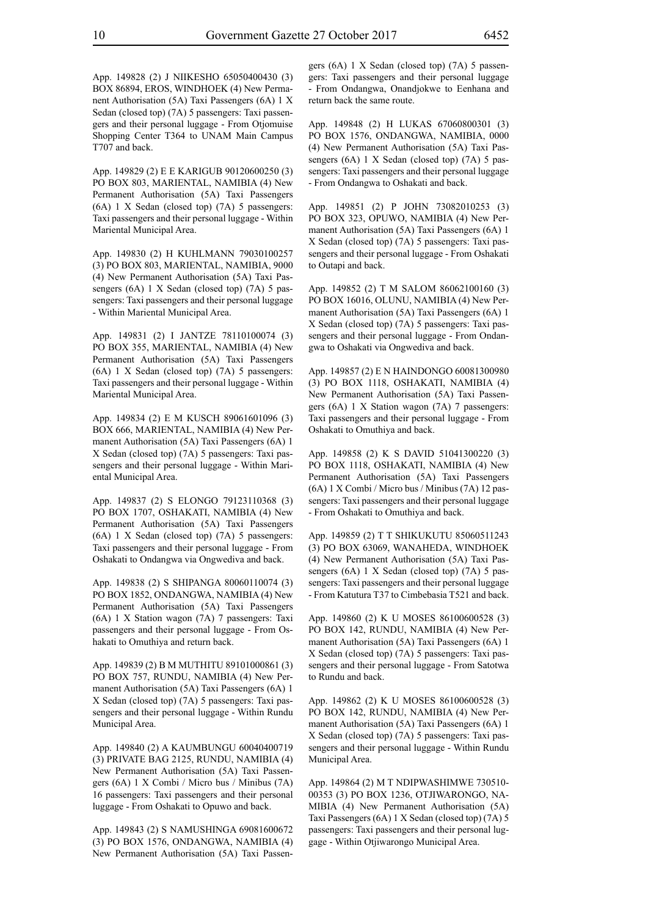App. 149828 (2) J NIIKESHO 65050400430 (3) BOX 86894, EROS, WINDHOEK (4) New Permanent Authorisation (5A) Taxi Passengers (6A) 1 X Sedan (closed top) (7A) 5 passengers: Taxi passengers and their personal luggage - From Otjomuise Shopping Center T364 to UNAM Main Campus T707 and back.

App. 149829 (2) E E KARIGUB 90120600250 (3) PO BOX 803, MARIENTAL, NAMIBIA (4) New Permanent Authorisation (5A) Taxi Passengers (6A) 1 X Sedan (closed top) (7A) 5 passengers: Taxi passengers and their personal luggage - Within Mariental Municipal Area.

App. 149830 (2) H KUHLMANN 79030100257 (3) PO BOX 803, MARIENTAL, NAMIBIA, 9000 (4) New Permanent Authorisation (5A) Taxi Passengers (6A) 1 X Sedan (closed top) (7A) 5 passengers: Taxi passengers and their personal luggage - Within Mariental Municipal Area.

App. 149831 (2) I JANTZE 78110100074 (3) PO BOX 355, MARIENTAL, NAMIBIA (4) New Permanent Authorisation (5A) Taxi Passengers (6A) 1 X Sedan (closed top) (7A) 5 passengers: Taxi passengers and their personal luggage - Within Mariental Municipal Area.

App. 149834 (2) E M KUSCH 89061601096 (3) BOX 666, MARIENTAL, NAMIBIA (4) New Permanent Authorisation (5A) Taxi Passengers (6A) 1 X Sedan (closed top) (7A) 5 passengers: Taxi passengers and their personal luggage - Within Mariental Municipal Area.

App. 149837 (2) S ELONGO 79123110368 (3) PO BOX 1707, OSHAKATI, NAMIBIA (4) New Permanent Authorisation (5A) Taxi Passengers (6A) 1 X Sedan (closed top) (7A) 5 passengers: Taxi passengers and their personal luggage - From Oshakati to Ondangwa via Ongwediva and back.

App. 149838 (2) S SHIPANGA 80060110074 (3) PO BOX 1852, ONDANGWA, NAMIBIA (4) New Permanent Authorisation (5A) Taxi Passengers (6A) 1 X Station wagon (7A) 7 passengers: Taxi passengers and their personal luggage - From Oshakati to Omuthiya and return back.

App. 149839 (2) B M MUTHITU 89101000861 (3) PO BOX 757, RUNDU, NAMIBIA (4) New Permanent Authorisation (5A) Taxi Passengers (6A) 1 X Sedan (closed top) (7A) 5 passengers: Taxi passengers and their personal luggage - Within Rundu Municipal Area.

App. 149840 (2) A KAUMBUNGU 60040400719 (3) PRIVATE BAG 2125, RUNDU, NAMIBIA (4) New Permanent Authorisation (5A) Taxi Passengers (6A) 1 X Combi / Micro bus / Minibus (7A) 16 passengers: Taxi passengers and their personal luggage - From Oshakati to Opuwo and back.

App. 149843 (2) S NAMUSHINGA 69081600672 (3) PO BOX 1576, ONDANGWA, NAMIBIA (4) New Permanent Authorisation (5A) Taxi Passengers (6A) 1 X Sedan (closed top) (7A) 5 passengers: Taxi passengers and their personal luggage - From Ondangwa, Onandjokwe to Eenhana and return back the same route.

App. 149848 (2) H LUKAS 67060800301 (3) PO BOX 1576, ONDANGWA, NAMIBIA, 0000 (4) New Permanent Authorisation (5A) Taxi Passengers (6A) 1 X Sedan (closed top) (7A) 5 passengers: Taxi passengers and their personal luggage - From Ondangwa to Oshakati and back.

App. 149851 (2) P JOHN 73082010253 (3) PO BOX 323, OPUWO, NAMIBIA (4) New Permanent Authorisation (5A) Taxi Passengers (6A) 1 X Sedan (closed top) (7A) 5 passengers: Taxi passengers and their personal luggage - From Oshakati to Outapi and back.

App. 149852 (2) T M SALOM 86062100160 (3) PO BOX 16016, OLUNU, NAMIBIA (4) New Permanent Authorisation (5A) Taxi Passengers (6A) 1 X Sedan (closed top) (7A) 5 passengers: Taxi passengers and their personal luggage - From Ondangwa to Oshakati via Ongwediva and back.

App. 149857 (2) E N HAINDONGO 60081300980 (3) PO BOX 1118, OSHAKATI, NAMIBIA (4) New Permanent Authorisation (5A) Taxi Passengers (6A) 1 X Station wagon (7A) 7 passengers: Taxi passengers and their personal luggage - From Oshakati to Omuthiya and back.

App. 149858 (2) K S DAVID 51041300220 (3) PO BOX 1118, OSHAKATI, NAMIBIA (4) New Permanent Authorisation (5A) Taxi Passengers (6A) 1 X Combi / Micro bus / Minibus (7A) 12 passengers: Taxi passengers and their personal luggage - From Oshakati to Omuthiya and back.

App. 149859 (2) T T SHIKUKUTU 85060511243 (3) PO BOX 63069, WANAHEDA, WINDHOEK (4) New Permanent Authorisation (5A) Taxi Passengers (6A) 1 X Sedan (closed top) (7A) 5 passengers: Taxi passengers and their personal luggage - From Katutura T37 to Cimbebasia T521 and back.

App. 149860 (2) K U MOSES 86100600528 (3) PO BOX 142, RUNDU, NAMIBIA (4) New Permanent Authorisation (5A) Taxi Passengers (6A) 1 X Sedan (closed top) (7A) 5 passengers: Taxi passengers and their personal luggage - From Satotwa to Rundu and back.

App. 149862 (2) K U MOSES 86100600528 (3) PO BOX 142, RUNDU, NAMIBIA (4) New Permanent Authorisation (5A) Taxi Passengers (6A) 1 X Sedan (closed top) (7A) 5 passengers: Taxi passengers and their personal luggage - Within Rundu Municipal Area.

App. 149864 (2) M T NDIPWASHIMWE 73051000353 (3) PO BOX 1236, OTJIWARONGO, NAMIBIA (4) New Permanent Authorisation (5A) Taxi Passengers (6A) 1 X Sedan (closed top) (7A) 5 passengers: Taxi passengers and their personal luggage - Within Otjiwarongo Municipal Area.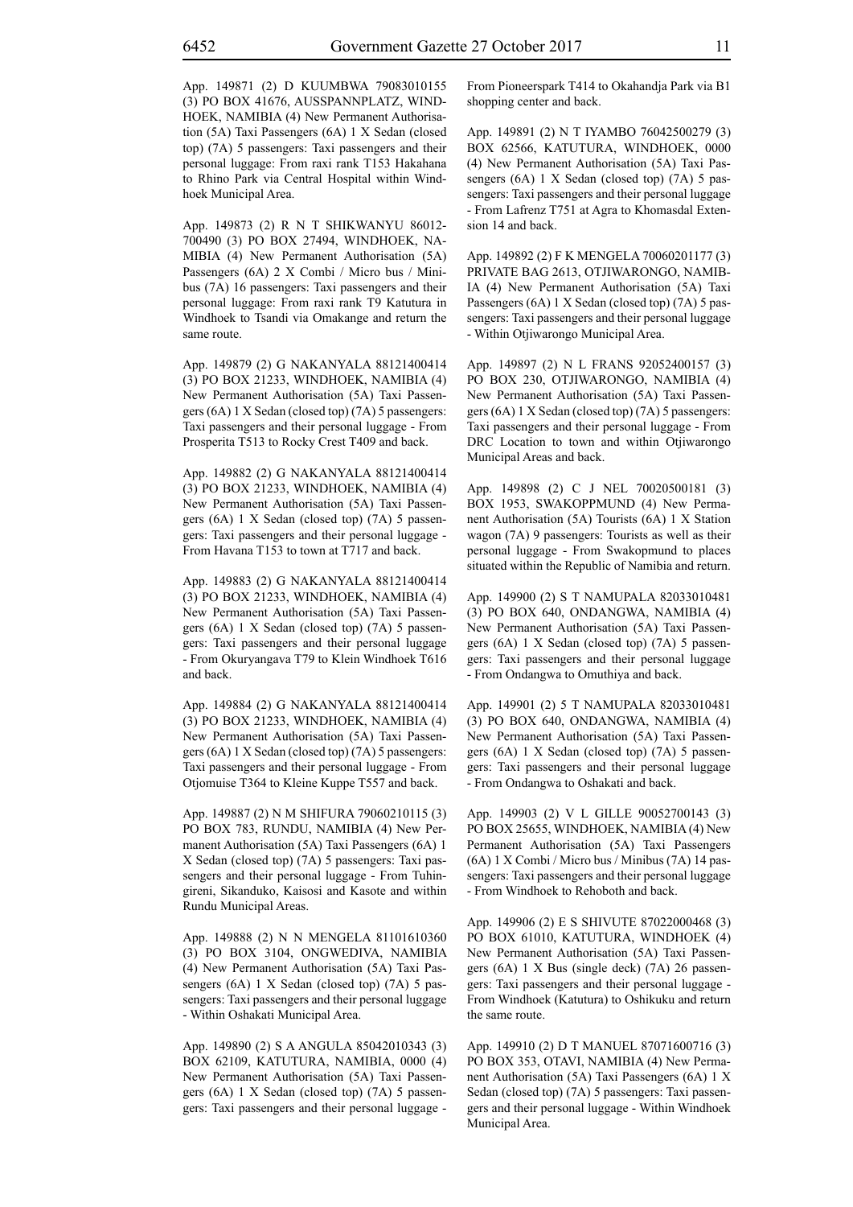App. 149871 (2) D KUUMBWA 79083010155 (3) PO BOX 41676, AUSSPANNPLATZ, WINDHOEK, NAMIBIA (4) New Permanent Authorisation (5A) Taxi Passengers (6A) 1 X Sedan (closed top) (7A) 5 passengers: Taxi passengers and their personal luggage: From raxi rank T153 Hakahana to Rhino Park via Central Hospital within Windhoek Municipal Area.

App. 149873 (2) R N T SHIKWANYU 86012700490 (3) PO BOX 27494, WINDHOEK, NAMIBIA (4) New Permanent Authorisation (5A) Passengers (6A) 2 X Combi / Micro bus / Minibus (7A) 16 passengers: Taxi passengers and their personal luggage: From raxi rank T9 Katutura in Windhoek to Tsandi via Omakange and return the same route.

App. 149879 (2) G NAKANYALA 88121400414 (3) PO BOX 21233, WINDHOEK, NAMIBIA (4) New Permanent Authorisation (5A) Taxi Passengers (6A) 1 X Sedan (closed top) (7A) 5 passengers: Taxi passengers and their personal luggage - From Prosperita T513 to Rocky Crest T409 and back.

App. 149882 (2) G NAKANYALA 88121400414 (3) PO BOX 21233, WINDHOEK, NAMIBIA (4) New Permanent Authorisation (5A) Taxi Passengers (6A) 1 X Sedan (closed top) (7A) 5 passengers: Taxi passengers and their personal luggage - From Havana T153 to town at T717 and back.

App. 149883 (2) G NAKANYALA 88121400414 (3) PO BOX 21233, WINDHOEK, NAMIBIA (4) New Permanent Authorisation (5A) Taxi Passengers (6A) 1 X Sedan (closed top) (7A) 5 passengers: Taxi passengers and their personal luggage - From Okuryangava T79 to Klein Windhoek T616 and back.

App. 149884 (2) G NAKANYALA 88121400414 (3) PO BOX 21233, WINDHOEK, NAMIBIA (4) New Permanent Authorisation (5A) Taxi Passengers (6A) 1 X Sedan (closed top) (7A) 5 passengers: Taxi passengers and their personal luggage - From Otjomuise T364 to Kleine Kuppe T557 and back.

App. 149887 (2) N M SHIFURA 79060210115 (3) PO BOX 783, RUNDU, NAMIBIA (4) New Permanent Authorisation (5A) Taxi Passengers (6A) 1 X Sedan (closed top) (7A) 5 passengers: Taxi passengers and their personal luggage - From Tuhingireni, Sikanduko, Kaisosi and Kasote and within Rundu Municipal Areas.

App. 149888 (2) N N MENGELA 81101610360 (3) PO BOX 3104, ONGWEDIVA, NAMIBIA (4) New Permanent Authorisation (5A) Taxi Passengers (6A) 1 X Sedan (closed top) (7A) 5 passengers: Taxi passengers and their personal luggage - Within Oshakati Municipal Area.

App. 149890 (2) S A ANGULA 85042010343 (3) BOX 62109, KATUTURA, NAMIBIA, 0000 (4) New Permanent Authorisation (5A) Taxi Passengers (6A) 1 X Sedan (closed top) (7A) 5 passengers: Taxi passengers and their personal luggage - From Pioneerspark T414 to Okahandja Park via B1 shopping center and back.

App. 149891 (2) N T IYAMBO 76042500279 (3) BOX 62566, KATUTURA, WINDHOEK, 0000 (4) New Permanent Authorisation (5A) Taxi Passengers (6A) 1 X Sedan (closed top) (7A) 5 passengers: Taxi passengers and their personal luggage - From Lafrenz T751 at Agra to Khomasdal Extension 14 and back.

App. 149892 (2) F K MENGELA 70060201177 (3) PRIVATE BAG 2613, OTJIWARONGO, NAMIBIA (4) New Permanent Authorisation (5A) Taxi Passengers (6A) 1 X Sedan (closed top) (7A) 5 passengers: Taxi passengers and their personal luggage - Within Otjiwarongo Municipal Area.

App. 149897 (2) N L FRANS 92052400157 (3) PO BOX 230, OTJIWARONGO, NAMIBIA (4) New Permanent Authorisation (5A) Taxi Passengers (6A) 1 X Sedan (closed top) (7A) 5 passengers: Taxi passengers and their personal luggage - From DRC Location to town and within Otjiwarongo Municipal Areas and back.

App. 149898 (2) C J NEL 70020500181 (3) BOX 1953, SWAKOPPMUND (4) New Permanent Authorisation (5A) Tourists (6A) 1 X Station wagon (7A) 9 passengers: Tourists as well as their personal luggage - From Swakopmund to places situated within the Republic of Namibia and return.

App. 149900 (2) S T NAMUPALA 82033010481 (3) PO BOX 640, ONDANGWA, NAMIBIA (4) New Permanent Authorisation (5A) Taxi Passengers (6A) 1 X Sedan (closed top) (7A) 5 passengers: Taxi passengers and their personal luggage - From Ondangwa to Omuthiya and back.

App. 149901 (2) 5 T NAMUPALA 82033010481 (3) PO BOX 640, ONDANGWA, NAMIBIA (4) New Permanent Authorisation (5A) Taxi Passengers (6A) 1 X Sedan (closed top) (7A) 5 passengers: Taxi passengers and their personal luggage - From Ondangwa to Oshakati and back.

App. 149903 (2) V L GILLE 90052700143 (3) PO BOX 25655, WINDHOEK, NAMIBIA (4) New Permanent Authorisation (5A) Taxi Passengers (6A) 1 X Combi / Micro bus / Minibus (7A) 14 passengers: Taxi passengers and their personal luggage - From Windhoek to Rehoboth and back.

App. 149906 (2) E S SHIVUTE 87022000468 (3) PO BOX 61010, KATUTURA, WINDHOEK (4) New Permanent Authorisation (5A) Taxi Passengers (6A) 1 X Bus (single deck) (7A) 26 passengers: Taxi passengers and their personal luggage - From Windhoek (Katutura) to Oshikuku and return the same route.

App. 149910 (2) D T MANUEL 87071600716 (3) PO BOX 353, OTAVI, NAMIBIA (4) New Permanent Authorisation (5A) Taxi Passengers (6A) 1 X Sedan (closed top) (7A) 5 passengers: Taxi passengers and their personal luggage - Within Windhoek Municipal Area.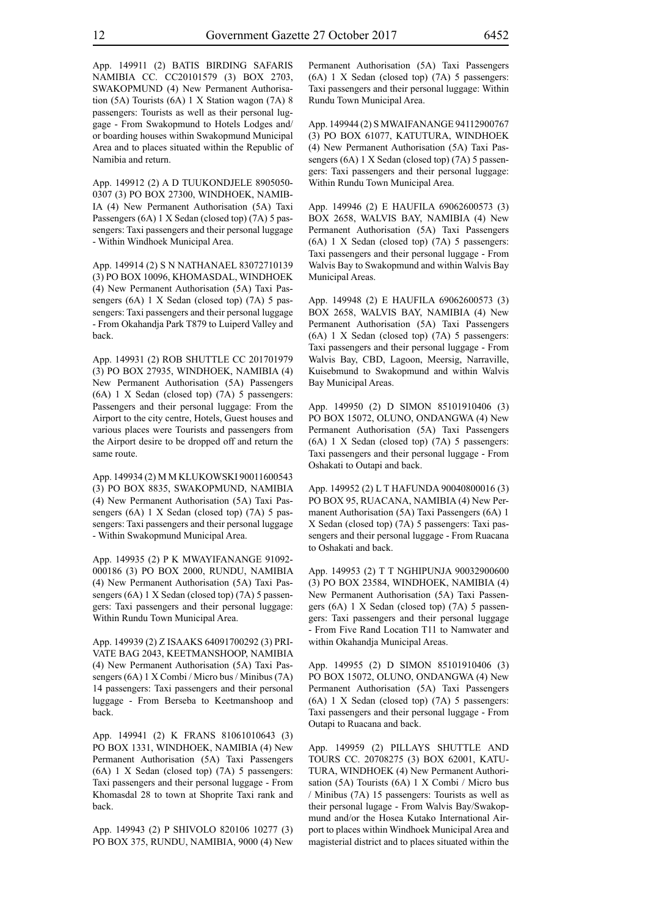App. 149911 (2) BATIS BIRDING SAFARIS NAMIBIA CC. CC20101579 (3) BOX 2703, SWAKOPMUND (4) New Permanent Authorisation (5A) Tourists (6A) 1 X Station wagon (7A) 8 passengers: Tourists as well as their personal luggage - From Swakopmund to Hotels Lodges and/or boarding houses within Swakopmund Municipal Area and to places situated within the Republic of Namibia and return.

App. 149912 (2) A D TUUKONDJELE 8905050-0307 (3) PO BOX 27300, WINDHOEK, NAMIBIA (4) New Permanent Authorisation (5A) Taxi Passengers (6A) 1 X Sedan (closed top) (7A) 5 passengers: Taxi passengers and their personal luggage - Within Windhoek Municipal Area.

App. 149914 (2) S N NATHANAEL 83072710139 (3) PO BOX 10096, KHOMASDAL, WINDHOEK (4) New Permanent Authorisation (5A) Taxi Passengers (6A) 1 X Sedan (closed top) (7A) 5 passengers: Taxi passengers and their personal luggage - From Okahandja Park T879 to Luiperd Valley and back.

App. 149931 (2) ROB SHUTTLE CC 201701979 (3) PO BOX 27935, WINDHOEK, NAMIBIA (4) New Permanent Authorisation (5A) Passengers (6A) 1 X Sedan (closed top) (7A) 5 passengers: Passengers and their personal luggage: From the Airport to the city centre, Hotels, Guest houses and various places were Tourists and passengers from the Airport desire to be dropped off and return the same route.

App. 149934 (2) M M KLUKOWSKI 90011600543 (3) PO BOX 8835, SWAKOPMUND, NAMIBIA (4) New Permanent Authorisation (5A) Taxi Passengers (6A) 1 X Sedan (closed top) (7A) 5 passengers: Taxi passengers and their personal luggage - Within Swakopmund Municipal Area.

App. 149935 (2) P K MWAYIFANANGE 91092-000186 (3) PO BOX 2000, RUNDU, NAMIBIA (4) New Permanent Authorisation (5A) Taxi Passengers (6A) 1 X Sedan (closed top) (7A) 5 passengers: Taxi passengers and their personal luggage: Within Rundu Town Municipal Area.

App. 149939 (2) Z ISAAKS 64091700292 (3) PRIVATE BAG 2043, KEETMANSHOOP, NAMIBIA (4) New Permanent Authorisation (5A) Taxi Passengers (6A) 1 X Combi / Micro bus / Minibus (7A) 14 passengers: Taxi passengers and their personal luggage - From Berseba to Keetmanshoop and back.

App. 149941 (2) K FRANS 81061010643 (3) PO BOX 1331, WINDHOEK, NAMIBIA (4) New Permanent Authorisation (5A) Taxi Passengers (6A) 1 X Sedan (closed top) (7A) 5 passengers: Taxi passengers and their personal luggage - From Khomasdal 28 to town at Shoprite Taxi rank and back.

App. 149943 (2) P SHIVOLO 820106 10277 (3) PO BOX 375, RUNDU, NAMIBIA, 9000 (4) New Permanent Authorisation (5A) Taxi Passengers (6A) 1 X Sedan (closed top) (7A) 5 passengers: Taxi passengers and their personal luggage: Within Rundu Town Municipal Area.

App. 149944 (2) S MWAIFANANGE 94112900767 (3) PO BOX 61077, KATUTURA, WINDHOEK (4) New Permanent Authorisation (5A) Taxi Passengers (6A) 1 X Sedan (closed top) (7A) 5 passengers: Taxi passengers and their personal luggage: Within Rundu Town Municipal Area.

App. 149946 (2) E HAUFILA 69062600573 (3) BOX 2658, WALVIS BAY, NAMIBIA (4) New Permanent Authorisation (5A) Taxi Passengers (6A) 1 X Sedan (closed top) (7A) 5 passengers: Taxi passengers and their personal luggage - From Walvis Bay to Swakopmund and within Walvis Bay Municipal Areas.

App. 149948 (2) E HAUFILA 69062600573 (3) BOX 2658, WALVIS BAY, NAMIBIA (4) New Permanent Authorisation (5A) Taxi Passengers (6A) 1 X Sedan (closed top) (7A) 5 passengers: Taxi passengers and their personal luggage - From Walvis Bay, CBD, Lagoon, Meersig, Narraville, Kuisebmund to Swakopmund and within Walvis Bay Municipal Areas.

App. 149950 (2) D SIMON 85101910406 (3) PO BOX 15072, OLUNO, ONDANGWA (4) New Permanent Authorisation (5A) Taxi Passengers (6A) 1 X Sedan (closed top) (7A) 5 passengers: Taxi passengers and their personal luggage - From Oshakati to Outapi and back.

App. 149952 (2) L T HAFUNDA 90040800016 (3) PO BOX 95, RUACANA, NAMIBIA (4) New Permanent Authorisation (5A) Taxi Passengers (6A) 1 X Sedan (closed top) (7A) 5 passengers: Taxi passengers and their personal luggage - From Ruacana to Oshakati and back.

App. 149953 (2) T T NGHIPUNJA 90032900600 (3) PO BOX 23584, WINDHOEK, NAMIBIA (4) New Permanent Authorisation (5A) Taxi Passengers (6A) 1 X Sedan (closed top) (7A) 5 passengers: Taxi passengers and their personal luggage - From Five Rand Location T11 to Namwater and within Okahandja Municipal Areas.

App. 149955 (2) D SIMON 85101910406 (3) PO BOX 15072, OLUNO, ONDANGWA (4) New Permanent Authorisation (5A) Taxi Passengers (6A) 1 X Sedan (closed top) (7A) 5 passengers: Taxi passengers and their personal luggage - From Outapi to Ruacana and back.

App. 149959 (2) PILLAYS SHUTTLE AND TOURS CC. 20708275 (3) BOX 62001, KATUTURA, WINDHOEK (4) New Permanent Authorisation (5A) Tourists (6A) 1 X Combi / Micro bus / Minibus (7A) 15 passengers: Tourists as well as their personal lugage - From Walvis Bay/Swakopmund and/or the Hosea Kutako International Airport to places within Windhoek Municipal Area and magisterial district and to places situated within the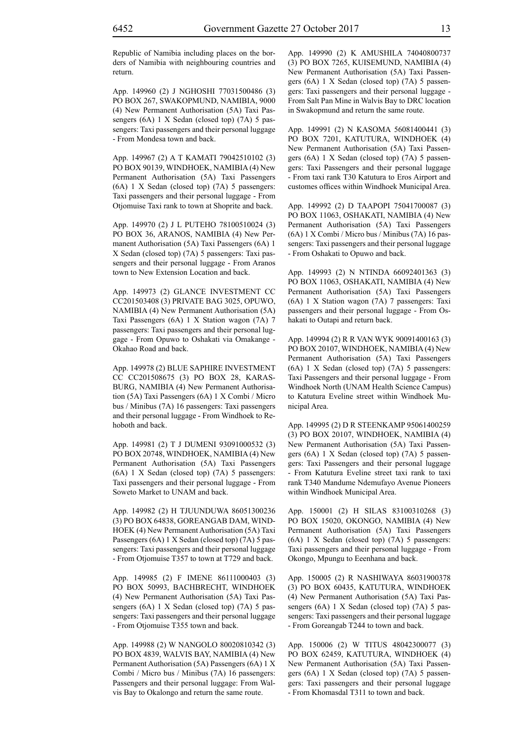Republic of Namibia including places on the borders of Namibia with neighbouring countries and return.

App. 149960 (2) J NGHOSHI 77031500486 (3) PO BOX 267, SWAKOPMUND, NAMIBIA, 9000 (4) New Permanent Authorisation (5A) Taxi Passengers (6A) 1 X Sedan (closed top) (7A) 5 passengers: Taxi passengers and their personal luggage - From Mondesa town and back.

App. 149967 (2) A T KAMATI 79042510102 (3) PO BOX 90139, WINDHOEK, NAMIBIA (4) New Permanent Authorisation (5A) Taxi Passengers (6A) 1 X Sedan (closed top) (7A) 5 passengers: Taxi passengers and their personal luggage - From Otjomuise Taxi rank to town at Shoprite and back.

App. 149970 (2) J L PUTEHO 78100510024 (3) PO BOX 36, ARANOS, NAMIBIA (4) New Permanent Authorisation (5A) Taxi Passengers (6A) 1 X Sedan (closed top) (7A) 5 passengers: Taxi passengers and their personal luggage - From Aranos town to New Extension Location and back.

App. 149973 (2) GLANCE INVESTMENT CC CC201503408 (3) PRIVATE BAG 3025, OPUWO, NAMIBIA (4) New Permanent Authorisation (5A) Taxi Passengers (6A) 1 X Station wagon (7A) 7 passengers: Taxi passengers and their personal luggage - From Opuwo to Oshakati via Omakange - Okahao Road and back.

App. 149978 (2) BLUE SAPHIRE INVESTMENT CC CC201508675 (3) PO BOX 28, KARASBURG, NAMIBIA (4) New Permanent Authorisation (5A) Taxi Passengers (6A) 1 X Combi / Micro bus / Minibus (7A) 16 passengers: Taxi passengers and their personal luggage - From Windhoek to Rehoboth and back.

App. 149981 (2) T J DUMENI 93091000532 (3) PO BOX 20748, WINDHOEK, NAMIBIA (4) New Permanent Authorisation (5A) Taxi Passengers (6A) 1 X Sedan (closed top) (7A) 5 passengers: Taxi passengers and their personal luggage - From Soweto Market to UNAM and back.

App. 149982 (2) H TJUUNDUWA 86051300236 (3) PO BOX 64838, GOREANGAB DAM, WINDHOEK (4) New Permanent Authorisation (5A) Taxi Passengers (6A) 1 X Sedan (closed top) (7A) 5 passengers: Taxi passengers and their personal luggage - From Otjomuise T357 to town at T729 and back.

App. 149985 (2) F IMENE 86111000403 (3) PO BOX 50993, BACHBRECHT, WINDHOEK (4) New Permanent Authorisation (5A) Taxi Passengers (6A) 1 X Sedan (closed top) (7A) 5 passengers: Taxi passengers and their personal luggage - From Otjomuise T355 town and back.

App. 149988 (2) W NANGOLO 80020810342 (3) PO BOX 4839, WALVIS BAY, NAMIBIA (4) New Permanent Authorisation (5A) Passengers (6A) 1 X Combi / Micro bus / Minibus (7A) 16 passengers: Passengers and their personal luggage: From Walvis Bay to Okalongo and return the same route.

App. 149990 (2) K AMUSHILA 74040800737 (3) PO BOX 7265, KUISEMUND, NAMIBIA (4) New Permanent Authorisation (5A) Taxi Passengers (6A) 1 X Sedan (closed top) (7A) 5 passengers: Taxi passengers and their personal luggage - From Salt Pan Mine in Walvis Bay to DRC location in Swakopmund and return the same route.

App. 149991 (2) N KASOMA 56081400441 (3) PO BOX 7201, KATUTURA, WINDHOEK (4) New Permanent Authorisation (5A) Taxi Passengers (6A) 1 X Sedan (closed top) (7A) 5 passengers: Taxi Passengers and their personal luggage - From taxi rank T30 Katutura to Eros Airport and customes offices within Windhoek Municipal Area.

App. 149992 (2) D TAAPOPI 75041700087 (3) PO BOX 11063, OSHAKATI, NAMIBIA (4) New Permanent Authorisation (5A) Taxi Passengers (6A) 1 X Combi / Micro bus / Minibus (7A) 16 passengers: Taxi passengers and their personal luggage - From Oshakati to Opuwo and back.

App. 149993 (2) N NTINDA 66092401363 (3) PO BOX 11063, OSHAKATI, NAMIBIA (4) New Permanent Authorisation (5A) Taxi Passengers (6A) 1 X Station wagon (7A) 7 passengers: Taxi passengers and their personal luggage - From Oshakati to Outapi and return back.

App. 149994 (2) R R VAN WYK 90091400163 (3) PO BOX 20107, WINDHOEK, NAMIBIA (4) New Permanent Authorisation (5A) Taxi Passengers (6A) 1 X Sedan (closed top) (7A) 5 passengers: Taxi Passengers and their personal luggage - From Windhoek North (UNAM Health Science Campus) to Katutura Eveline street within Windhoek Municipal Area.

App. 149995 (2) D R STEENKAMP 95061400259 (3) PO BOX 20107, WINDHOEK, NAMIBIA (4) New Permanent Authorisation (5A) Taxi Passengers (6A) 1 X Sedan (closed top) (7A) 5 passengers: Taxi Passengers and their personal luggage - From Katutura Eveline street taxi rank to taxi rank T340 Mandume Ndemufayo Avenue Pioneers within Windhoek Municipal Area.

App. 150001 (2) H SILAS 83100310268 (3) PO BOX 15020, OKONGO, NAMIBIA (4) New Permanent Authorisation (5A) Taxi Passengers (6A) 1 X Sedan (closed top) (7A) 5 passengers: Taxi passengers and their personal luggage - From Okongo, Mpungu to Eeenhana and back.

App. 150005 (2) R NASHIWAYA 86031900378 (3) PO BOX 60435, KATUTURA, WINDHOEK (4) New Permanent Authorisation (5A) Taxi Passengers (6A) 1 X Sedan (closed top) (7A) 5 passengers: Taxi passengers and their personal luggage - From Goreangab T244 to town and back.

App. 150006 (2) W TITUS 48042300077 (3) PO BOX 62459, KATUTURA, WINDHOEK (4) New Permanent Authorisation (5A) Taxi Passengers (6A) 1 X Sedan (closed top) (7A) 5 passengers: Taxi passengers and their personal luggage - From Khomasdal T311 to town and back.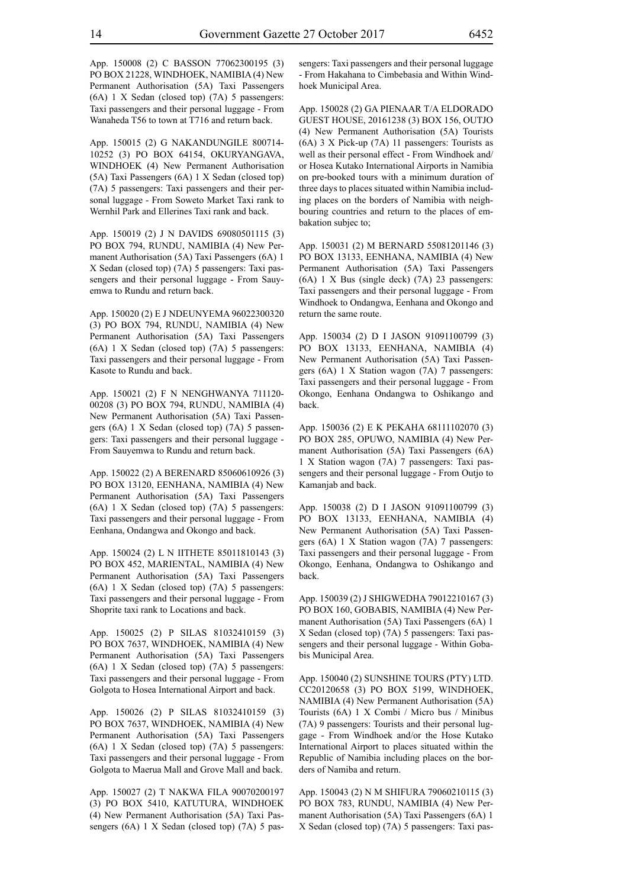App. 150008 (2) C BASSON 77062300195 (3) PO BOX 21228, WINDHOEK, NAMIBIA (4) New Permanent Authorisation (5A) Taxi Passengers (6A) 1 X Sedan (closed top) (7A) 5 passengers: Taxi passengers and their personal luggage - From Wanaheda T56 to town at T716 and return back.

App. 150015 (2) G NAKANDUNGILE 800714-10252 (3) PO BOX 64154, OKURYANGAVA, WINDHOEK (4) New Permanent Authorisation (5A) Taxi Passengers (6A) 1 X Sedan (closed top) (7A) 5 passengers: Taxi passengers and their personal luggage - From Soweto Market Taxi rank to Wernhil Park and Ellerines Taxi rank and back.

App. 150019 (2) J N DAVIDS 69080501115 (3) PO BOX 794, RUNDU, NAMIBIA (4) New Permanent Authorisation (5A) Taxi Passengers (6A) 1 X Sedan (closed top) (7A) 5 passengers: Taxi passengers and their personal luggage - From Sauyemwa to Rundu and return back.

App. 150020 (2) E J NDEUNYEMA 96022300320 (3) PO BOX 794, RUNDU, NAMIBIA (4) New Permanent Authorisation (5A) Taxi Passengers (6A) 1 X Sedan (closed top) (7A) 5 passengers: Taxi passengers and their personal luggage - From Kasote to Rundu and back.

App. 150021 (2) F N NENGHWANYA 711120-00208 (3) PO BOX 794, RUNDU, NAMIBIA (4) New Permanent Authorisation (5A) Taxi Passengers (6A) 1 X Sedan (closed top) (7A) 5 passengers: Taxi passengers and their personal luggage - From Sauyemwa to Rundu and return back.

App. 150022 (2) A BERENARD 85060610926 (3) PO BOX 13120, EENHANA, NAMIBIA (4) New Permanent Authorisation (5A) Taxi Passengers (6A) 1 X Sedan (closed top) (7A) 5 passengers: Taxi passengers and their personal luggage - From Eenhana, Ondangwa and Okongo and back.

App. 150024 (2) L N IITHETE 85011810143 (3) PO BOX 452, MARIENTAL, NAMIBIA (4) New Permanent Authorisation (5A) Taxi Passengers (6A) 1 X Sedan (closed top) (7A) 5 passengers: Taxi passengers and their personal luggage - From Shoprite taxi rank to Locations and back.

App. 150025 (2) P SILAS 81032410159 (3) PO BOX 7637, WINDHOEK, NAMIBIA (4) New Permanent Authorisation (5A) Taxi Passengers (6A) 1 X Sedan (closed top) (7A) 5 passengers: Taxi passengers and their personal luggage - From Golgota to Hosea International Airport and back.

App. 150026 (2) P SILAS 81032410159 (3) PO BOX 7637, WINDHOEK, NAMIBIA (4) New Permanent Authorisation (5A) Taxi Passengers (6A) 1 X Sedan (closed top) (7A) 5 passengers: Taxi passengers and their personal luggage - From Golgota to Maerua Mall and Grove Mall and back.

App. 150027 (2) T NAKWA FILA 90070200197 (3) PO BOX 5410, KATUTURA, WINDHOEK (4) New Permanent Authorisation (5A) Taxi Passengers (6A) 1 X Sedan (closed top) (7A) 5 passengers: Taxi passengers and their personal luggage - From Hakahana to Cimbebasia and Within Windhoek Municipal Area.

App. 150028 (2) GA PIENAAR T/A ELDORADO GUEST HOUSE, 20161238 (3) BOX 156, OUTJO (4) New Permanent Authorisation (5A) Tourists (6A) 3 X Pick-up (7A) 11 passengers: Tourists as well as their personal effect - From Windhoek and/or Hosea Kutako International Airports in Namibia on pre-booked tours with a minimum duration of three days to places situated within Namibia including places on the borders of Namibia with neighbouring countries and return to the places of embakation subjec to;

App. 150031 (2) M BERNARD 55081201146 (3) PO BOX 13133, EENHANA, NAMIBIA (4) New Permanent Authorisation (5A) Taxi Passengers (6A) 1 X Bus (single deck) (7A) 23 passengers: Taxi passengers and their personal luggage - From Windhoek to Ondangwa, Eenhana and Okongo and return the same route.

App. 150034 (2) D I JASON 91091100799 (3) PO BOX 13133, EENHANA, NAMIBIA (4) New Permanent Authorisation (5A) Taxi Passengers (6A) 1 X Station wagon (7A) 7 passengers: Taxi passengers and their personal luggage - From Okongo, Eenhana Ondangwa to Oshikango and back.

App. 150036 (2) E K PEKAHA 68111102070 (3) PO BOX 285, OPUWO, NAMIBIA (4) New Permanent Authorisation (5A) Taxi Passengers (6A) 1 X Station wagon (7A) 7 passengers: Taxi passengers and their personal luggage - From Outjo to Kamanjab and back.

App. 150038 (2) D I JASON 91091100799 (3) PO BOX 13133, EENHANA, NAMIBIA (4) New Permanent Authorisation (5A) Taxi Passengers (6A) 1 X Station wagon (7A) 7 passengers: Taxi passengers and their personal luggage - From Okongo, Eenhana, Ondangwa to Oshikango and back.

App. 150039 (2) J SHIGWEDHA 79012210167 (3) PO BOX 160, GOBABIS, NAMIBIA (4) New Permanent Authorisation (5A) Taxi Passengers (6A) 1 X Sedan (closed top) (7A) 5 passengers: Taxi passengers and their personal luggage - Within Gobabis Municipal Area.

App. 150040 (2) SUNSHINE TOURS (PTY) LTD. CC20120658 (3) PO BOX 5199, WINDHOEK, NAMIBIA (4) New Permanent Authorisation (5A) Tourists (6A) 1 X Combi / Micro bus / Minibus (7A) 9 passengers: Tourists and their personal luggage - From Windhoek and/or the Hose Kutako International Airport to places situated within the Republic of Namibia including places on the borders of Namiba and return.

App. 150043 (2) N M SHIFURA 79060210115 (3) PO BOX 783, RUNDU, NAMIBIA (4) New Permanent Authorisation (5A) Taxi Passengers (6A) 1 X Sedan (closed top) (7A) 5 passengers: Taxi pas-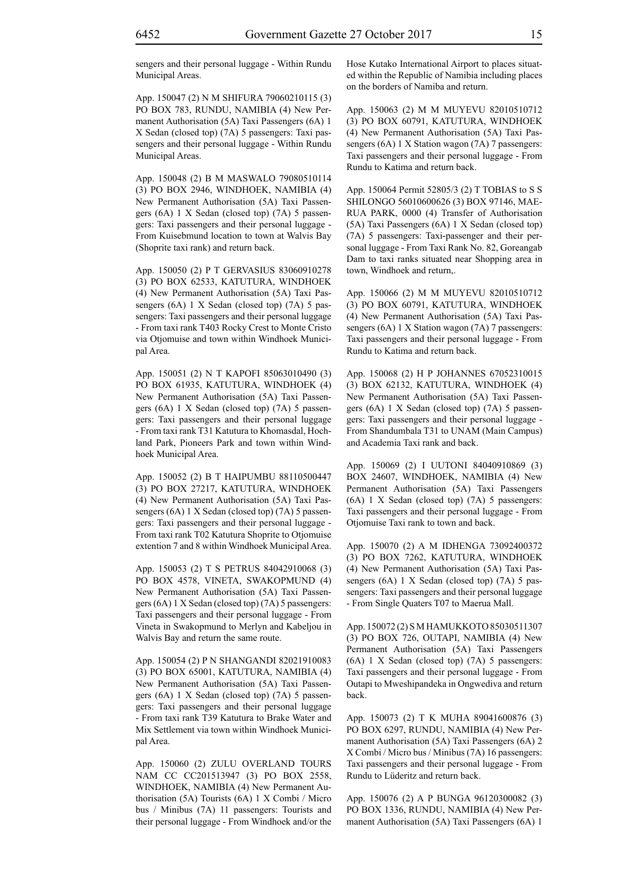sengers and their personal luggage - Within Rundu Municipal Areas.

App. 150047 (2) N M SHIFURA 79060210115 (3) PO BOX 783, RUNDU, NAMIBIA (4) New Permanent Authorisation (5A) Taxi Passengers (6A) 1 X Sedan (closed top) (7A) 5 passengers: Taxi passengers and their personal luggage - Within Rundu Municipal Areas.

App. 150048 (2) B M MASWALO 79080510114 (3) PO BOX 2946, WINDHOEK, NAMIBIA (4) New Permanent Authorisation (5A) Taxi Passengers (6A) 1 X Sedan (closed top) (7A) 5 passengers: Taxi passengers and their personal luggage - From Kuisebmund location to town at Walvis Bay (Shoprite taxi rank) and return back.

App. 150050 (2) P T GERVASIUS 83060910278 (3) PO BOX 62533, KATUTURA, WINDHOEK (4) New Permanent Authorisation (5A) Taxi Passengers (6A) 1 X Sedan (closed top) (7A) 5 passengers: Taxi passengers and their personal luggage - From taxi rank T403 Rocky Crest to Monte Cristo via Otjomuise and town within Windhoek Municipal Area.

App. 150051 (2) N T KAPOFI 85063010490 (3) PO BOX 61935, KATUTURA, WINDHOEK (4) New Permanent Authorisation (5A) Taxi Passengers (6A) 1 X Sedan (closed top) (7A) 5 passengers: Taxi passengers and their personal luggage - From taxi rank T31 Katutura to Khomasdal, Hochland Park, Pioneers Park and town within Windhoek Municipal Area.

App. 150052 (2) B T HAIPUMBU 88110500447 (3) PO BOX 27217, KATUTURA, WINDHOEK (4) New Permanent Authorisation (5A) Taxi Passengers (6A) 1 X Sedan (closed top) (7A) 5 passengers: Taxi passengers and their personal luggage - From taxi rank T02 Katutura Shoprite to Otjomuise extention 7 and 8 within Windhoek Municipal Area.

App. 150053 (2) T S PETRUS 84042910068 (3) PO BOX 4578, VINETA, SWAKOPMUND (4) New Permanent Authorisation (5A) Taxi Passengers (6A) 1 X Sedan (closed top) (7A) 5 passengers: Taxi passengers and their personal luggage - From Vineta in Swakopmund to Merlyn and Kabeljou in Walvis Bay and return the same route.

App. 150054 (2) P N SHANGANDI 82021910083 (3) PO BOX 65001, KATUTURA, NAMIBIA (4) New Permanent Authorisation (5A) Taxi Passengers (6A) 1 X Sedan (closed top) (7A) 5 passengers: Taxi passengers and their personal luggage - From taxi rank T39 Katutura to Brake Water and Mix Settlement via town within Windhoek Municipal Area.

App. 150060 (2) ZULU OVERLAND TOURS NAM CC CC201513947 (3) PO BOX 2558, WINDHOEK, NAMIBIA (4) New Permanent Authorisation (5A) Tourists (6A) 1 X Combi / Micro bus / Minibus (7A) 11 passengers: Tourists and their personal luggage - From Windhoek and/or the Hose Kutako International Airport to places situated within the Republic of Namibia including places on the borders of Namiba and return.

App. 150063 (2) M M MUYEVU 82010510712 (3) PO BOX 60791, KATUTURA, WINDHOEK (4) New Permanent Authorisation (5A) Taxi Passengers (6A) 1 X Station wagon (7A) 7 passengers: Taxi passengers and their personal luggage - From Rundu to Katima and return back.

App. 150064 Permit 52805/3 (2) T TOBIAS to S S SHILONGO 56010600626 (3) BOX 97146, MAERUA PARK, 0000 (4) Transfer of Authorisation (5A) Taxi Passengers (6A) 1 X Sedan (closed top) (7A) 5 passengers: Taxi-passenger and their personal luggage - From Taxi Rank No. 82, Goreangab Dam to taxi ranks situated near Shopping area in town, Windhoek and return,.

App. 150066 (2) M M MUYEVU 82010510712 (3) PO BOX 60791, KATUTURA, WINDHOEK (4) New Permanent Authorisation (5A) Taxi Passengers (6A) 1 X Station wagon (7A) 7 passengers: Taxi passengers and their personal luggage - From Rundu to Katima and return back.

App. 150068 (2) H P JOHANNES 67052310015 (3) BOX 62132, KATUTURA, WINDHOEK (4) New Permanent Authorisation (5A) Taxi Passengers (6A) 1 X Sedan (closed top) (7A) 5 passengers: Taxi passengers and their personal luggage - From Shandumbala T31 to UNAM (Main Campus) and Academia Taxi rank and back.

App. 150069 (2) I UUTONI 84040910869 (3) BOX 24607, WINDHOEK, NAMIBIA (4) New Permanent Authorisation (5A) Taxi Passengers (6A) 1 X Sedan (closed top) (7A) 5 passengers: Taxi passengers and their personal luggage - From Otjomuise Taxi rank to town and back.

App. 150070 (2) A M IDHENGA 73092400372 (3) PO BOX 7262, KATUTURA, WINDHOEK (4) New Permanent Authorisation (5A) Taxi Passengers (6A) 1 X Sedan (closed top) (7A) 5 passengers: Taxi passengers and their personal luggage - From Single Quaters T07 to Maerua Mall.

App. 150072 (2) S M HAMUKKOTO 85030511307 (3) PO BOX 726, OUTAPI, NAMIBIA (4) New Permanent Authorisation (5A) Taxi Passengers (6A) 1 X Sedan (closed top) (7A) 5 passengers: Taxi passengers and their personal luggage - From Outapi to Mweshipandeka in Ongwediva and return back.

App. 150073 (2) T K MUHA 89041600876 (3) PO BOX 6297, RUNDU, NAMIBIA (4) New Permanent Authorisation (5A) Taxi Passengers (6A) 2 X Combi / Micro bus / Minibus (7A) 16 passengers: Taxi passengers and their personal luggage - From Rundu to Lüderitz and return back.

App. 150076 (2) A P BUNGA 96120300082 (3) PO BOX 1336, RUNDU, NAMIBIA (4) New Permanent Authorisation (5A) Taxi Passengers (6A) 1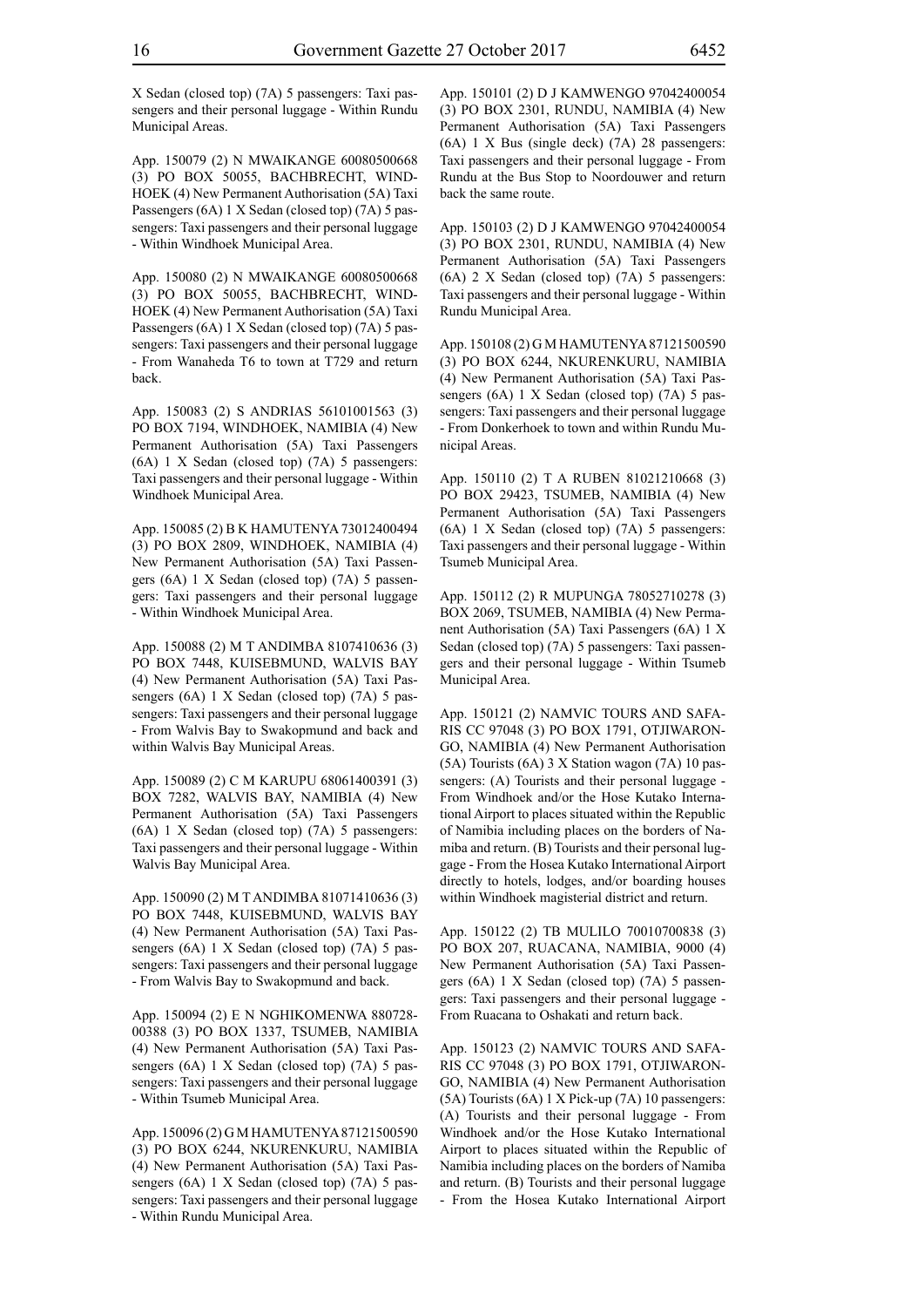X Sedan (closed top) (7A) 5 passengers: Taxi passengers and their personal luggage - Within Rundu Municipal Areas.

App. 150079 (2) N MWAIKANGE 60080500668 (3) PO BOX 50055, BACHBRECHT, WINDHOEK (4) New Permanent Authorisation (5A) Taxi Passengers (6A) 1 X Sedan (closed top) (7A) 5 passengers: Taxi passengers and their personal luggage - Within Windhoek Municipal Area.

App. 150080 (2) N MWAIKANGE 60080500668 (3) PO BOX 50055, BACHBRECHT, WINDHOEK (4) New Permanent Authorisation (5A) Taxi Passengers (6A) 1 X Sedan (closed top) (7A) 5 passengers: Taxi passengers and their personal luggage - From Wanaheda T6 to town at T729 and return back.

App. 150083 (2) S ANDRIAS 56101001563 (3) PO BOX 7194, WINDHOEK, NAMIBIA (4) New Permanent Authorisation (5A) Taxi Passengers (6A) 1 X Sedan (closed top) (7A) 5 passengers: Taxi passengers and their personal luggage - Within Windhoek Municipal Area.

App. 150085 (2) B K HAMUTENYA 73012400494 (3) PO BOX 2809, WINDHOEK, NAMIBIA (4) New Permanent Authorisation (5A) Taxi Passengers (6A) 1 X Sedan (closed top) (7A) 5 passengers: Taxi passengers and their personal luggage - Within Windhoek Municipal Area.

App. 150088 (2) M T ANDIMBA 8107410636 (3) PO BOX 7448, KUISEBMUND, WALVIS BAY (4) New Permanent Authorisation (5A) Taxi Passengers (6A) 1 X Sedan (closed top) (7A) 5 passengers: Taxi passengers and their personal luggage - From Walvis Bay to Swakopmund and back and within Walvis Bay Municipal Areas.

App. 150089 (2) C M KARUPU 68061400391 (3) BOX 7282, WALVIS BAY, NAMIBIA (4) New Permanent Authorisation (5A) Taxi Passengers (6A) 1 X Sedan (closed top) (7A) 5 passengers: Taxi passengers and their personal luggage - Within Walvis Bay Municipal Area.

App. 150090 (2) M T ANDIMBA 81071410636 (3) PO BOX 7448, KUISEBMUND, WALVIS BAY (4) New Permanent Authorisation (5A) Taxi Passengers (6A) 1 X Sedan (closed top) (7A) 5 passengers: Taxi passengers and their personal luggage - From Walvis Bay to Swakopmund and back.

App. 150094 (2) E N NGHIKOMENWA 880728-00388 (3) PO BOX 1337, TSUMEB, NAMIBIA (4) New Permanent Authorisation (5A) Taxi Passengers (6A) 1 X Sedan (closed top) (7A) 5 passengers: Taxi passengers and their personal luggage - Within Tsumeb Municipal Area.

App. 150096 (2) G M HAMUTENYA 87121500590 (3) PO BOX 6244, NKURENKURU, NAMIBIA (4) New Permanent Authorisation (5A) Taxi Passengers (6A) 1 X Sedan (closed top) (7A) 5 passengers: Taxi passengers and their personal luggage - Within Rundu Municipal Area.

App. 150101 (2) D J KAMWENGO 97042400054 (3) PO BOX 2301, RUNDU, NAMIBIA (4) New Permanent Authorisation (5A) Taxi Passengers (6A) 1 X Bus (single deck) (7A) 28 passengers: Taxi passengers and their personal luggage - From Rundu at the Bus Stop to Noordouwer and return back the same route.

App. 150103 (2) D J KAMWENGO 97042400054 (3) PO BOX 2301, RUNDU, NAMIBIA (4) New Permanent Authorisation (5A) Taxi Passengers (6A) 2 X Sedan (closed top) (7A) 5 passengers: Taxi passengers and their personal luggage - Within Rundu Municipal Area.

App. 150108 (2) G M HAMUTENYA 87121500590 (3) PO BOX 6244, NKURENKURU, NAMIBIA (4) New Permanent Authorisation (5A) Taxi Passengers (6A) 1 X Sedan (closed top) (7A) 5 passengers: Taxi passengers and their personal luggage - From Donkerhoek to town and within Rundu Municipal Areas.

App. 150110 (2) T A RUBEN 81021210668 (3) PO BOX 29423, TSUMEB, NAMIBIA (4) New Permanent Authorisation (5A) Taxi Passengers (6A) 1 X Sedan (closed top) (7A) 5 passengers: Taxi passengers and their personal luggage - Within Tsumeb Municipal Area.

App. 150112 (2) R MUPUNGA 78052710278 (3) BOX 2069, TSUMEB, NAMIBIA (4) New Permanent Authorisation (5A) Taxi Passengers (6A) 1 X Sedan (closed top) (7A) 5 passengers: Taxi passengers and their personal luggage - Within Tsumeb Municipal Area.

App. 150121 (2) NAMVIC TOURS AND SAFARIS CC 97048 (3) PO BOX 1791, OTJIWARONGO, NAMIBIA (4) New Permanent Authorisation (5A) Tourists (6A) 3 X Station wagon (7A) 10 passengers: (A) Tourists and their personal luggage - From Windhoek and/or the Hose Kutako International Airport to places situated within the Republic of Namibia including places on the borders of Namiba and return. (B) Tourists and their personal luggage - From the Hosea Kutako International Airport directly to hotels, lodges, and/or boarding houses within Windhoek magisterial district and return.

App. 150122 (2) TB MULILO 70010700838 (3) PO BOX 207, RUACANA, NAMIBIA, 9000 (4) New Permanent Authorisation (5A) Taxi Passengers (6A) 1 X Sedan (closed top) (7A) 5 passengers: Taxi passengers and their personal luggage - From Ruacana to Oshakati and return back.

App. 150123 (2) NAMVIC TOURS AND SAFARIS CC 97048 (3) PO BOX 1791, OTJIWARONGO, NAMIBIA (4) New Permanent Authorisation (5A) Tourists (6A) 1 X Pick-up (7A) 10 passengers: (A) Tourists and their personal luggage - From Windhoek and/or the Hose Kutako International Airport to places situated within the Republic of Namibia including places on the borders of Namiba and return. (B) Tourists and their personal luggage - From the Hosea Kutako International Airport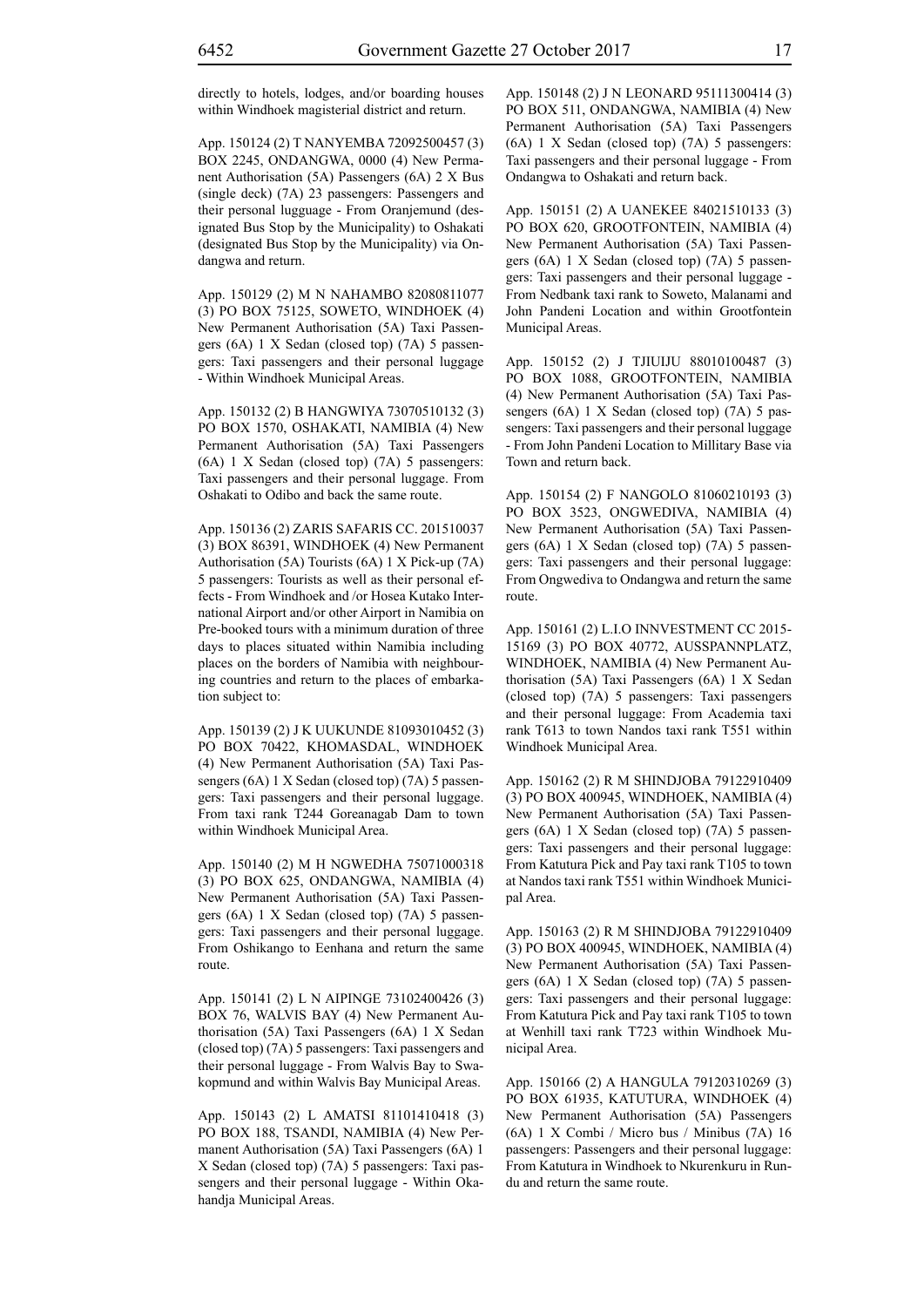directly to hotels, lodges, and/or boarding houses within Windhoek magisterial district and return.

App. 150124 (2) T NANYEMBA 72092500457 (3) BOX 2245, ONDANGWA, 0000 (4) New Permanent Authorisation (5A) Passengers (6A) 2 X Bus (single deck) (7A) 23 passengers: Passengers and their personal lugguage - From Oranjemund (designated Bus Stop by the Municipality) to Oshakati (designated Bus Stop by the Municipality) via Ondangwa and return.

App. 150129 (2) M N NAHAMBO 82080811077 (3) PO BOX 75125, SOWETO, WINDHOEK (4) New Permanent Authorisation (5A) Taxi Passengers (6A) 1 X Sedan (closed top) (7A) 5 passengers: Taxi passengers and their personal luggage - Within Windhoek Municipal Areas.

App. 150132 (2) B HANGWIYA 73070510132 (3) PO BOX 1570, OSHAKATI, NAMIBIA (4) New Permanent Authorisation (5A) Taxi Passengers (6A) 1 X Sedan (closed top) (7A) 5 passengers: Taxi passengers and their personal luggage. From Oshakati to Odibo and back the same route.

App. 150136 (2) ZARIS SAFARIS CC. 201510037 (3) BOX 86391, WINDHOEK (4) New Permanent Authorisation (5A) Tourists (6A) 1 X Pick-up (7A) 5 passengers: Tourists as well as their personal effects - From Windhoek and /or Hosea Kutako International Airport and/or other Airport in Namibia on Pre-booked tours with a minimum duration of three days to places situated within Namibia including places on the borders of Namibia with neighbouring countries and return to the places of embarkation subject to:

App. 150139 (2) J K UUKUNDE 81093010452 (3) PO BOX 70422, KHOMASDAL, WINDHOEK (4) New Permanent Authorisation (5A) Taxi Passengers (6A) 1 X Sedan (closed top) (7A) 5 passengers: Taxi passengers and their personal luggage. From taxi rank T244 Goreanagab Dam to town within Windhoek Municipal Area.

App. 150140 (2) M H NGWEDHA 75071000318 (3) PO BOX 625, ONDANGWA, NAMIBIA (4) New Permanent Authorisation (5A) Taxi Passengers (6A) 1 X Sedan (closed top) (7A) 5 passengers: Taxi passengers and their personal luggage. From Oshikango to Eenhana and return the same route.

App. 150141 (2) L N AIPINGE 73102400426 (3) BOX 76, WALVIS BAY (4) New Permanent Authorisation (5A) Taxi Passengers (6A) 1 X Sedan (closed top) (7A) 5 passengers: Taxi passengers and their personal luggage - From Walvis Bay to Swakopmund and within Walvis Bay Municipal Areas.

App. 150143 (2) L AMATSI 81101410418 (3) PO BOX 188, TSANDI, NAMIBIA (4) New Permanent Authorisation (5A) Taxi Passengers (6A) 1 X Sedan (closed top) (7A) 5 passengers: Taxi passengers and their personal luggage - Within Okahandja Municipal Areas.

App. 150148 (2) J N LEONARD 95111300414 (3) PO BOX 511, ONDANGWA, NAMIBIA (4) New Permanent Authorisation (5A) Taxi Passengers (6A) 1 X Sedan (closed top) (7A) 5 passengers: Taxi passengers and their personal luggage - From Ondangwa to Oshakati and return back.

App. 150151 (2) A UANEKEE 84021510133 (3) PO BOX 620, GROOTFONTEIN, NAMIBIA (4) New Permanent Authorisation (5A) Taxi Passengers (6A) 1 X Sedan (closed top) (7A) 5 passengers: Taxi passengers and their personal luggage - From Nedbank taxi rank to Soweto, Malanami and John Pandeni Location and within Grootfontein Municipal Areas.

App. 150152 (2) J TJIUIJU 88010100487 (3) PO BOX 1088, GROOTFONTEIN, NAMIBIA (4) New Permanent Authorisation (5A) Taxi Passengers (6A) 1 X Sedan (closed top) (7A) 5 passengers: Taxi passengers and their personal luggage - From John Pandeni Location to Millitary Base via Town and return back.

App. 150154 (2) F NANGOLO 81060210193 (3) PO BOX 3523, ONGWEDIVA, NAMIBIA (4) New Permanent Authorisation (5A) Taxi Passengers (6A) 1 X Sedan (closed top) (7A) 5 passengers: Taxi passengers and their personal luggage: From Ongwediva to Ondangwa and return the same route.

App. 150161 (2) L.I.O INNVESTMENT CC 2015-15169 (3) PO BOX 40772, AUSSPANNPLATZ, WINDHOEK, NAMIBIA (4) New Permanent Authorisation (5A) Taxi Passengers (6A) 1 X Sedan (closed top) (7A) 5 passengers: Taxi passengers and their personal luggage: From Academia taxi rank T613 to town Nandos taxi rank T551 within Windhoek Municipal Area.

App. 150162 (2) R M SHINDJOBA 79122910409 (3) PO BOX 400945, WINDHOEK, NAMIBIA (4) New Permanent Authorisation (5A) Taxi Passengers (6A) 1 X Sedan (closed top) (7A) 5 passengers: Taxi passengers and their personal luggage: From Katutura Pick and Pay taxi rank T105 to town at Nandos taxi rank T551 within Windhoek Municipal Area.

App. 150163 (2) R M SHINDJOBA 79122910409 (3) PO BOX 400945, WINDHOEK, NAMIBIA (4) New Permanent Authorisation (5A) Taxi Passengers (6A) 1 X Sedan (closed top) (7A) 5 passengers: Taxi passengers and their personal luggage: From Katutura Pick and Pay taxi rank T105 to town at Wenhill taxi rank T723 within Windhoek Municipal Area.

App. 150166 (2) A HANGULA 79120310269 (3) PO BOX 61935, KATUTURA, WINDHOEK (4) New Permanent Authorisation (5A) Passengers (6A) 1 X Combi / Micro bus / Minibus (7A) 16 passengers: Passengers and their personal luggage: From Katutura in Windhoek to Nkurenkuru in Rundu and return the same route.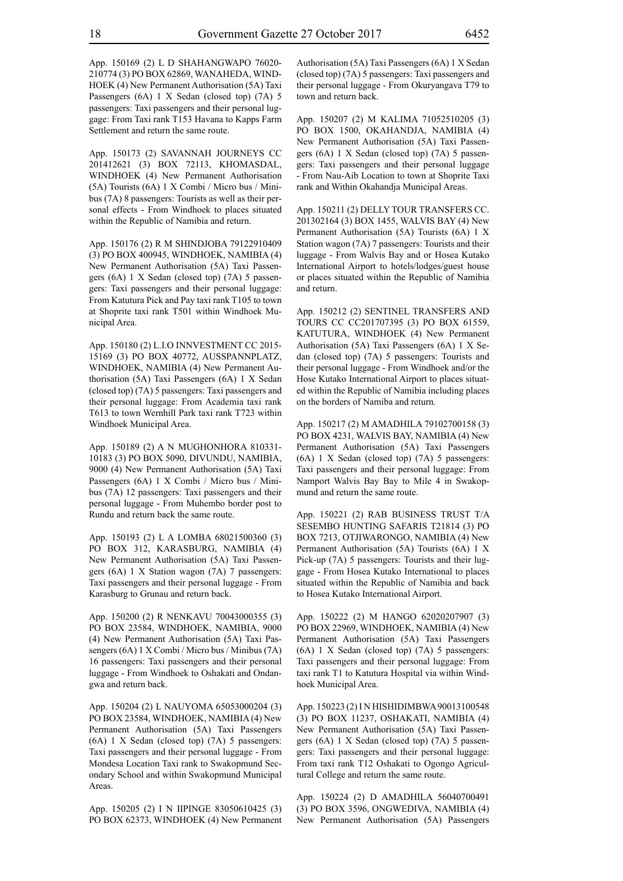App. 150169 (2) L D SHAHANGWAPO 76020-210774 (3) PO BOX 62869, WANAHEDA, WINDHOEK (4) New Permanent Authorisation (5A) Taxi Passengers (6A) 1 X Sedan (closed top) (7A) 5 passengers: Taxi passengers and their personal luggage: From Taxi rank T153 Havana to Kapps Farm Settlement and return the same route.

App. 150173 (2) SAVANNAH JOURNEYS CC 201412621 (3) BOX 72113, KHOMASDAL, WINDHOEK (4) New Permanent Authorisation (5A) Tourists (6A) 1 X Combi / Micro bus / Minibus (7A) 8 passengers: Tourists as well as their personal effects - From Windhoek to places situated within the Republic of Namibia and return.

App. 150176 (2) R M SHINDJOBA 79122910409 (3) PO BOX 400945, WINDHOEK, NAMIBIA (4) New Permanent Authorisation (5A) Taxi Passengers (6A) 1 X Sedan (closed top) (7A) 5 passengers: Taxi passengers and their personal luggage: From Katutura Pick and Pay taxi rank T105 to town at Shoprite taxi rank T501 within Windhoek Municipal Area.

App. 150180 (2) L.I.O INNVESTMENT CC 2015-15169 (3) PO BOX 40772, AUSSPANNPLATZ, WINDHOEK, NAMIBIA (4) New Permanent Authorisation (5A) Taxi Passengers (6A) 1 X Sedan (closed top) (7A) 5 passengers: Taxi passengers and their personal luggage: From Academia taxi rank T613 to town Wernhill Park taxi rank T723 within Windhoek Municipal Area.

App. 150189 (2) A N MUGHONHORA 810331-10183 (3) PO BOX 5090, DIVUNDU, NAMIBIA, 9000 (4) New Permanent Authorisation (5A) Taxi Passengers (6A) 1 X Combi / Micro bus / Minibus (7A) 12 passengers: Taxi passengers and their personal luggage - From Muhembo border post to Rundu and return back the same route.

App. 150193 (2) L A LOMBA 68021500360 (3) PO BOX 312, KARASBURG, NAMIBIA (4) New Permanent Authorisation (5A) Taxi Passengers (6A) 1 X Station wagon (7A) 7 passengers: Taxi passengers and their personal luggage - From Karasburg to Grunau and return back.

App. 150200 (2) R NENKAVU 70043000355 (3) PO BOX 23584, WINDHOEK, NAMIBIA, 9000 (4) New Permanent Authorisation (5A) Taxi Passengers (6A) 1 X Combi / Micro bus / Minibus (7A) 16 passengers: Taxi passengers and their personal luggage - From Windhoek to Oshakati and Ondangwa and return back.

App. 150204 (2) L NAUYOMA 65053000204 (3) PO BOX 23584, WINDHOEK, NAMIBIA (4) New Permanent Authorisation (5A) Taxi Passengers (6A) 1 X Sedan (closed top) (7A) 5 passengers: Taxi passengers and their personal luggage - From Mondesa Location Taxi rank to Swakopmund Secondary School and within Swakopmund Municipal Areas.

App. 150205 (2) I N IIPINGE 83050610425 (3) PO BOX 62373, WINDHOEK (4) New Permanent Authorisation (5A) Taxi Passengers (6A) 1 X Sedan (closed top) (7A) 5 passengers: Taxi passengers and their personal luggage - From Okuryangava T79 to town and return back.

App. 150207 (2) M KALIMA 71052510205 (3) PO BOX 1500, OKAHANDJA, NAMIBIA (4) New Permanent Authorisation (5A) Taxi Passengers (6A) 1 X Sedan (closed top) (7A) 5 passengers: Taxi passengers and their personal luggage - From Nau-Aib Location to town at Shoprite Taxi rank and Within Okahandja Municipal Areas.

App. 150211 (2) DELLY TOUR TRANSFERS CC. 201302164 (3) BOX 1455, WALVIS BAY (4) New Permanent Authorisation (5A) Tourists (6A) 1 X Station wagon (7A) 7 passengers: Tourists and their luggage - From Walvis Bay and or Hosea Kutako International Airport to hotels/lodges/guest house or places situated within the Republic of Namibia and return.

App. 150212 (2) SENTINEL TRANSFERS AND TOURS CC CC201707395 (3) PO BOX 61559, KATUTURA, WINDHOEK (4) New Permanent Authorisation (5A) Taxi Passengers (6A) 1 X Sedan (closed top) (7A) 5 passengers: Tourists and their personal luggage - From Windhoek and/or the Hose Kutako International Airport to places situated within the Republic of Namibia including places on the borders of Namiba and return.

App. 150217 (2) M AMADHILA 79102700158 (3) PO BOX 4231, WALVIS BAY, NAMIBIA (4) New Permanent Authorisation (5A) Taxi Passengers (6A) 1 X Sedan (closed top) (7A) 5 passengers: Taxi passengers and their personal luggage: From Namport Walvis Bay Bay to Mile 4 in Swakopmund and return the same route.

App. 150221 (2) RAB BUSINESS TRUST T/A SESEMBO HUNTING SAFARIS T21814 (3) PO BOX 7213, OTJIWARONGO, NAMIBIA (4) New Permanent Authorisation (5A) Tourists (6A) 1 X Pick-up (7A) 5 passengers: Tourists and their luggage - From Hosea Kutako International to places situated within the Republic of Namibia and back to Hosea Kutako International Airport.

App. 150222 (2) M HANGO 62020207907 (3) PO BOX 22969, WINDHOEK, NAMIBIA (4) New Permanent Authorisation (5A) Taxi Passengers (6A) 1 X Sedan (closed top) (7A) 5 passengers: Taxi passengers and their personal luggage: From taxi rank T1 to Katutura Hospital via within Windhoek Municipal Area.

App. 150223 (2) I N HISHIDIMBWA 90013100548 (3) PO BOX 11237, OSHAKATI, NAMIBIA (4) New Permanent Authorisation (5A) Taxi Passengers (6A) 1 X Sedan (closed top) (7A) 5 passengers: Taxi passengers and their personal luggage: From taxi rank T12 Oshakati to Ogongo Agricultural College and return the same route.

App. 150224 (2) D AMADHILA 56040700491 (3) PO BOX 3596, ONGWEDIVA, NAMIBIA (4) New Permanent Authorisation (5A) Passengers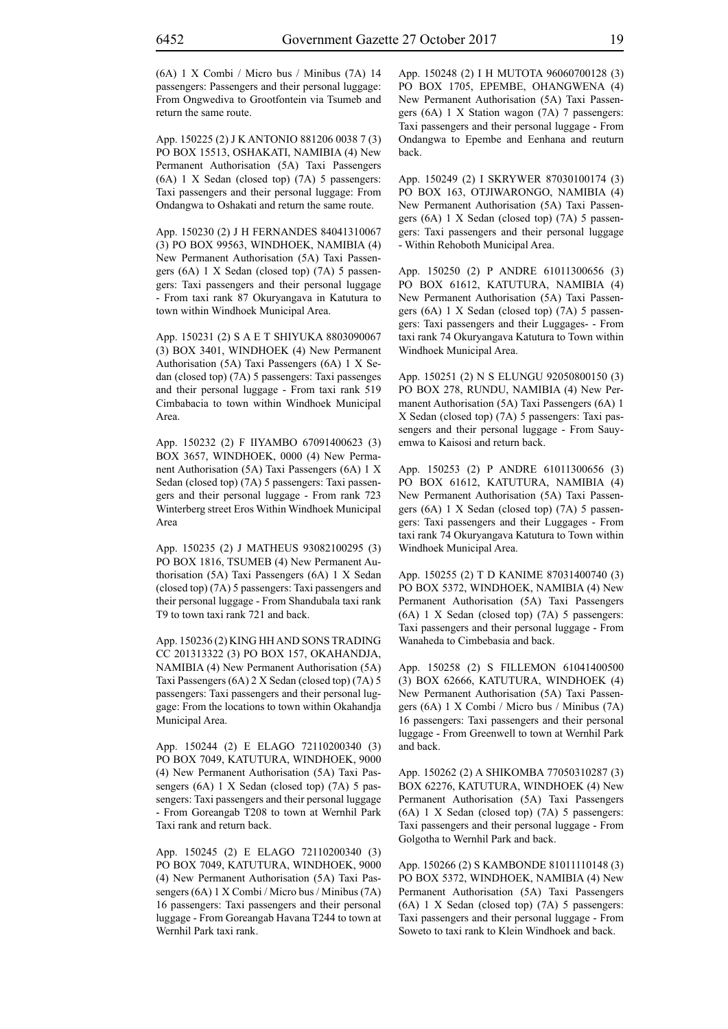(6A) 1 X Combi / Micro bus / Minibus (7A) 14 passengers: Passengers and their personal luggage: From Ongwediva to Grootfontein via Tsumeb and return the same route.

App. 150225 (2) J K ANTONIO 881206 0038 7 (3) PO BOX 15513, OSHAKATI, NAMIBIA (4) New Permanent Authorisation (5A) Taxi Passengers (6A) 1 X Sedan (closed top) (7A) 5 passengers: Taxi passengers and their personal luggage: From Ondangwa to Oshakati and return the same route.

App. 150230 (2) J H FERNANDES 84041310067 (3) PO BOX 99563, WINDHOEK, NAMIBIA (4) New Permanent Authorisation (5A) Taxi Passengers (6A) 1 X Sedan (closed top) (7A) 5 passengers: Taxi passengers and their personal luggage - From taxi rank 87 Okuryangava in Katutura to town within Windhoek Municipal Area.

App. 150231 (2) S A E T SHIYUKA 8803090067 (3) BOX 3401, WINDHOEK (4) New Permanent Authorisation (5A) Taxi Passengers (6A) 1 X Sedan (closed top) (7A) 5 passengers: Taxi passenges and their personal luggage - From taxi rank 519 Cimbabacia to town within Windhoek Municipal Area.

App. 150232 (2) F IIYAMBO 67091400623 (3) BOX 3657, WINDHOEK, 0000 (4) New Permanent Authorisation (5A) Taxi Passengers (6A) 1 X Sedan (closed top) (7A) 5 passengers: Taxi passengers and their personal luggage - From rank 723 Winterberg street Eros Within Windhoek Municipal Area

App. 150235 (2) J MATHEUS 93082100295 (3) PO BOX 1816, TSUMEB (4) New Permanent Authorisation (5A) Taxi Passengers (6A) 1 X Sedan (closed top) (7A) 5 passengers: Taxi passengers and their personal luggage - From Shandubala taxi rank T9 to town taxi rank 721 and back.

App. 150236 (2) KING HH AND SONS TRADING CC 201313322 (3) PO BOX 157, OKAHANDJA, NAMIBIA (4) New Permanent Authorisation (5A) Taxi Passengers (6A) 2 X Sedan (closed top) (7A) 5 passengers: Taxi passengers and their personal luggage: From the locations to town within Okahandja Municipal Area.

App. 150244 (2) E ELAGO 72110200340 (3) PO BOX 7049, KATUTURA, WINDHOEK, 9000 (4) New Permanent Authorisation (5A) Taxi Passengers (6A) 1 X Sedan (closed top) (7A) 5 passengers: Taxi passengers and their personal luggage - From Goreangab T208 to town at Wernhil Park Taxi rank and return back.

App. 150245 (2) E ELAGO 72110200340 (3) PO BOX 7049, KATUTURA, WINDHOEK, 9000 (4) New Permanent Authorisation (5A) Taxi Passengers (6A) 1 X Combi / Micro bus / Minibus (7A) 16 passengers: Taxi passengers and their personal luggage - From Goreangab Havana T244 to town at Wernhil Park taxi rank.

App. 150248 (2) I H MUTOTA 96060700128 (3) PO BOX 1705, EPEMBE, OHANGWENA (4) New Permanent Authorisation (5A) Taxi Passengers (6A) 1 X Station wagon (7A) 7 passengers: Taxi passengers and their personal luggage - From Ondangwa to Epembe and Eenhana and reuturn back.

App. 150249 (2) I SKRYWER 87030100174 (3) PO BOX 163, OTJIWARONGO, NAMIBIA (4) New Permanent Authorisation (5A) Taxi Passengers (6A) 1 X Sedan (closed top) (7A) 5 passengers: Taxi passengers and their personal luggage - Within Rehoboth Municipal Area.

App. 150250 (2) P ANDRE 61011300656 (3) PO BOX 61612, KATUTURA, NAMIBIA (4) New Permanent Authorisation (5A) Taxi Passengers (6A) 1 X Sedan (closed top) (7A) 5 passengers: Taxi passengers and their Luggages- - From taxi rank 74 Okuryangava Katutura to Town within Windhoek Municipal Area.

App. 150251 (2) N S ELUNGU 92050800150 (3) PO BOX 278, RUNDU, NAMIBIA (4) New Permanent Authorisation (5A) Taxi Passengers (6A) 1 X Sedan (closed top) (7A) 5 passengers: Taxi passengers and their personal luggage - From Sauyemwa to Kaisosi and return back.

App. 150253 (2) P ANDRE 61011300656 (3) PO BOX 61612, KATUTURA, NAMIBIA (4) New Permanent Authorisation (5A) Taxi Passengers (6A) 1 X Sedan (closed top) (7A) 5 passengers: Taxi passengers and their Luggages - From taxi rank 74 Okuryangava Katutura to Town within Windhoek Municipal Area.

App. 150255 (2) T D KANIME 87031400740 (3) PO BOX 5372, WINDHOEK, NAMIBIA (4) New Permanent Authorisation (5A) Taxi Passengers (6A) 1 X Sedan (closed top) (7A) 5 passengers: Taxi passengers and their personal luggage - From Wanaheda to Cimbebasia and back.

App. 150258 (2) S FILLEMON 61041400500 (3) BOX 62666, KATUTURA, WINDHOEK (4) New Permanent Authorisation (5A) Taxi Passengers (6A) 1 X Combi / Micro bus / Minibus (7A) 16 passengers: Taxi passengers and their personal luggage - From Greenwell to town at Wernhil Park and back.

App. 150262 (2) A SHIKOMBA 77050310287 (3) BOX 62276, KATUTURA, WINDHOEK (4) New Permanent Authorisation (5A) Taxi Passengers (6A) 1 X Sedan (closed top) (7A) 5 passengers: Taxi passengers and their personal luggage - From Golgotha to Wernhil Park and back.

App. 150266 (2) S KAMBONDE 81011110148 (3) PO BOX 5372, WINDHOEK, NAMIBIA (4) New Permanent Authorisation (5A) Taxi Passengers (6A) 1 X Sedan (closed top) (7A) 5 passengers: Taxi passengers and their personal luggage - From Soweto to taxi rank to Klein Windhoek and back.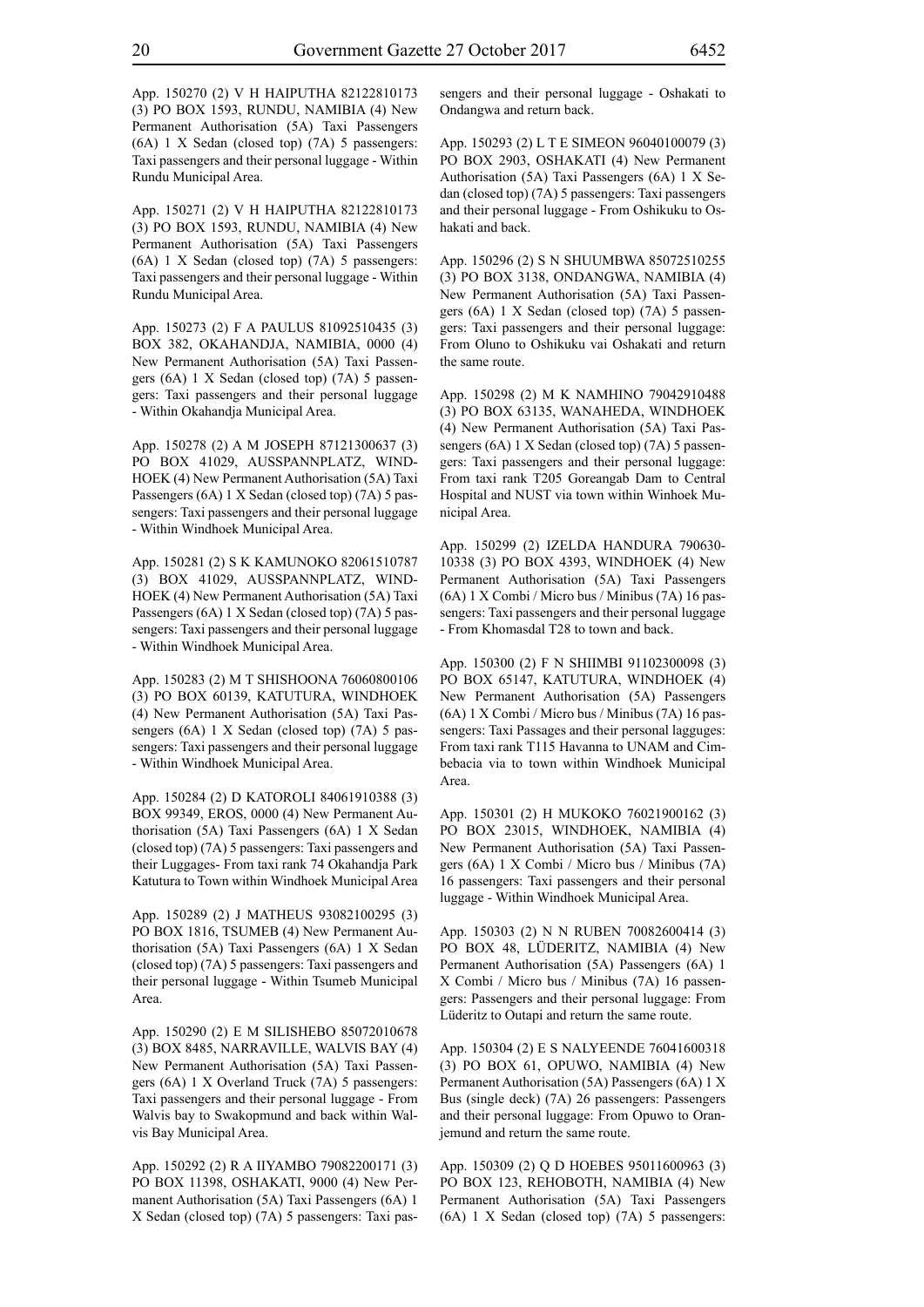App. 150270 (2) V H HAIPUTHA 82122810173 (3) PO BOX 1593, RUNDU, NAMIBIA (4) New Permanent Authorisation (5A) Taxi Passengers (6A) 1 X Sedan (closed top) (7A) 5 passengers: Taxi passengers and their personal luggage - Within Rundu Municipal Area.

App. 150271 (2) V H HAIPUTHA 82122810173 (3) PO BOX 1593, RUNDU, NAMIBIA (4) New Permanent Authorisation (5A) Taxi Passengers (6A) 1 X Sedan (closed top) (7A) 5 passengers: Taxi passengers and their personal luggage - Within Rundu Municipal Area.

App. 150273 (2) F A PAULUS 81092510435 (3) BOX 382, OKAHANDJA, NAMIBIA, 0000 (4) New Permanent Authorisation (5A) Taxi Passengers (6A) 1 X Sedan (closed top) (7A) 5 passengers: Taxi passengers and their personal luggage - Within Okahandja Municipal Area.

App. 150278 (2) A M JOSEPH 87121300637 (3) PO BOX 41029, AUSSPANNPLATZ, WINDHOEK (4) New Permanent Authorisation (5A) Taxi Passengers (6A) 1 X Sedan (closed top) (7A) 5 passengers: Taxi passengers and their personal luggage - Within Windhoek Municipal Area.

App. 150281 (2) S K KAMUNOKO 82061510787 (3) BOX 41029, AUSSPANNPLATZ, WINDHOEK (4) New Permanent Authorisation (5A) Taxi Passengers (6A) 1 X Sedan (closed top) (7A) 5 passengers: Taxi passengers and their personal luggage - Within Windhoek Municipal Area.

App. 150283 (2) M T SHISHOONA 76060800106 (3) PO BOX 60139, KATUTURA, WINDHOEK (4) New Permanent Authorisation (5A) Taxi Passengers (6A) 1 X Sedan (closed top) (7A) 5 passengers: Taxi passengers and their personal luggage - Within Windhoek Municipal Area.

App. 150284 (2) D KATOROLI 84061910388 (3) BOX 99349, EROS, 0000 (4) New Permanent Authorisation (5A) Taxi Passengers (6A) 1 X Sedan (closed top) (7A) 5 passengers: Taxi passengers and their Luggages- From taxi rank 74 Okahandja Park Katutura to Town within Windhoek Municipal Area

App. 150289 (2) J MATHEUS 93082100295 (3) PO BOX 1816, TSUMEB (4) New Permanent Authorisation (5A) Taxi Passengers (6A) 1 X Sedan (closed top) (7A) 5 passengers: Taxi passengers and their personal luggage - Within Tsumeb Municipal Area.

App. 150290 (2) E M SILISHEBO 85072010678 (3) BOX 8485, NARRAVILLE, WALVIS BAY (4) New Permanent Authorisation (5A) Taxi Passengers (6A) 1 X Overland Truck (7A) 5 passengers: Taxi passengers and their personal luggage - From Walvis bay to Swakopmund and back within Walvis Bay Municipal Area.

App. 150292 (2) R A IIYAMBO 79082200171 (3) PO BOX 11398, OSHAKATI, 9000 (4) New Permanent Authorisation (5A) Taxi Passengers (6A) 1 X Sedan (closed top) (7A) 5 passengers: Taxi passengers and their personal luggage - Oshakati to Ondangwa and return back.

App. 150293 (2) L T E SIMEON 96040100079 (3) PO BOX 2903, OSHAKATI (4) New Permanent Authorisation (5A) Taxi Passengers (6A) 1 X Sedan (closed top) (7A) 5 passengers: Taxi passengers and their personal luggage - From Oshikuku to Oshakati and back.

App. 150296 (2) S N SHUUMBWA 85072510255 (3) PO BOX 3138, ONDANGWA, NAMIBIA (4) New Permanent Authorisation (5A) Taxi Passengers (6A) 1 X Sedan (closed top) (7A) 5 passengers: Taxi passengers and their personal luggage: From Oluno to Oshikuku vai Oshakati and return the same route.

App. 150298 (2) M K NAMHINO 79042910488 (3) PO BOX 63135, WANAHEDA, WINDHOEK (4) New Permanent Authorisation (5A) Taxi Passengers (6A) 1 X Sedan (closed top) (7A) 5 passengers: Taxi passengers and their personal luggage: From taxi rank T205 Goreangab Dam to Central Hospital and NUST via town within Winhoek Municipal Area.

App. 150299 (2) IZELDA HANDURA 790630-10338 (3) PO BOX 4393, WINDHOEK (4) New Permanent Authorisation (5A) Taxi Passengers (6A) 1 X Combi / Micro bus / Minibus (7A) 16 passengers: Taxi passengers and their personal luggage - From Khomasdal T28 to town and back.

App. 150300 (2) F N SHIIMBI 91102300098 (3) PO BOX 65147, KATUTURA, WINDHOEK (4) New Permanent Authorisation (5A) Passengers (6A) 1 X Combi / Micro bus / Minibus (7A) 16 passengers: Taxi Passages and their personal lagguges: From taxi rank T115 Havanna to UNAM and Cimbebacia via to town within Windhoek Municipal Area.

App. 150301 (2) H MUKOKO 76021900162 (3) PO BOX 23015, WINDHOEK, NAMIBIA (4) New Permanent Authorisation (5A) Taxi Passengers (6A) 1 X Combi / Micro bus / Minibus (7A) 16 passengers: Taxi passengers and their personal luggage - Within Windhoek Municipal Area.

App. 150303 (2) N N RUBEN 70082600414 (3) PO BOX 48, LÜDERITZ, NAMIBIA (4) New Permanent Authorisation (5A) Passengers (6A) 1 X Combi / Micro bus / Minibus (7A) 16 passengers: Passengers and their personal luggage: From Lüderitz to Outapi and return the same route.

App. 150304 (2) E S NALYEENDE 76041600318 (3) PO BOX 61, OPUWO, NAMIBIA (4) New Permanent Authorisation (5A) Passengers (6A) 1 X Bus (single deck) (7A) 26 passengers: Passengers and their personal luggage: From Opuwo to Oranjemund and return the same route.

App. 150309 (2) Q D HOEBES 95011600963 (3) PO BOX 123, REHOBOTH, NAMIBIA (4) New Permanent Authorisation (5A) Taxi Passengers (6A) 1 X Sedan (closed top) (7A) 5 passengers: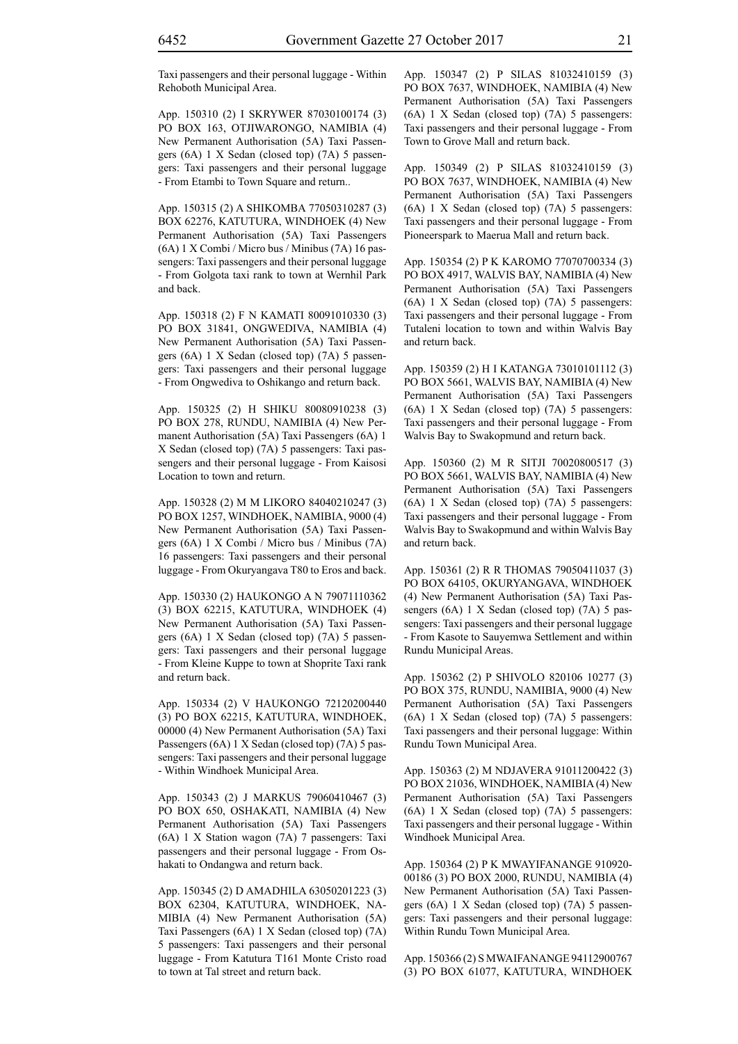Taxi passengers and their personal luggage - Within Rehoboth Municipal Area.

App. 150310 (2) I SKRYWER 87030100174 (3) PO BOX 163, OTJIWARONGO, NAMIBIA (4) New Permanent Authorisation (5A) Taxi Passengers (6A) 1 X Sedan (closed top) (7A) 5 passengers: Taxi passengers and their personal luggage - From Etambi to Town Square and return..

App. 150315 (2) A SHIKOMBA 77050310287 (3) BOX 62276, KATUTURA, WINDHOEK (4) New Permanent Authorisation (5A) Taxi Passengers (6A) 1 X Combi / Micro bus / Minibus (7A) 16 passengers: Taxi passengers and their personal luggage - From Golgota taxi rank to town at Wernhil Park and back.

App. 150318 (2) F N KAMATI 80091010330 (3) PO BOX 31841, ONGWEDIVA, NAMIBIA (4) New Permanent Authorisation (5A) Taxi Passengers (6A) 1 X Sedan (closed top) (7A) 5 passengers: Taxi passengers and their personal luggage - From Ongwediva to Oshikango and return back.

App. 150325 (2) H SHIKU 80080910238 (3) PO BOX 278, RUNDU, NAMIBIA (4) New Permanent Authorisation (5A) Taxi Passengers (6A) 1 X Sedan (closed top) (7A) 5 passengers: Taxi passengers and their personal luggage - From Kaisosi Location to town and return.

App. 150328 (2) M M LIKORO 84040210247 (3) PO BOX 1257, WINDHOEK, NAMIBIA, 9000 (4) New Permanent Authorisation (5A) Taxi Passengers (6A) 1 X Combi / Micro bus / Minibus (7A) 16 passengers: Taxi passengers and their personal luggage - From Okuryangava T80 to Eros and back.

App. 150330 (2) HAUKONGO A N 79071110362 (3) BOX 62215, KATUTURA, WINDHOEK (4) New Permanent Authorisation (5A) Taxi Passengers (6A) 1 X Sedan (closed top) (7A) 5 passengers: Taxi passengers and their personal luggage - From Kleine Kuppe to town at Shoprite Taxi rank and return back.

App. 150334 (2) V HAUKONGO 72120200440 (3) PO BOX 62215, KATUTURA, WINDHOEK, 00000 (4) New Permanent Authorisation (5A) Taxi Passengers (6A) 1 X Sedan (closed top) (7A) 5 passengers: Taxi passengers and their personal luggage - Within Windhoek Municipal Area.

App. 150343 (2) J MARKUS 79060410467 (3) PO BOX 650, OSHAKATI, NAMIBIA (4) New Permanent Authorisation (5A) Taxi Passengers (6A) 1 X Station wagon (7A) 7 passengers: Taxi passengers and their personal luggage - From Oshakati to Ondangwa and return back.

App. 150345 (2) D AMADHILA 63050201223 (3) BOX 62304, KATUTURA, WINDHOEK, NAMIBIA (4) New Permanent Authorisation (5A) Taxi Passengers (6A) 1 X Sedan (closed top) (7A) 5 passengers: Taxi passengers and their personal luggage - From Katutura T161 Monte Cristo road to town at Tal street and return back.

App. 150347 (2) P SILAS 81032410159 (3) PO BOX 7637, WINDHOEK, NAMIBIA (4) New Permanent Authorisation (5A) Taxi Passengers (6A) 1 X Sedan (closed top) (7A) 5 passengers: Taxi passengers and their personal luggage - From Town to Grove Mall and return back.

App. 150349 (2) P SILAS 81032410159 (3) PO BOX 7637, WINDHOEK, NAMIBIA (4) New Permanent Authorisation (5A) Taxi Passengers (6A) 1 X Sedan (closed top) (7A) 5 passengers: Taxi passengers and their personal luggage - From Pioneerspark to Maerua Mall and return back.

App. 150354 (2) P K KAROMO 77070700334 (3) PO BOX 4917, WALVIS BAY, NAMIBIA (4) New Permanent Authorisation (5A) Taxi Passengers (6A) 1 X Sedan (closed top) (7A) 5 passengers: Taxi passengers and their personal luggage - From Tutaleni location to town and within Walvis Bay and return back.

App. 150359 (2) H I KATANGA 73010101112 (3) PO BOX 5661, WALVIS BAY, NAMIBIA (4) New Permanent Authorisation (5A) Taxi Passengers (6A) 1 X Sedan (closed top) (7A) 5 passengers: Taxi passengers and their personal luggage - From Walvis Bay to Swakopmund and return back.

App. 150360 (2) M R SITJI 70020800517 (3) PO BOX 5661, WALVIS BAY, NAMIBIA (4) New Permanent Authorisation (5A) Taxi Passengers (6A) 1 X Sedan (closed top) (7A) 5 passengers: Taxi passengers and their personal luggage - From Walvis Bay to Swakopmund and within Walvis Bay and return back.

App. 150361 (2) R R THOMAS 79050411037 (3) PO BOX 64105, OKURYANGAVA, WINDHOEK (4) New Permanent Authorisation (5A) Taxi Passengers (6A) 1 X Sedan (closed top) (7A) 5 passengers: Taxi passengers and their personal luggage - From Kasote to Sauyemwa Settlement and within Rundu Municipal Areas.

App. 150362 (2) P SHIVOLO 820106 10277 (3) PO BOX 375, RUNDU, NAMIBIA, 9000 (4) New Permanent Authorisation (5A) Taxi Passengers (6A) 1 X Sedan (closed top) (7A) 5 passengers: Taxi passengers and their personal luggage: Within Rundu Town Municipal Area.

App. 150363 (2) M NDJAVERA 91011200422 (3) PO BOX 21036, WINDHOEK, NAMIBIA (4) New Permanent Authorisation (5A) Taxi Passengers (6A) 1 X Sedan (closed top) (7A) 5 passengers: Taxi passengers and their personal luggage - Within Windhoek Municipal Area.

App. 150364 (2) P K MWAYIFANANGE 910920-00186 (3) PO BOX 2000, RUNDU, NAMIBIA (4) New Permanent Authorisation (5A) Taxi Passengers (6A) 1 X Sedan (closed top) (7A) 5 passengers: Taxi passengers and their personal luggage: Within Rundu Town Municipal Area.

App. 150366 (2) S MWAIFANANGE 94112900767 (3) PO BOX 61077, KATUTURA, WINDHOEK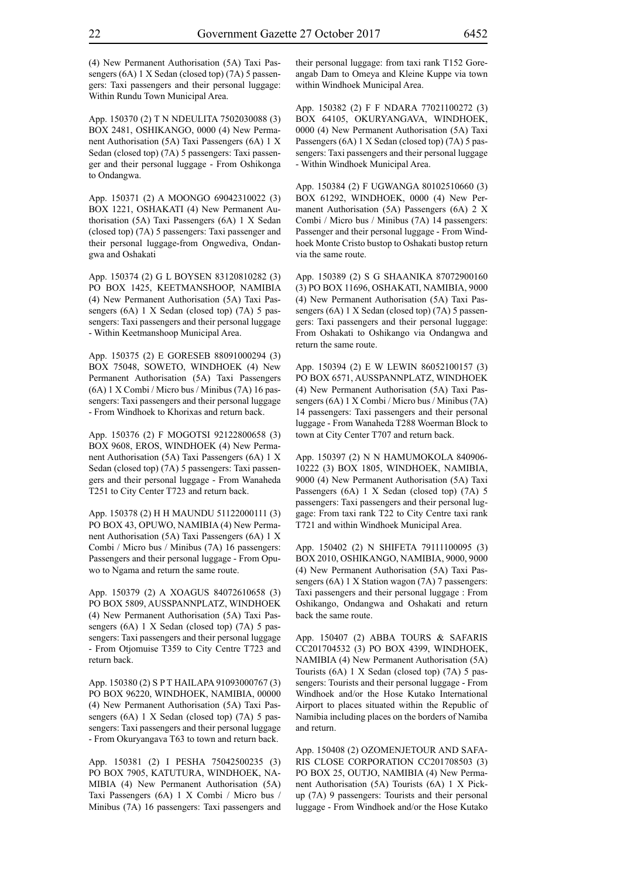(4) New Permanent Authorisation (5A) Taxi Passengers (6A) 1 X Sedan (closed top) (7A) 5 passengers: Taxi passengers and their personal luggage: Within Rundu Town Municipal Area.

App. 150370 (2) T N NDEULITA 7502030088 (3) BOX 2481, OSHIKANGO, 0000 (4) New Permanent Authorisation (5A) Taxi Passengers (6A) 1 X Sedan (closed top) (7A) 5 passengers: Taxi passenger and their personal luggage - From Oshikonga to Ondangwa.

App. 150371 (2) A MOONGO 69042310022 (3) BOX 1221, OSHAKATI (4) New Permanent Authorisation (5A) Taxi Passengers (6A) 1 X Sedan (closed top) (7A) 5 passengers: Taxi passenger and their personal luggage-from Ongwediva, Ondangwa and Oshakati

App. 150374 (2) G L BOYSEN 83120810282 (3) PO BOX 1425, KEETMANSHOOP, NAMIBIA (4) New Permanent Authorisation (5A) Taxi Passengers (6A) 1 X Sedan (closed top) (7A) 5 passengers: Taxi passengers and their personal luggage - Within Keetmanshoop Municipal Area.

App. 150375 (2) E GORESEB 88091000294 (3) BOX 75048, SOWETO, WINDHOEK (4) New Permanent Authorisation (5A) Taxi Passengers (6A) 1 X Combi / Micro bus / Minibus (7A) 16 passengers: Taxi passengers and their personal luggage - From Windhoek to Khorixas and return back.

App. 150376 (2) F MOGOTSI 92122800658 (3) BOX 9608, EROS, WINDHOEK (4) New Permanent Authorisation (5A) Taxi Passengers (6A) 1 X Sedan (closed top) (7A) 5 passengers: Taxi passengers and their personal luggage - From Wanaheda T251 to City Center T723 and return back.

App. 150378 (2) H H MAUNDU 51122000111 (3) PO BOX 43, OPUWO, NAMIBIA (4) New Permanent Authorisation (5A) Taxi Passengers (6A) 1 X Combi / Micro bus / Minibus (7A) 16 passengers: Passengers and their personal luggage - From Opuwo to Ngama and return the same route.

App. 150379 (2) A XOAGUS 84072610658 (3) PO BOX 5809, AUSSPANNPLATZ, WINDHOEK (4) New Permanent Authorisation (5A) Taxi Passengers (6A) 1 X Sedan (closed top) (7A) 5 passengers: Taxi passengers and their personal luggage - From Otjomuise T359 to City Centre T723 and return back.

App. 150380 (2) S P T HAILAPA 91093000767 (3) PO BOX 96220, WINDHOEK, NAMIBIA, 00000 (4) New Permanent Authorisation (5A) Taxi Passengers (6A) 1 X Sedan (closed top) (7A) 5 passengers: Taxi passengers and their personal luggage - From Okuryangava T63 to town and return back.

App. 150381 (2) I PESHA 75042500235 (3) PO BOX 7905, KATUTURA, WINDHOEK, NAMIBIA (4) New Permanent Authorisation (5A) Taxi Passengers (6A) 1 X Combi / Micro bus / Minibus (7A) 16 passengers: Taxi passengers and their personal luggage: from taxi rank T152 Goreangab Dam to Omeya and Kleine Kuppe via town within Windhoek Municipal Area.

App. 150382 (2) F F NDARA 77021100272 (3) BOX 64105, OKURYANGAVA, WINDHOEK, 0000 (4) New Permanent Authorisation (5A) Taxi Passengers (6A) 1 X Sedan (closed top) (7A) 5 passengers: Taxi passengers and their personal luggage - Within Windhoek Municipal Area.

App. 150384 (2) F UGWANGA 80102510660 (3) BOX 61292, WINDHOEK, 0000 (4) New Permanent Authorisation (5A) Passengers (6A) 2 X Combi / Micro bus / Minibus (7A) 14 passengers: Passenger and their personal luggage - From Windhoek Monte Cristo bustop to Oshakati bustop return via the same route.

App. 150389 (2) S G SHAANIKA 87072900160 (3) PO BOX 11696, OSHAKATI, NAMIBIA, 9000 (4) New Permanent Authorisation (5A) Taxi Passengers (6A) 1 X Sedan (closed top) (7A) 5 passengers: Taxi passengers and their personal luggage: From Oshakati to Oshikango via Ondangwa and return the same route.

App. 150394 (2) E W LEWIN 86052100157 (3) PO BOX 6571, AUSSPANNPLATZ, WINDHOEK (4) New Permanent Authorisation (5A) Taxi Passengers (6A) 1 X Combi / Micro bus / Minibus (7A) 14 passengers: Taxi passengers and their personal luggage - From Wanaheda T288 Woerman Block to town at City Center T707 and return back.

App. 150397 (2) N N HAMUMOKOLA 840906-10222 (3) BOX 1805, WINDHOEK, NAMIBIA, 9000 (4) New Permanent Authorisation (5A) Taxi Passengers (6A) 1 X Sedan (closed top) (7A) 5 passengers: Taxi passengers and their personal luggage: From taxi rank T22 to City Centre taxi rank T721 and within Windhoek Municipal Area.

App. 150402 (2) N SHIFETA 79111100095 (3) BOX 2010, OSHIKANGO, NAMIBIA, 9000, 9000 (4) New Permanent Authorisation (5A) Taxi Passengers (6A) 1 X Station wagon (7A) 7 passengers: Taxi passengers and their personal luggage : From Oshikango, Ondangwa and Oshakati and return back the same route.

App. 150407 (2) ABBA TOURS & SAFARIS CC201704532 (3) PO BOX 4399, WINDHOEK, NAMIBIA (4) New Permanent Authorisation (5A) Tourists (6A) 1 X Sedan (closed top) (7A) 5 passengers: Tourists and their personal luggage - From Windhoek and/or the Hose Kutako International Airport to places situated within the Republic of Namibia including places on the borders of Namiba and return.

App. 150408 (2) OZOMENJETOUR AND SAFARIS CLOSE CORPORATION CC201708503 (3) PO BOX 25, OUTJO, NAMIBIA (4) New Permanent Authorisation (5A) Tourists (6A) 1 X Pickup (7A) 9 passengers: Tourists and their personal luggage - From Windhoek and/or the Hose Kutako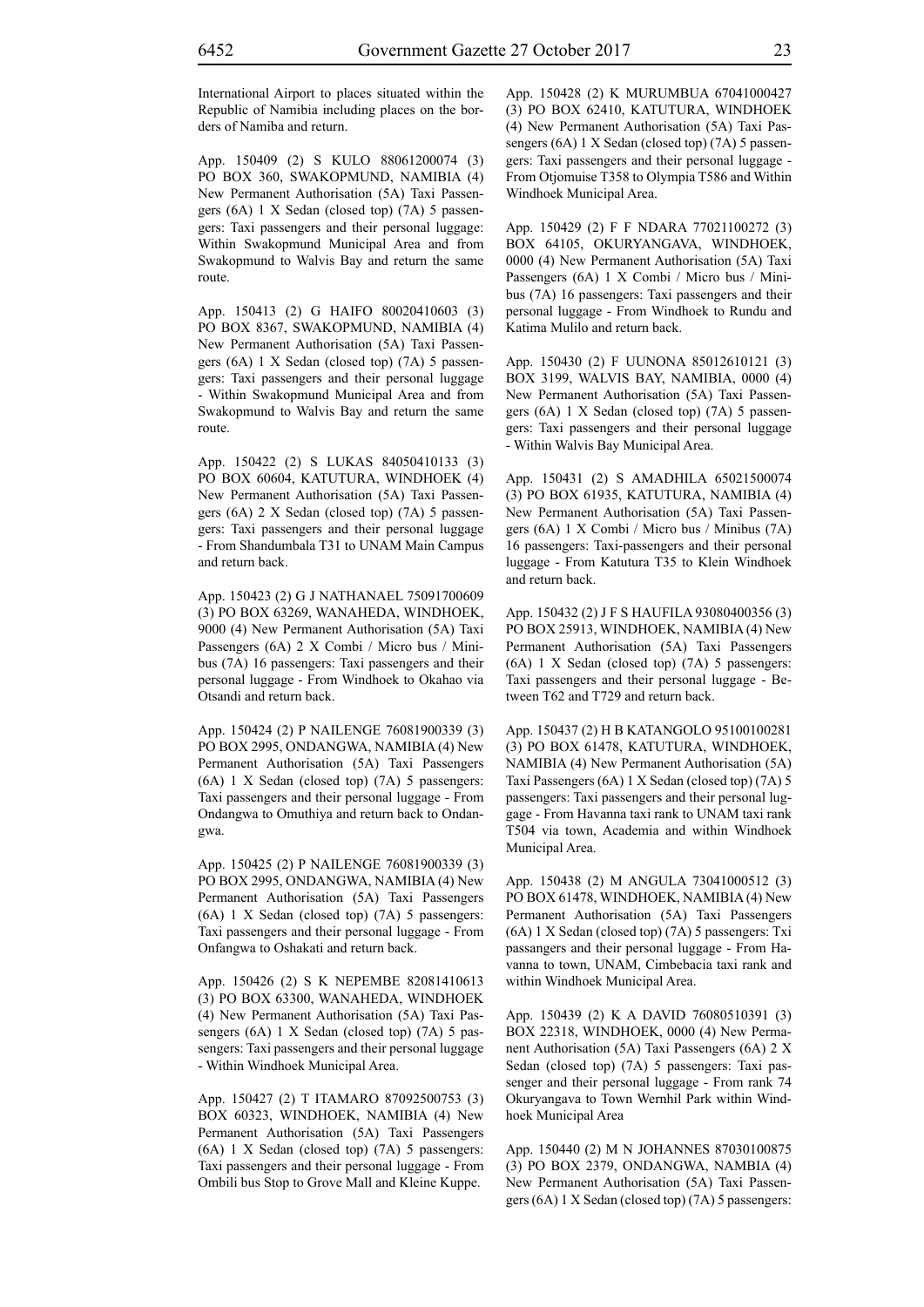International Airport to places situated within the Republic of Namibia including places on the borders of Namiba and return.

App. 150409 (2) S KULO 88061200074 (3) PO BOX 360, SWAKOPMUND, NAMIBIA (4) New Permanent Authorisation (5A) Taxi Passengers (6A) 1 X Sedan (closed top) (7A) 5 passengers: Taxi passengers and their personal luggage: Within Swakopmund Municipal Area and from Swakopmund to Walvis Bay and return the same route.

App. 150413 (2) G HAIFO 80020410603 (3) PO BOX 8367, SWAKOPMUND, NAMIBIA (4) New Permanent Authorisation (5A) Taxi Passengers (6A) 1 X Sedan (closed top) (7A) 5 passengers: Taxi passengers and their personal luggage - Within Swakopmund Municipal Area and from Swakopmund to Walvis Bay and return the same route.

App. 150422 (2) S LUKAS 84050410133 (3) PO BOX 60604, KATUTURA, WINDHOEK (4) New Permanent Authorisation (5A) Taxi Passengers (6A) 2 X Sedan (closed top) (7A) 5 passengers: Taxi passengers and their personal luggage - From Shandumbala T31 to UNAM Main Campus and return back.

App. 150423 (2) G J NATHANAEL 75091700609 (3) PO BOX 63269, WANAHEDA, WINDHOEK, 9000 (4) New Permanent Authorisation (5A) Taxi Passengers (6A) 2 X Combi / Micro bus / Minibus (7A) 16 passengers: Taxi passengers and their personal luggage - From Windhoek to Okahao via Otsandi and return back.

App. 150424 (2) P NAILENGE 76081900339 (3) PO BOX 2995, ONDANGWA, NAMIBIA (4) New Permanent Authorisation (5A) Taxi Passengers (6A) 1 X Sedan (closed top) (7A) 5 passengers: Taxi passengers and their personal luggage - From Ondangwa to Omuthiya and return back to Ondangwa.

App. 150425 (2) P NAILENGE 76081900339 (3) PO BOX 2995, ONDANGWA, NAMIBIA (4) New Permanent Authorisation (5A) Taxi Passengers (6A) 1 X Sedan (closed top) (7A) 5 passengers: Taxi passengers and their personal luggage - From Onfangwa to Oshakati and return back.

App. 150426 (2) S K NEPEMBE 82081410613 (3) PO BOX 63300, WANAHEDA, WINDHOEK (4) New Permanent Authorisation (5A) Taxi Passengers (6A) 1 X Sedan (closed top) (7A) 5 passengers: Taxi passengers and their personal luggage - Within Windhoek Municipal Area.

App. 150427 (2) T ITAMARO 87092500753 (3) BOX 60323, WINDHOEK, NAMIBIA (4) New Permanent Authorisation (5A) Taxi Passengers (6A) 1 X Sedan (closed top) (7A) 5 passengers: Taxi passengers and their personal luggage - From Ombili bus Stop to Grove Mall and Kleine Kuppe.

App. 150428 (2) K MURUMBUA 67041000427 (3) PO BOX 62410, KATUTURA, WINDHOEK (4) New Permanent Authorisation (5A) Taxi Passengers (6A) 1 X Sedan (closed top) (7A) 5 passengers: Taxi passengers and their personal luggage - From Otjomuise T358 to Olympia T586 and Within Windhoek Municipal Area.

App. 150429 (2) F F NDARA 77021100272 (3) BOX 64105, OKURYANGAVA, WINDHOEK, 0000 (4) New Permanent Authorisation (5A) Taxi Passengers (6A) 1 X Combi / Micro bus / Minibus (7A) 16 passengers: Taxi passengers and their personal luggage - From Windhoek to Rundu and Katima Mulilo and return back.

App. 150430 (2) F UUNONA 85012610121 (3) BOX 3199, WALVIS BAY, NAMIBIA, 0000 (4) New Permanent Authorisation (5A) Taxi Passengers (6A) 1 X Sedan (closed top) (7A) 5 passengers: Taxi passengers and their personal luggage - Within Walvis Bay Municipal Area.

App. 150431 (2) S AMADHILA 65021500074 (3) PO BOX 61935, KATUTURA, NAMIBIA (4) New Permanent Authorisation (5A) Taxi Passengers (6A) 1 X Combi / Micro bus / Minibus (7A) 16 passengers: Taxi-passengers and their personal luggage - From Katutura T35 to Klein Windhoek and return back.

App. 150432 (2) J F S HAUFILA 93080400356 (3) PO BOX 25913, WINDHOEK, NAMIBIA (4) New Permanent Authorisation (5A) Taxi Passengers (6A) 1 X Sedan (closed top) (7A) 5 passengers: Taxi passengers and their personal luggage - Between T62 and T729 and return back.

App. 150437 (2) H B KATANGOLO 95100100281 (3) PO BOX 61478, KATUTURA, WINDHOEK, NAMIBIA (4) New Permanent Authorisation (5A) Taxi Passengers (6A) 1 X Sedan (closed top) (7A) 5 passengers: Taxi passengers and their personal luggage - From Havanna taxi rank to UNAM taxi rank T504 via town, Academia and within Windhoek Municipal Area.

App. 150438 (2) M ANGULA 73041000512 (3) PO BOX 61478, WINDHOEK, NAMIBIA (4) New Permanent Authorisation (5A) Taxi Passengers (6A) 1 X Sedan (closed top) (7A) 5 passengers: Txi passangers and their personal luggage - From Havanna to town, UNAM, Cimbebacia taxi rank and within Windhoek Municipal Area.

App. 150439 (2) K A DAVID 76080510391 (3) BOX 22318, WINDHOEK, 0000 (4) New Permanent Authorisation (5A) Taxi Passengers (6A) 2 X Sedan (closed top) (7A) 5 passengers: Taxi passenger and their personal luggage - From rank 74 Okuryangava to Town Wernhil Park within Windhoek Municipal Area

App. 150440 (2) M N JOHANNES 87030100875 (3) PO BOX 2379, ONDANGWA, NAMBIA (4) New Permanent Authorisation (5A) Taxi Passengers (6A) 1 X Sedan (closed top) (7A) 5 passengers: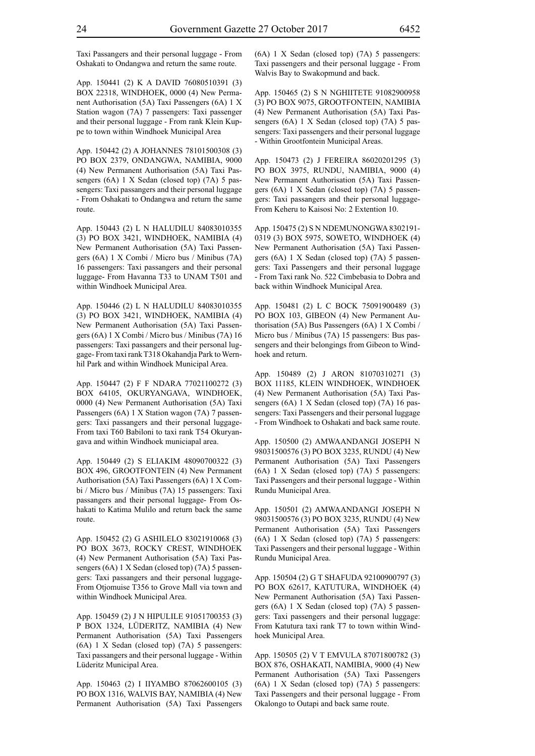Taxi Passangers and their personal luggage - From Oshakati to Ondangwa and return the same route.

App. 150441 (2) K A DAVID 76080510391 (3) BOX 22318, WINDHOEK, 0000 (4) New Permanent Authorisation (5A) Taxi Passengers (6A) 1 X Station wagon (7A) 7 passengers: Taxi passenger and their personal luggage - From rank Klein Kuppe to town within Windhoek Municipal Area

App. 150442 (2) A JOHANNES 78101500308 (3) PO BOX 2379, ONDANGWA, NAMIBIA, 9000 (4) New Permanent Authorisation (5A) Taxi Passengers (6A) 1 X Sedan (closed top) (7A) 5 passengers: Taxi passangers and their personal luggage - From Oshakati to Ondangwa and return the same route.

App. 150443 (2) L N HALUDILU 84083010355 (3) PO BOX 3421, WINDHOEK, NAMIBIA (4) New Permanent Authorisation (5A) Taxi Passengers (6A) 1 X Combi / Micro bus / Minibus (7A) 16 passengers: Taxi passangers and their personal luggage- From Havanna T33 to UNAM T501 and within Windhoek Municipal Area.

App. 150446 (2) L N HALUDILU 84083010355 (3) PO BOX 3421, WINDHOEK, NAMIBIA (4) New Permanent Authorisation (5A) Taxi Passengers (6A) 1 X Combi / Micro bus / Minibus (7A) 16 passengers: Taxi passangers and their personal luggage- From taxi rank T318 Okahandja Park to Wernhil Park and within Windhoek Municipal Area.

App. 150447 (2) F F NDARA 77021100272 (3) BOX 64105, OKURYANGAVA, WINDHOEK, 0000 (4) New Permanent Authorisation (5A) Taxi Passengers (6A) 1 X Station wagon (7A) 7 passengers: Taxi passangers and their personal luggage- From taxi T60 Babiloni to taxi rank T54 Okuryangava and within Windhoek municiapal area.

App. 150449 (2) S ELIAKIM 48090700322 (3) BOX 496, GROOTFONTEIN (4) New Permanent Authorisation (5A) Taxi Passengers (6A) 1 X Combi / Micro bus / Minibus (7A) 15 passengers: Taxi passangers and their personal luggage- From Oshakati to Katima Mulilo and return back the same route.

App. 150452 (2) G ASHILELO 83021910068 (3) PO BOX 3673, ROCKY CREST, WINDHOEK (4) New Permanent Authorisation (5A) Taxi Passengers (6A) 1 X Sedan (closed top) (7A) 5 passengers: Taxi passangers and their personal luggage- From Otjomuise T356 to Grove Mall via town and within Windhoek Municipal Area.

App. 150459 (2) J N HIPULILE 91051700353 (3) P BOX 1324, LÜDERITZ, NAMIBIA (4) New Permanent Authorisation (5A) Taxi Passengers (6A) 1 X Sedan (closed top) (7A) 5 passengers: Taxi passangers and their personal luggage - Within Lüderitz Municipal Area.

App. 150463 (2) I IIYAMBO 87062600105 (3) PO BOX 1316, WALVIS BAY, NAMIBIA (4) New Permanent Authorisation (5A) Taxi Passengers (6A) 1 X Sedan (closed top) (7A) 5 passengers: Taxi passengers and their personal luggage - From Walvis Bay to Swakopmund and back.

App. 150465 (2) S N NGHIITETE 91082900958 (3) PO BOX 9075, GROOTFONTEIN, NAMIBIA (4) New Permanent Authorisation (5A) Taxi Passengers (6A) 1 X Sedan (closed top) (7A) 5 passengers: Taxi passengers and their personal luggage - Within Grootfontein Municipal Areas.

App. 150473 (2) J FEREIRA 86020201295 (3) PO BOX 3975, RUNDU, NAMIBIA, 9000 (4) New Permanent Authorisation (5A) Taxi Passengers (6A) 1 X Sedan (closed top) (7A) 5 passengers: Taxi passangers and their personal luggage- From Keheru to Kaisosi No: 2 Extention 10.

App. 150475 (2) S N NDEMUNONGWA 8302191-0319 (3) BOX 5975, SOWETO, WINDHOEK (4) New Permanent Authorisation (5A) Taxi Passengers (6A) 1 X Sedan (closed top) (7A) 5 passengers: Taxi Passengers and their personal luggage - From Taxi rank No. 522 Cimbebasia to Dobra and back within Windhoek Municipal Area.

App. 150481 (2) L C BOCK 75091900489 (3) PO BOX 103, GIBEON (4) New Permanent Authorisation (5A) Bus Passengers (6A) 1 X Combi / Micro bus / Minibus (7A) 15 passengers: Bus passengers and their belongings from Gibeon to Windhoek and return.

App. 150489 (2) J ARON 81070310271 (3) BOX 11185, KLEIN WINDHOEK, WINDHOEK (4) New Permanent Authorisation (5A) Taxi Passengers (6A) 1 X Sedan (closed top) (7A) 16 passengers: Taxi Passengers and their personal luggage - From Windhoek to Oshakati and back same route.

App. 150500 (2) AMWAANDANGI JOSEPH N 98031500576 (3) PO BOX 3235, RUNDU (4) New Permanent Authorisation (5A) Taxi Passengers (6A) 1 X Sedan (closed top) (7A) 5 passengers: Taxi Passengers and their personal luggage - Within Rundu Municipal Area.

App. 150501 (2) AMWAANDANGI JOSEPH N 98031500576 (3) PO BOX 3235, RUNDU (4) New Permanent Authorisation (5A) Taxi Passengers (6A) 1 X Sedan (closed top) (7A) 5 passengers: Taxi Passengers and their personal luggage - Within Rundu Municipal Area.

App. 150504 (2) G T SHAFUDA 92100900797 (3) PO BOX 62617, KATUTURA, WINDHOEK (4) New Permanent Authorisation (5A) Taxi Passengers (6A) 1 X Sedan (closed top) (7A) 5 passengers: Taxi passengers and their personal luggage: From Katutura taxi rank T7 to town within Windhoek Municipal Area.

App. 150505 (2) V T EMVULA 87071800782 (3) BOX 876, OSHAKATI, NAMIBIA, 9000 (4) New Permanent Authorisation (5A) Taxi Passengers (6A) 1 X Sedan (closed top) (7A) 5 passengers: Taxi Passengers and their personal luggage - From Okalongo to Outapi and back same route.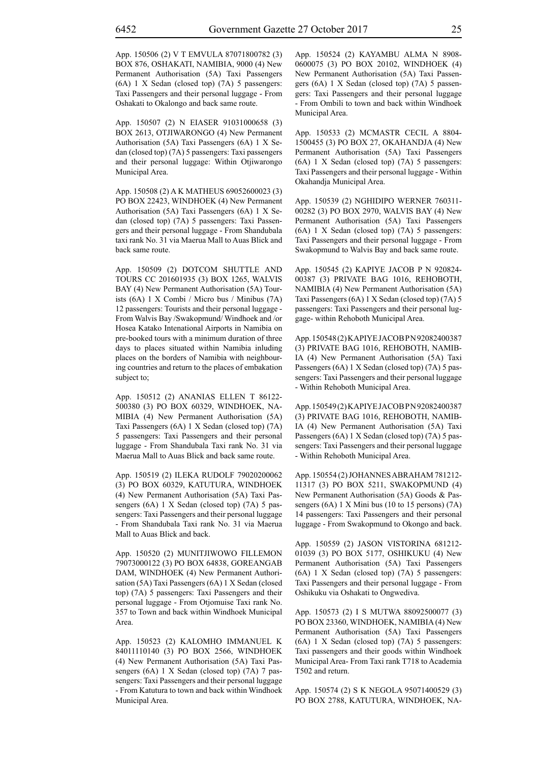App. 150506 (2) V T EMVULA 87071800782 (3) BOX 876, OSHAKATI, NAMIBIA, 9000 (4) New Permanent Authorisation (5A) Taxi Passengers (6A) 1 X Sedan (closed top) (7A) 5 passengers: Taxi Passengers and their personal luggage - From Oshakati to Okalongo and back same route.

App. 150507 (2) N EIASER 91031000658 (3) BOX 2613, OTJIWARONGO (4) New Permanent Authorisation (5A) Taxi Passengers (6A) 1 X Sedan (closed top) (7A) 5 passengers: Taxi passengers and their personal luggage: Within Otjiwarongo Municipal Area.

App. 150508 (2) A K MATHEUS 69052600023 (3) PO BOX 22423, WINDHOEK (4) New Permanent Authorisation (5A) Taxi Passengers (6A) 1 X Sedan (closed top) (7A) 5 passengers: Taxi Passengers and their personal luggage - From Shandubala taxi rank No. 31 via Maerua Mall to Auas Blick and back same route.

App. 150509 (2) DOTCOM SHUTTLE AND TOURS CC 201601935 (3) BOX 1265, WALVIS BAY (4) New Permanent Authorisation (5A) Tourists (6A) 1 X Combi / Micro bus / Minibus (7A) 12 passengers: Tourists and their personal luggage - From Walvis Bay /Swakopmund/ Windhoek and /or Hosea Katako Intenational Airports in Namibia on pre-booked tours with a minimum duration of three days to places situated within Namibia inluding places on the borders of Namibia with neighbouring countries and return to the places of embakation subject to;

App. 150512 (2) ANANIAS ELLEN T 86122-500380 (3) PO BOX 60329, WINDHOEK, NAMIBIA (4) New Permanent Authorisation (5A) Taxi Passengers (6A) 1 X Sedan (closed top) (7A) 5 passengers: Taxi Passengers and their personal luggage - From Shandubala Taxi rank No. 31 via Maerua Mall to Auas Blick and back same route.

App. 150519 (2) ILEKA RUDOLF 79020200062 (3) PO BOX 60329, KATUTURA, WINDHOEK (4) New Permanent Authorisation (5A) Taxi Passengers (6A) 1 X Sedan (closed top) (7A) 5 passengers: Taxi Passengers and their personal luggage - From Shandubala Taxi rank No. 31 via Maerua Mall to Auas Blick and back.

App. 150520 (2) MUNITJIWOWO FILLEMON 79073000122 (3) PO BOX 64838, GOREANGAB DAM, WINDHOEK (4) New Permanent Authorisation (5A) Taxi Passengers (6A) 1 X Sedan (closed top) (7A) 5 passengers: Taxi Passengers and their personal luggage - From Otjomuise Taxi rank No. 357 to Town and back within Windhoek Municipal Area.

App. 150523 (2) KALOMHO IMMANUEL K 84011110140 (3) PO BOX 2566, WINDHOEK (4) New Permanent Authorisation (5A) Taxi Passengers (6A) 1 X Sedan (closed top) (7A) 7 passengers: Taxi Passengers and their personal luggage - From Katutura to town and back within Windhoek Municipal Area.

App. 150524 (2) KAYAMBU ALMA N 8908-0600075 (3) PO BOX 20102, WINDHOEK (4) New Permanent Authorisation (5A) Taxi Passengers (6A) 1 X Sedan (closed top) (7A) 5 passengers: Taxi Passengers and their personal luggage - From Ombili to town and back within Windhoek Municipal Area.

App. 150533 (2) MCMASTR CECIL A 8804-1500455 (3) PO BOX 27, OKAHANDJA (4) New Permanent Authorisation (5A) Taxi Passengers (6A) 1 X Sedan (closed top) (7A) 5 passengers: Taxi Passengers and their personal luggage - Within Okahandja Municipal Area.

App. 150539 (2) NGHIDIPO WERNER 760311-00282 (3) PO BOX 2970, WALVIS BAY (4) New Permanent Authorisation (5A) Taxi Passengers (6A) 1 X Sedan (closed top) (7A) 5 passengers: Taxi Passengers and their personal luggage - From Swakopmund to Walvis Bay and back same route.

App. 150545 (2) KAPIYE JACOB P N 920824-00387 (3) PRIVATE BAG 1016, REHOBOTH, NAMIBIA (4) New Permanent Authorisation (5A) Taxi Passengers (6A) 1 X Sedan (closed top) (7A) 5 passengers: Taxi Passengers and their personal luggage- within Rehoboth Municipal Area.

App. 150548 (2) KAPIYE JACOB P N 92082400387 (3) PRIVATE BAG 1016, REHOBOTH, NAMIBIA (4) New Permanent Authorisation (5A) Taxi Passengers (6A) 1 X Sedan (closed top) (7A) 5 passengers: Taxi Passengers and their personal luggage - Within Rehoboth Municipal Area.

App. 150549 (2) KAPIYE JACOB P N 92082400387 (3) PRIVATE BAG 1016, REHOBOTH, NAMIBIA (4) New Permanent Authorisation (5A) Taxi Passengers (6A) 1 X Sedan (closed top) (7A) 5 passengers: Taxi Passengers and their personal luggage - Within Rehoboth Municipal Area.

App. 150554 (2) JOHANNES ABRAHAM 781212-11317 (3) PO BOX 5211, SWAKOPMUND (4) New Permanent Authorisation (5A) Goods & Passengers (6A) 1 X Mini bus (10 to 15 persons) (7A) 14 passengers: Taxi Passengers and their personal luggage - From Swakopmund to Okongo and back.

App. 150559 (2) JASON VISTORINA 681212-01039 (3) PO BOX 5177, OSHIKUKU (4) New Permanent Authorisation (5A) Taxi Passengers (6A) 1 X Sedan (closed top) (7A) 5 passengers: Taxi Passengers and their personal luggage - From Oshikuku via Oshakati to Ongwediva.

App. 150573 (2) I S MUTWA 88092500077 (3) PO BOX 23360, WINDHOEK, NAMIBIA (4) New Permanent Authorisation (5A) Taxi Passengers (6A) 1 X Sedan (closed top) (7A) 5 passengers: Taxi passengers and their goods within Windhoek Municipal Area- From Taxi rank T718 to Academia T502 and return.

App. 150574 (2) S K NEGOLA 95071400529 (3) PO BOX 2788, KATUTURA, WINDHOEK, NA-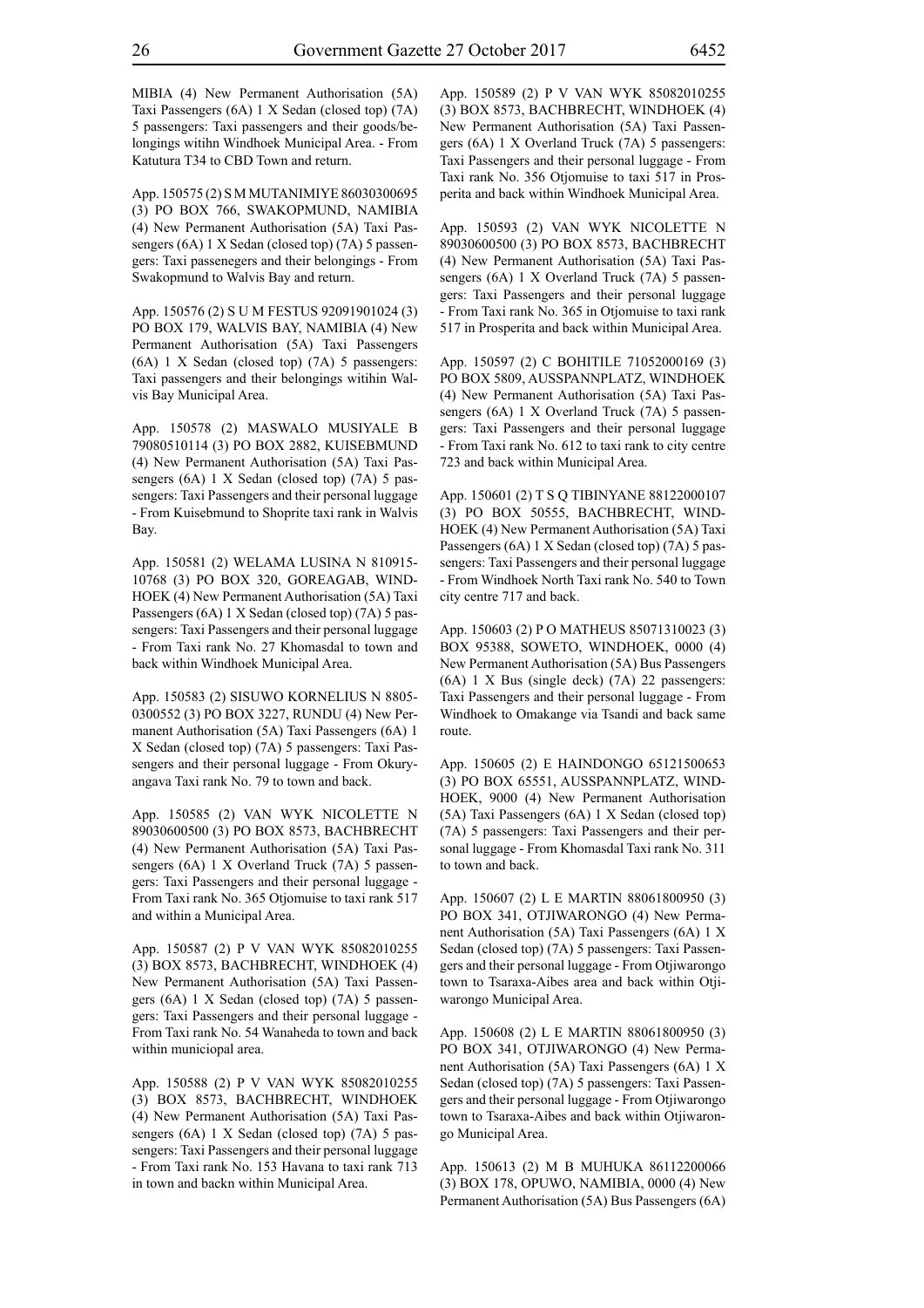MIBIA (4) New Permanent Authorisation (5A) Taxi Passengers (6A) 1 X Sedan (closed top) (7A) 5 passengers: Taxi passengers and their goods/belongings witihn Windhoek Municipal Area. - From Katutura T34 to CBD Town and return.

App. 150575 (2) S M MUTANIMIYE 86030300695 (3) PO BOX 766, SWAKOPMUND, NAMIBIA (4) New Permanent Authorisation (5A) Taxi Passengers (6A) 1 X Sedan (closed top) (7A) 5 passengers: Taxi passenegers and their belongings - From Swakopmund to Walvis Bay and return.

App. 150576 (2) S U M FESTUS 92091901024 (3) PO BOX 179, WALVIS BAY, NAMIBIA (4) New Permanent Authorisation (5A) Taxi Passengers (6A) 1 X Sedan (closed top) (7A) 5 passengers: Taxi passengers and their belongings witihin Walvis Bay Municipal Area.

App. 150578 (2) MASWALO MUSIYALE B 79080510114 (3) PO BOX 2882, KUISEBMUND (4) New Permanent Authorisation (5A) Taxi Passengers (6A) 1 X Sedan (closed top) (7A) 5 passengers: Taxi Passengers and their personal luggage - From Kuisebmund to Shoprite taxi rank in Walvis Bay.

App. 150581 (2) WELAMA LUSINA N 810915-10768 (3) PO BOX 320, GOREAGAB, WINDHOEK (4) New Permanent Authorisation (5A) Taxi Passengers (6A) 1 X Sedan (closed top) (7A) 5 passengers: Taxi Passengers and their personal luggage - From Taxi rank No. 27 Khomasdal to town and back within Windhoek Municipal Area.

App. 150583 (2) SISUWO KORNELIUS N 8805-0300552 (3) PO BOX 3227, RUNDU (4) New Permanent Authorisation (5A) Taxi Passengers (6A) 1 X Sedan (closed top) (7A) 5 passengers: Taxi Passengers and their personal luggage - From Okuryangava Taxi rank No. 79 to town and back.

App. 150585 (2) VAN WYK NICOLETTE N 89030600500 (3) PO BOX 8573, BACHBRECHT (4) New Permanent Authorisation (5A) Taxi Passengers (6A) 1 X Overland Truck (7A) 5 passengers: Taxi Passengers and their personal luggage - From Taxi rank No. 365 Otjomuise to taxi rank 517 and within a Municipal Area.

App. 150587 (2) P V VAN WYK 85082010255 (3) BOX 8573, BACHBRECHT, WINDHOEK (4) New Permanent Authorisation (5A) Taxi Passengers (6A) 1 X Sedan (closed top) (7A) 5 passengers: Taxi Passengers and their personal luggage - From Taxi rank No. 54 Wanaheda to town and back within municiopal area.

App. 150588 (2) P V VAN WYK 85082010255 (3) BOX 8573, BACHBRECHT, WINDHOEK (4) New Permanent Authorisation (5A) Taxi Passengers (6A) 1 X Sedan (closed top) (7A) 5 passengers: Taxi Passengers and their personal luggage - From Taxi rank No. 153 Havana to taxi rank 713 in town and backn within Municipal Area.

App. 150589 (2) P V VAN WYK 85082010255 (3) BOX 8573, BACHBRECHT, WINDHOEK (4) New Permanent Authorisation (5A) Taxi Passengers (6A) 1 X Overland Truck (7A) 5 passengers: Taxi Passengers and their personal luggage - From Taxi rank No. 356 Otjomuise to taxi 517 in Prosperita and back within Windhoek Municipal Area.

App. 150593 (2) VAN WYK NICOLETTE N 89030600500 (3) PO BOX 8573, BACHBRECHT (4) New Permanent Authorisation (5A) Taxi Passengers (6A) 1 X Overland Truck (7A) 5 passengers: Taxi Passengers and their personal luggage - From Taxi rank No. 365 in Otjomuise to taxi rank 517 in Prosperita and back within Municipal Area.

App. 150597 (2) C BOHITILE 71052000169 (3) PO BOX 5809, AUSSPANNPLATZ, WINDHOEK (4) New Permanent Authorisation (5A) Taxi Passengers (6A) 1 X Overland Truck (7A) 5 passengers: Taxi Passengers and their personal luggage - From Taxi rank No. 612 to taxi rank to city centre 723 and back within Municipal Area.

App. 150601 (2) T S Q TIBINYANE 88122000107 (3) PO BOX 50555, BACHBRECHT, WINDHOEK (4) New Permanent Authorisation (5A) Taxi Passengers (6A) 1 X Sedan (closed top) (7A) 5 passengers: Taxi Passengers and their personal luggage - From Windhoek North Taxi rank No. 540 to Town city centre 717 and back.

App. 150603 (2) P O MATHEUS 85071310023 (3) BOX 95388, SOWETO, WINDHOEK, 0000 (4) New Permanent Authorisation (5A) Bus Passengers (6A) 1 X Bus (single deck) (7A) 22 passengers: Taxi Passengers and their personal luggage - From Windhoek to Omakange via Tsandi and back same route.

App. 150605 (2) E HAINDONGO 65121500653 (3) PO BOX 65551, AUSSPANNPLATZ, WINDHOEK, 9000 (4) New Permanent Authorisation (5A) Taxi Passengers (6A) 1 X Sedan (closed top) (7A) 5 passengers: Taxi Passengers and their personal luggage - From Khomasdal Taxi rank No. 311 to town and back.

App. 150607 (2) L E MARTIN 88061800950 (3) PO BOX 341, OTJIWARONGO (4) New Permanent Authorisation (5A) Taxi Passengers (6A) 1 X Sedan (closed top) (7A) 5 passengers: Taxi Passengers and their personal luggage - From Otjiwarongo town to Tsaraxa-Aibes area and back within Otjiwarongo Municipal Area.

App. 150608 (2) L E MARTIN 88061800950 (3) PO BOX 341, OTJIWARONGO (4) New Permanent Authorisation (5A) Taxi Passengers (6A) 1 X Sedan (closed top) (7A) 5 passengers: Taxi Passengers and their personal luggage - From Otjiwarongo town to Tsaraxa-Aibes and back within Otjiwarongo Municipal Area.

App. 150613 (2) M B MUHUKA 86112200066 (3) BOX 178, OPUWO, NAMIBIA, 0000 (4) New Permanent Authorisation (5A) Bus Passengers (6A)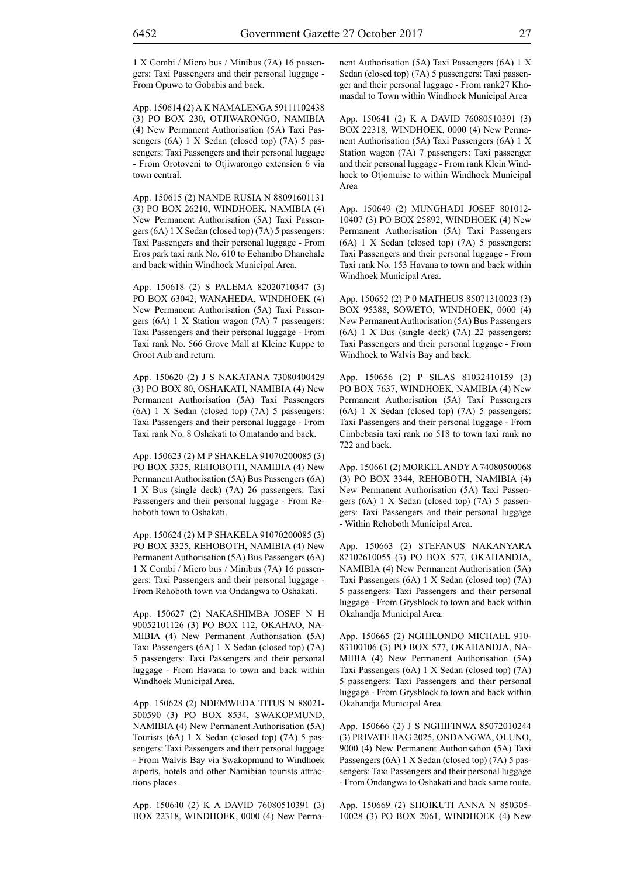1 X Combi / Micro bus / Minibus (7A) 16 passengers: Taxi Passengers and their personal luggage - From Opuwo to Gobabis and back.

App. 150614 (2) A K NAMALENGA 59111102438 (3) PO BOX 230, OTJIWARONGO, NAMIBIA (4) New Permanent Authorisation (5A) Taxi Passengers (6A) 1 X Sedan (closed top) (7A) 5 passengers: Taxi Passengers and their personal luggage - From Orotoveni to Otjiwarongo extension 6 via town central.

App. 150615 (2) NANDE RUSIA N 88091601131 (3) PO BOX 26210, WINDHOEK, NAMIBIA (4) New Permanent Authorisation (5A) Taxi Passengers (6A) 1 X Sedan (closed top) (7A) 5 passengers: Taxi Passengers and their personal luggage - From Eros park taxi rank No. 610 to Eehambo Dhanehale and back within Windhoek Municipal Area.

App. 150618 (2) S PALEMA 82020710347 (3) PO BOX 63042, WANAHEDA, WINDHOEK (4) New Permanent Authorisation (5A) Taxi Passengers (6A) 1 X Station wagon (7A) 7 passengers: Taxi Passengers and their personal luggage - From Taxi rank No. 566 Grove Mall at Kleine Kuppe to Groot Aub and return.

App. 150620 (2) J S NAKATANA 73080400429 (3) PO BOX 80, OSHAKATI, NAMIBIA (4) New Permanent Authorisation (5A) Taxi Passengers (6A) 1 X Sedan (closed top) (7A) 5 passengers: Taxi Passengers and their personal luggage - From Taxi rank No. 8 Oshakati to Omatando and back.

App. 150623 (2) M P SHAKELA 91070200085 (3) PO BOX 3325, REHOBOTH, NAMIBIA (4) New Permanent Authorisation (5A) Bus Passengers (6A) 1 X Bus (single deck) (7A) 26 passengers: Taxi Passengers and their personal luggage - From Rehoboth town to Oshakati.

App. 150624 (2) M P SHAKELA 91070200085 (3) PO BOX 3325, REHOBOTH, NAMIBIA (4) New Permanent Authorisation (5A) Bus Passengers (6A) 1 X Combi / Micro bus / Minibus (7A) 16 passengers: Taxi Passengers and their personal luggage - From Rehoboth town via Ondangwa to Oshakati.

App. 150627 (2) NAKASHIMBA JOSEF N H 90052101126 (3) PO BOX 112, OKAHAO, NAMIBIA (4) New Permanent Authorisation (5A) Taxi Passengers (6A) 1 X Sedan (closed top) (7A) 5 passengers: Taxi Passengers and their personal luggage - From Havana to town and back within Windhoek Municipal Area.

App. 150628 (2) NDEMWEDA TITUS N 88021-300590 (3) PO BOX 8534, SWAKOPMUND, NAMIBIA (4) New Permanent Authorisation (5A) Tourists (6A) 1 X Sedan (closed top) (7A) 5 passengers: Taxi Passengers and their personal luggage - From Walvis Bay via Swakopmund to Windhoek aiports, hotels and other Namibian tourists attractions places.

App. 150640 (2) K A DAVID 76080510391 (3) BOX 22318, WINDHOEK, 0000 (4) New Permanent Authorisation (5A) Taxi Passengers (6A) 1 X Sedan (closed top) (7A) 5 passengers: Taxi passenger and their personal luggage - From rank27 Khomasdal to Town within Windhoek Municipal Area

App. 150641 (2) K A DAVID 76080510391 (3) BOX 22318, WINDHOEK, 0000 (4) New Permanent Authorisation (5A) Taxi Passengers (6A) 1 X Station wagon (7A) 7 passengers: Taxi passenger and their personal luggage - From rank Klein Windhoek to Otjomuise to within Windhoek Municipal Area

App. 150649 (2) MUNGHADI JOSEF 801012-10407 (3) PO BOX 25892, WINDHOEK (4) New Permanent Authorisation (5A) Taxi Passengers (6A) 1 X Sedan (closed top) (7A) 5 passengers: Taxi Passengers and their personal luggage - From Taxi rank No. 153 Havana to town and back within Windhoek Municipal Area.

App. 150652 (2) P 0 MATHEUS 85071310023 (3) BOX 95388, SOWETO, WINDHOEK, 0000 (4) New Permanent Authorisation (5A) Bus Passengers (6A) 1 X Bus (single deck) (7A) 22 passengers: Taxi Passengers and their personal luggage - From Windhoek to Walvis Bay and back.

App. 150656 (2) P SILAS 81032410159 (3) PO BOX 7637, WINDHOEK, NAMIBIA (4) New Permanent Authorisation (5A) Taxi Passengers (6A) 1 X Sedan (closed top) (7A) 5 passengers: Taxi Passengers and their personal luggage - From Cimbebasia taxi rank no 518 to town taxi rank no 722 and back.

App. 150661 (2) MORKEL ANDY A 74080500068 (3) PO BOX 3344, REHOBOTH, NAMIBIA (4) New Permanent Authorisation (5A) Taxi Passengers (6A) 1 X Sedan (closed top) (7A) 5 passengers: Taxi Passengers and their personal luggage - Within Rehoboth Municipal Area.

App. 150663 (2) STEFANUS NAKANYARA 82102610055 (3) PO BOX 577, OKAHANDJA, NAMIBIA (4) New Permanent Authorisation (5A) Taxi Passengers (6A) 1 X Sedan (closed top) (7A) 5 passengers: Taxi Passengers and their personal luggage - From Grysblock to town and back within Okahandja Municipal Area.

App. 150665 (2) NGHILONDO MICHAEL 910-83100106 (3) PO BOX 577, OKAHANDJA, NAMIBIA (4) New Permanent Authorisation (5A) Taxi Passengers (6A) 1 X Sedan (closed top) (7A) 5 passengers: Taxi Passengers and their personal luggage - From Grysblock to town and back within Okahandja Municipal Area.

App. 150666 (2) J S NGHIFINWA 85072010244 (3) PRIVATE BAG 2025, ONDANGWA, OLUNO, 9000 (4) New Permanent Authorisation (5A) Taxi Passengers (6A) 1 X Sedan (closed top) (7A) 5 passengers: Taxi Passengers and their personal luggage - From Ondangwa to Oshakati and back same route.

App. 150669 (2) SHOIKUTI ANNA N 850305-10028 (3) PO BOX 2061, WINDHOEK (4) New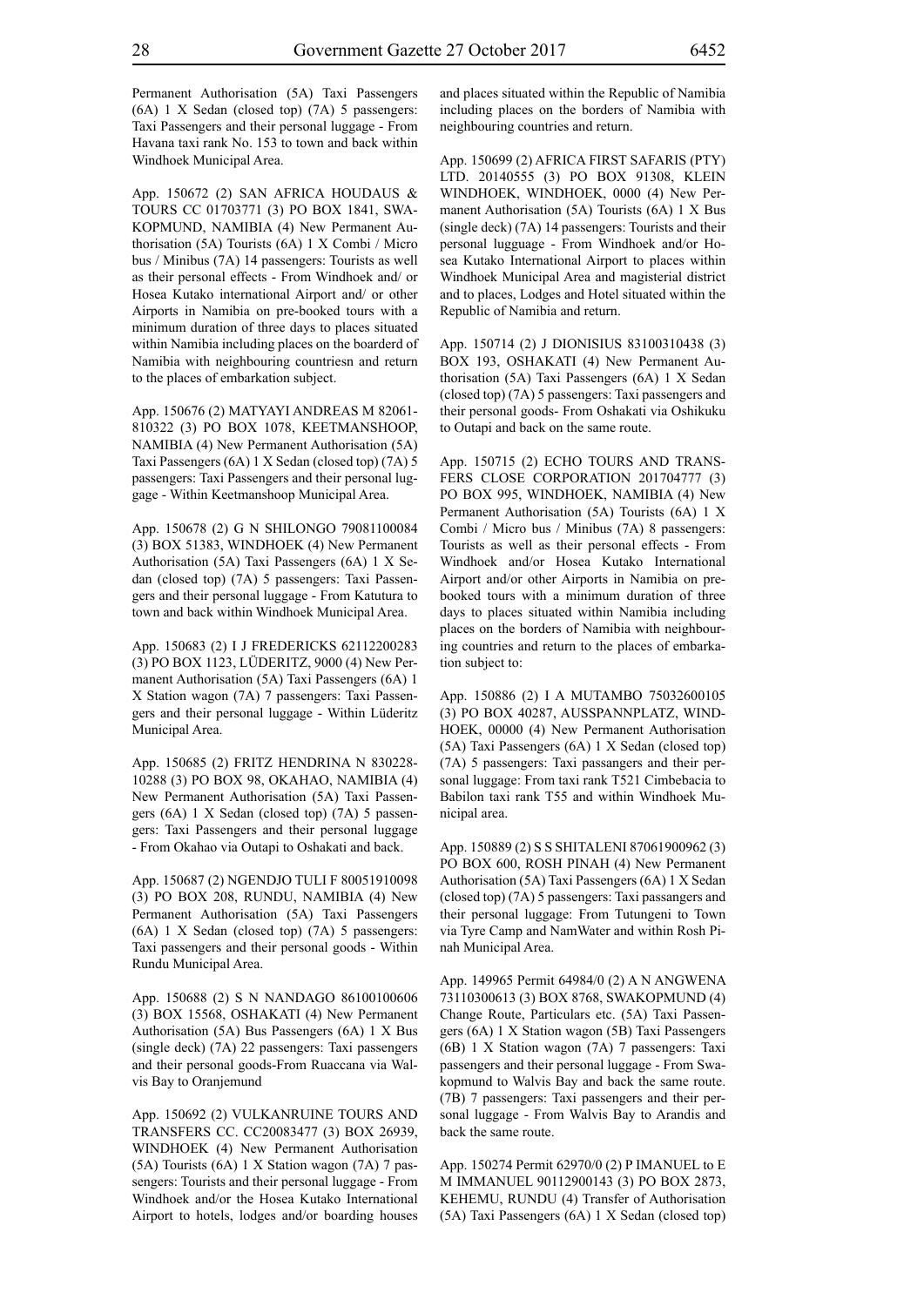Permanent Authorisation (5A) Taxi Passengers (6A) 1 X Sedan (closed top) (7A) 5 passengers: Taxi Passengers and their personal luggage - From Havana taxi rank No. 153 to town and back within Windhoek Municipal Area.

App. 150672 (2) SAN AFRICA HOUDAUS & TOURS CC 01703771 (3) PO BOX 1841, SWAKOPMUND, NAMIBIA (4) New Permanent Authorisation (5A) Tourists (6A) 1 X Combi / Micro bus / Minibus (7A) 14 passengers: Tourists as well as their personal effects - From Windhoek and/ or Hosea Kutako international Airport and/ or other Airports in Namibia on pre-booked tours with a minimum duration of three days to places situated within Namibia including places on the boarderd of Namibia with neighbouring countriesn and return to the places of embarkation subject.

App. 150676 (2) MATYAYI ANDREAS M 82061-810322 (3) PO BOX 1078, KEETMANSHOOP, NAMIBIA (4) New Permanent Authorisation (5A) Taxi Passengers (6A) 1 X Sedan (closed top) (7A) 5 passengers: Taxi Passengers and their personal luggage - Within Keetmanshoop Municipal Area.

App. 150678 (2) G N SHILONGO 79081100084 (3) BOX 51383, WINDHOEK (4) New Permanent Authorisation (5A) Taxi Passengers (6A) 1 X Sedan (closed top) (7A) 5 passengers: Taxi Passengers and their personal luggage - From Katutura to town and back within Windhoek Municipal Area.

App. 150683 (2) I J FREDERICKS 62112200283 (3) PO BOX 1123, LÜDERITZ, 9000 (4) New Permanent Authorisation (5A) Taxi Passengers (6A) 1 X Station wagon (7A) 7 passengers: Taxi Passengers and their personal luggage - Within Lüderitz Municipal Area.

App. 150685 (2) FRITZ HENDRINA N 830228-10288 (3) PO BOX 98, OKAHAO, NAMIBIA (4) New Permanent Authorisation (5A) Taxi Passengers (6A) 1 X Sedan (closed top) (7A) 5 passengers: Taxi Passengers and their personal luggage - From Okahao via Outapi to Oshakati and back.

App. 150687 (2) NGENDJO TULI F 80051910098 (3) PO BOX 208, RUNDU, NAMIBIA (4) New Permanent Authorisation (5A) Taxi Passengers (6A) 1 X Sedan (closed top) (7A) 5 passengers: Taxi passengers and their personal goods - Within Rundu Municipal Area.

App. 150688 (2) S N NANDAGO 86100100606 (3) BOX 15568, OSHAKATI (4) New Permanent Authorisation (5A) Bus Passengers (6A) 1 X Bus (single deck) (7A) 22 passengers: Taxi passengers and their personal goods-From Ruaccana via Walvis Bay to Oranjemund

App. 150692 (2) VULKANRUINE TOURS AND TRANSFERS CC. CC20083477 (3) BOX 26939, WINDHOEK (4) New Permanent Authorisation (5A) Tourists (6A) 1 X Station wagon (7A) 7 passengers: Tourists and their personal luggage - From Windhoek and/or the Hosea Kutako International Airport to hotels, lodges and/or boarding houses and places situated within the Republic of Namibia including places on the borders of Namibia with neighbouring countries and return.

App. 150699 (2) AFRICA FIRST SAFARIS (PTY) LTD. 20140555 (3) PO BOX 91308, KLEIN WINDHOEK, WINDHOEK, 0000 (4) New Permanent Authorisation (5A) Tourists (6A) 1 X Bus (single deck) (7A) 14 passengers: Tourists and their personal lugguage - From Windhoek and/or Hosea Kutako International Airport to places within Windhoek Municipal Area and magisterial district and to places, Lodges and Hotel situated within the Republic of Namibia and return.

App. 150714 (2) J DIONISIUS 83100310438 (3) BOX 193, OSHAKATI (4) New Permanent Authorisation (5A) Taxi Passengers (6A) 1 X Sedan (closed top) (7A) 5 passengers: Taxi passengers and their personal goods- From Oshakati via Oshikuku to Outapi and back on the same route.

App. 150715 (2) ECHO TOURS AND TRANSFERS CLOSE CORPORATION 201704777 (3) PO BOX 995, WINDHOEK, NAMIBIA (4) New Permanent Authorisation (5A) Tourists (6A) 1 X Combi / Micro bus / Minibus (7A) 8 passengers: Tourists as well as their personal effects - From Windhoek and/or Hosea Kutako International Airport and/or other Airports in Namibia on prebooked tours with a minimum duration of three days to places situated within Namibia including places on the borders of Namibia with neighbouring countries and return to the places of embarkation subject to:

App. 150886 (2) I A MUTAMBO 75032600105 (3) PO BOX 40287, AUSSPANNPLATZ, WINDHOEK, 00000 (4) New Permanent Authorisation (5A) Taxi Passengers (6A) 1 X Sedan (closed top) (7A) 5 passengers: Taxi passangers and their personal luggage: From taxi rank T521 Cimbebacia to Babilon taxi rank T55 and within Windhoek Municipal area.

App. 150889 (2) S S SHITALENI 87061900962 (3) PO BOX 600, ROSH PINAH (4) New Permanent Authorisation (5A) Taxi Passengers (6A) 1 X Sedan (closed top) (7A) 5 passengers: Taxi passangers and their personal luggage: From Tutungeni to Town via Tyre Camp and NamWater and within Rosh Pinah Municipal Area.

App. 149965 Permit 64984/0 (2) A N ANGWENA 73110300613 (3) BOX 8768, SWAKOPMUND (4) Change Route, Particulars etc. (5A) Taxi Passengers (6A) 1 X Station wagon (5B) Taxi Passengers (6B) 1 X Station wagon (7A) 7 passengers: Taxi passengers and their personal luggage - From Swakopmund to Walvis Bay and back the same route. (7B) 7 passengers: Taxi passengers and their personal luggage - From Walvis Bay to Arandis and back the same route.

App. 150274 Permit 62970/0 (2) P IMANUEL to E M IMMANUEL 90112900143 (3) PO BOX 2873, KEHEMU, RUNDU (4) Transfer of Authorisation (5A) Taxi Passengers (6A) 1 X Sedan (closed top)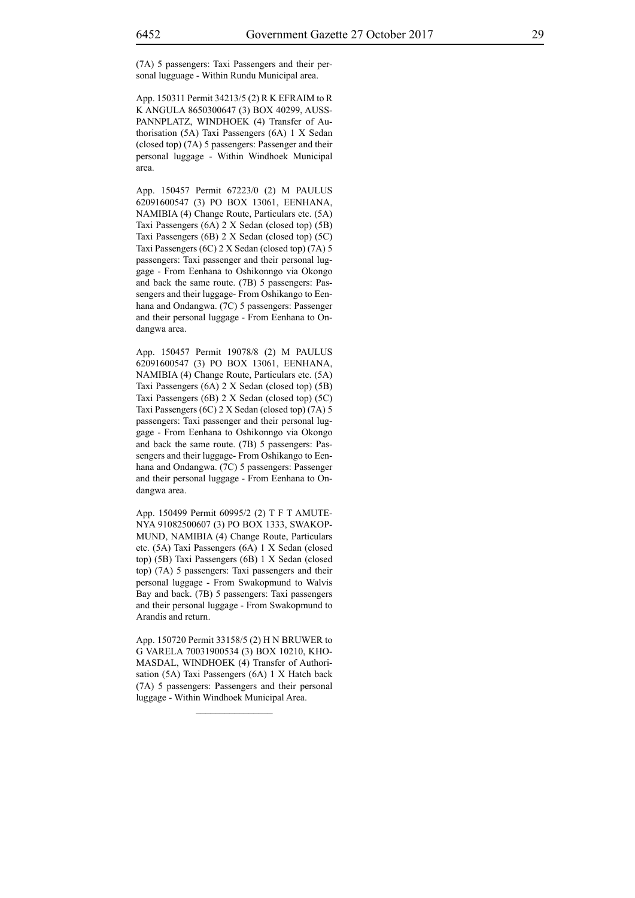(7A) 5 passengers: Taxi Passengers and their personal lugguage - Within Rundu Municipal area.

App. 150311 Permit 34213/5 (2) R K EFRAIM to R K ANGULA 8650300647 (3) BOX 40299, AUSSPANNPLATZ, WINDHOEK (4) Transfer of Authorisation (5A) Taxi Passengers (6A) 1 X Sedan (closed top) (7A) 5 passengers: Passenger and their personal luggage - Within Windhoek Municipal area.

App. 150457 Permit 67223/0 (2) M PAULUS 62091600547 (3) PO BOX 13061, EENHANA, NAMIBIA (4) Change Route, Particulars etc. (5A) Taxi Passengers (6A) 2 X Sedan (closed top) (5B) Taxi Passengers (6B) 2 X Sedan (closed top) (5C) Taxi Passengers (6C) 2 X Sedan (closed top) (7A) 5 passengers: Taxi passenger and their personal luggage - From Eenhana to Oshikonngo via Okongo and back the same route. (7B) 5 passengers: Passengers and their luggage- From Oshikango to Eenhana and Ondangwa. (7C) 5 passengers: Passenger and their personal luggage - From Eenhana to Ondangwa area.

App. 150457 Permit 19078/8 (2) M PAULUS 62091600547 (3) PO BOX 13061, EENHANA, NAMIBIA (4) Change Route, Particulars etc. (5A) Taxi Passengers (6A) 2 X Sedan (closed top) (5B) Taxi Passengers (6B) 2 X Sedan (closed top) (5C) Taxi Passengers (6C) 2 X Sedan (closed top) (7A) 5 passengers: Taxi passenger and their personal luggage - From Eenhana to Oshikonngo via Okongo and back the same route. (7B) 5 passengers: Passengers and their luggage- From Oshikango to Eenhana and Ondangwa. (7C) 5 passengers: Passenger and their personal luggage - From Eenhana to Ondangwa area.

App. 150499 Permit 60995/2 (2) T F T AMUTENYA 91082500607 (3) PO BOX 1333, SWAKOPMUND, NAMIBIA (4) Change Route, Particulars etc. (5A) Taxi Passengers (6A) 1 X Sedan (closed top) (5B) Taxi Passengers (6B) 1 X Sedan (closed top) (7A) 5 passengers: Taxi passengers and their personal luggage - From Swakopmund to Walvis Bay and back. (7B) 5 passengers: Taxi passengers and their personal luggage - From Swakopmund to Arandis and return.

App. 150720 Permit 33158/5 (2) H N BRUWER to G VARELA 70031900534 (3) BOX 10210, KHOMASDAL, WINDHOEK (4) Transfer of Authorisation (5A) Taxi Passengers (6A) 1 X Hatch back (7A) 5 passengers: Passengers and their personal luggage - Within Windhoek Municipal Area.

________________